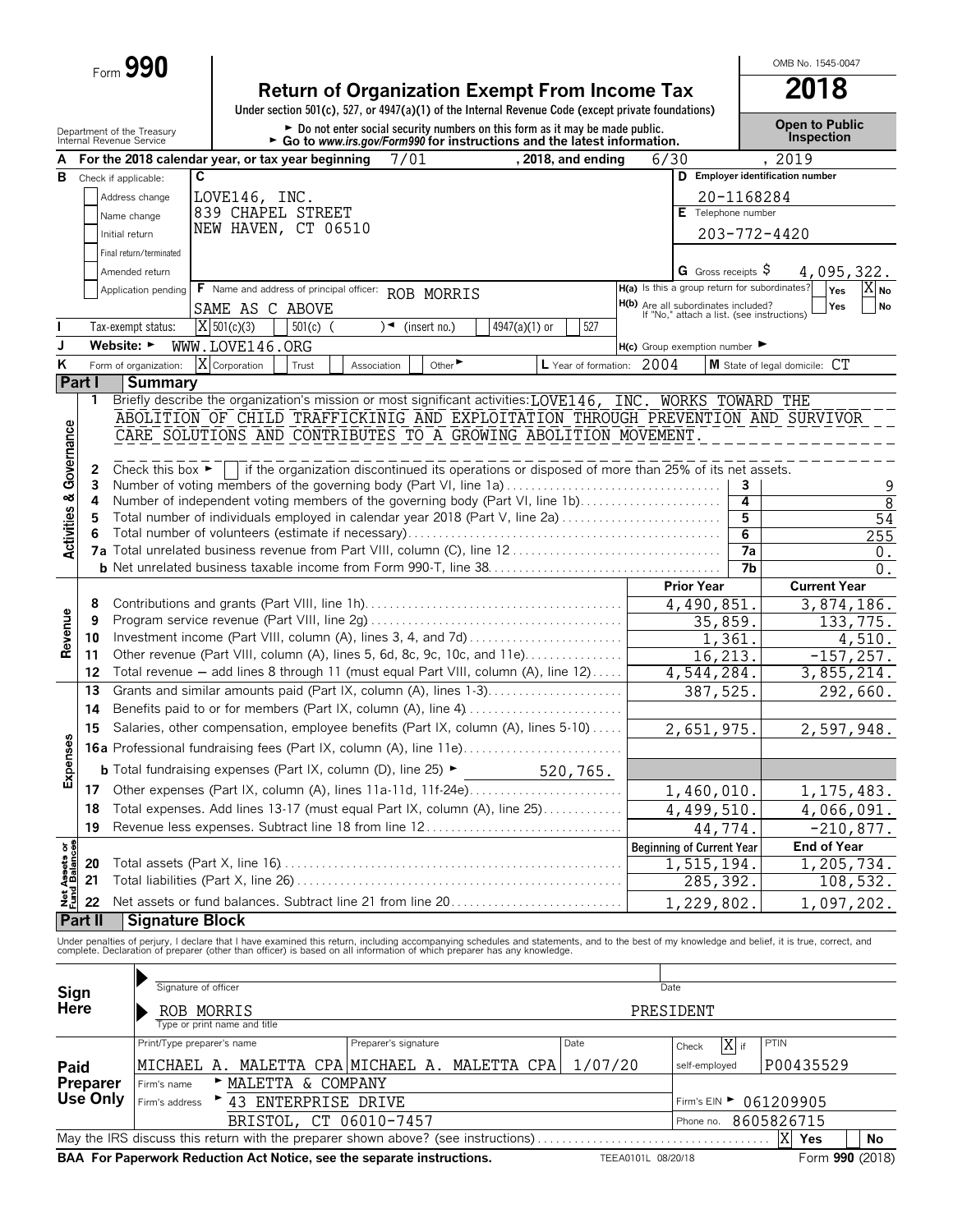Form **990**

# Return of Organization Exempt From Income Tax

**2018**

OMB No. 1545-0047

Under section 501(c), 527, or 4947(a)(1) of the Internal Revenue Code (except private foundations)

► Do not enter social security numbers on this form as it may be made public.

► Go to *www.irs.gov/Form990* for instructions and the latest information.

Department of the Treasury
Internal Revenue Service

**Open to Public Inspection**

**A** For the 2018 calendar year, or tax year beginning 7/01, 2018, and ending 6/30, 2019

**B** Check if applicable:
- Address change
- Name change
- Initial return
- Final return/terminated
- Amended return
- Application pending

**C** LOVE146, INC.
839 CHAPEL STREET
NEW HAVEN, CT 06510

**D** Employer identification number: 20-1168284

**E** Telephone number: 203-772-4420

**G** Gross receipts $ 4,095,322.

**F** Name and address of principal officer: ROB MORRIS
SAME AS C ABOVE

**H(a)** Is this a group return for subordinates? Yes [ ] No [X]

**H(b)** Are all subordinates included? Yes [ ] No [ ]
If "No," attach a list. (see instructions)

**I** Tax-exempt status: [X] 501(c)(3) [ ] 501(c) ( ) ◄ (insert no.) [ ] 4947(a)(1) or [ ] 527

**J** Website: ► WWW.LOVE146.ORG

**H(c)** Group exemption number ►

**K** Form of organization: [X] Corporation [ ] Trust [ ] Association [ ] Other ►

**L** Year of formation: 2004

**M** State of legal domicile: CT

## Part I Summary

### Activities & Governance

1 Briefly describe the organization's mission or most significant activities: LOVE146, INC. WORKS TOWARD THE ABOLITION OF CHILD TRAFFICKINIG AND EXPLOITATION THROUGH PREVENTION AND SURVIVOR CARE SOLUTIONS AND CONTRIBUTES TO A GROWING ABOLITION MOVEMENT.

2 Check this box ► [ ] if the organization discontinued its operations or disposed of more than 25% of its net assets.

| | | | |
|---|---|---|---|
| 3 | Number of voting members of the governing body (Part VI, line 1a) | 3 | 9 |
| 4 | Number of independent voting members of the governing body (Part VI, line 1b) | 4 | 8 |
| 5 | Total number of individuals employed in calendar year 2018 (Part V, line 2a) | 5 | 54 |
| 6 | Total number of volunteers (estimate if necessary) | 6 | 255 |
| 7a | Total unrelated business revenue from Part VIII, column (C), line 12 | 7a | 0. |
| b | Net unrelated business taxable income from Form 990-T, line 38 | 7b | 0. |

### Revenue

| | | Prior Year | Current Year |
|---|---|---|---|
| 8 | Contributions and grants (Part VIII, line 1h) | 4,490,851. | 3,874,186. |
| 9 | Program service revenue (Part VIII, line 2g) | 35,859. | 133,775. |
| 10 | Investment income (Part VIII, column (A), lines 3, 4, and 7d) | 1,361. | 4,510. |
| 11 | Other revenue (Part VIII, column (A), lines 5, 6d, 8c, 9c, 10c, and 11e) | 16,213. | -157,257. |
| 12 | Total revenue — add lines 8 through 11 (must equal Part VIII, column (A), line 12) | 4,544,284. | 3,855,214. |

### Expenses

| | | Prior Year | Current Year |
|---|---|---|---|
| 13 | Grants and similar amounts paid (Part IX, column (A), lines 1-3) | 387,525. | 292,660. |
| 14 | Benefits paid to or for members (Part IX, column (A), line 4) | | |
| 15 | Salaries, other compensation, employee benefits (Part IX, column (A), lines 5-10) | 2,651,975. | 2,597,948. |
| 16a | Professional fundraising fees (Part IX, column (A), line 11e) | | |
| b | Total fundraising expenses (Part IX, column (D), line 25) ► 520,765. | | |
| 17 | Other expenses (Part IX, column (A), lines 11a-11d, 11f-24e) | 1,460,010. | 1,175,483. |
| 18 | Total expenses. Add lines 13-17 (must equal Part IX, column (A), line 25) | 4,499,510. | 4,066,091. |
| 19 | Revenue less expenses. Subtract line 18 from line 12 | 44,774. | -210,877. |

### Net Assets or Fund Balances

| | | Beginning of Current Year | End of Year |
|---|---|---|---|
| 20 | Total assets (Part X, line 16) | 1,515,194. | 1,205,734. |
| 21 | Total liabilities (Part X, line 26) | 285,392. | 108,532. |
| 22 | Net assets or fund balances. Subtract line 21 from line 20 | 1,229,802. | 1,097,202. |

## Part II Signature Block

Under penalties of perjury, I declare that I have examined this return, including accompanying schedules and statements, and to the best of my knowledge and belief, it is true, correct, and complete. Declaration of preparer (other than officer) is based on all information of which preparer has any knowledge.

**Sign Here**

Signature of officer ► Date

ROB MORRIS PRESIDENT
Type or print name and title

**Paid Preparer Use Only**

| Print/Type preparer's name | Preparer's signature | Date | Check [X] if self-employed | PTIN |
|---|---|---|---|---|
| MICHAEL A. MALETTA CPA | MICHAEL A. MALETTA CPA | 1/07/20 | | P00435529 |

Firm's name ► MALETTA & COMPANY

Firm's address ► 43 ENTERPRISE DRIVE, BRISTOL, CT 06010-7457

Firm's EIN ► 061209905

Phone no. 8605826715

May the IRS discuss this return with the preparer shown above? (see instructions) [X] Yes [ ] No

**BAA For Paperwork Reduction Act Notice, see the separate instructions.** TEEA0101L 08/20/18 Form **990** (2018)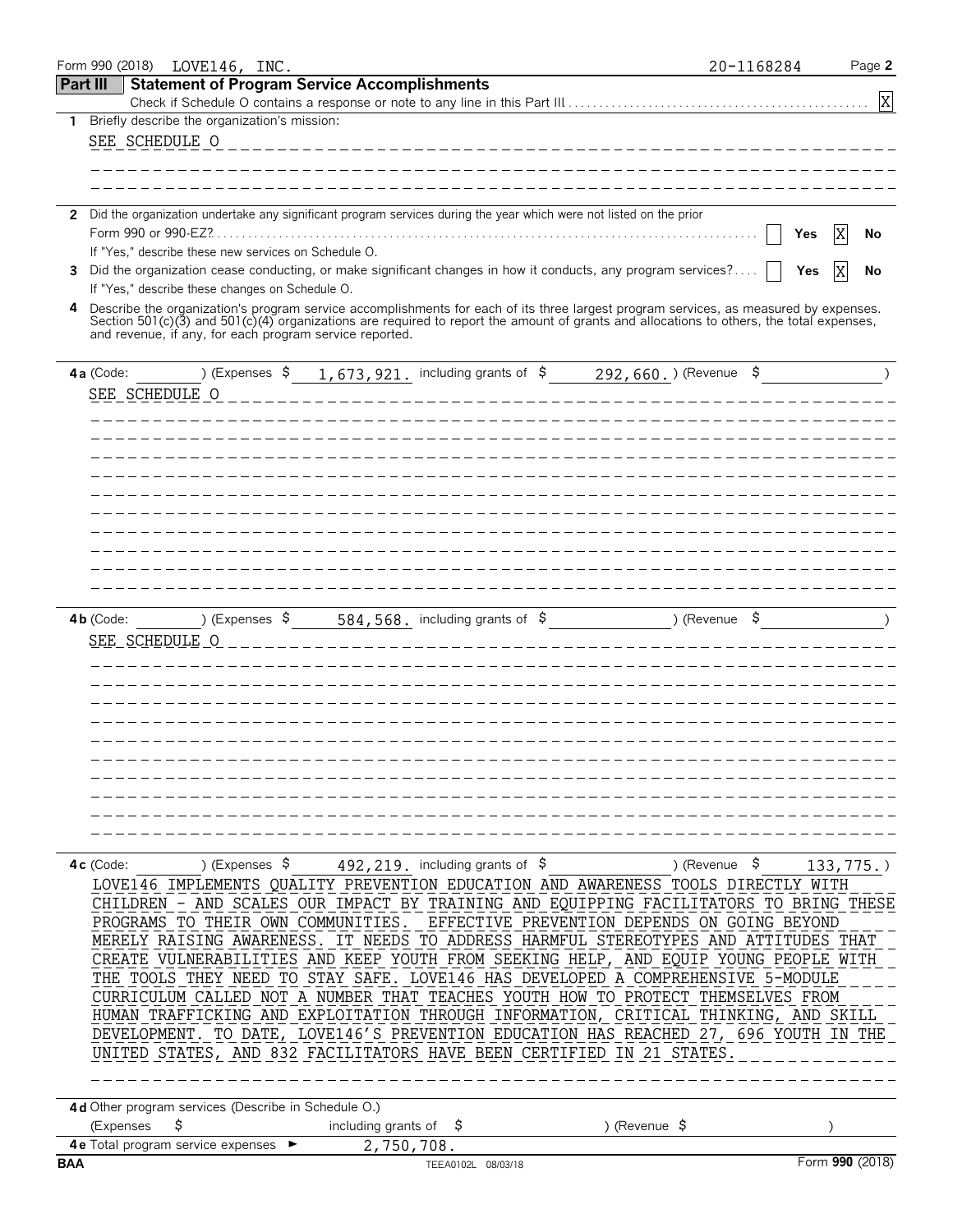Form 990 (2018) LOVE146, INC. 20-1168284 Page **2**

## Part III Statement of Program Service Accomplishments

Check if Schedule O contains a response or note to any line in this Part III .......... [X]

**1** Briefly describe the organization's mission:

SEE SCHEDULE O

**2** Did the organization undertake any significant program services during the year which were not listed on the prior Form 990 or 990-EZ? .......... [ ] Yes [X] No

If "Yes," describe these new services on Schedule O.

**3** Did the organization cease conducting, or make significant changes in how it conducts, any program services? .... [ ] Yes [X] No

If "Yes," describe these changes on Schedule O.

**4** Describe the organization's program service accomplishments for each of its three largest program services, as measured by expenses. Section 501(c)(3) and 501(c)(4) organizations are required to report the amount of grants and allocations to others, the total expenses, and revenue, if any, for each program service reported.

**4a** (Code: ) (Expenses $ 1,673,921. including grants of $ 292,660.) (Revenue $ )

SEE SCHEDULE O

**4b** (Code: ) (Expenses $ 584,568. including grants of $ ) (Revenue $ )

SEE SCHEDULE O

**4c** (Code: ) (Expenses $ 492,219. including grants of $ ) (Revenue $ 133,775.)

LOVE146 IMPLEMENTS QUALITY PREVENTION EDUCATION AND AWARENESS TOOLS DIRECTLY WITH CHILDREN - AND SCALES OUR IMPACT BY TRAINING AND EQUIPPING FACILITATORS TO BRING THESE PROGRAMS TO THEIR OWN COMMUNITIES. EFFECTIVE PREVENTION DEPENDS ON GOING BEYOND MERELY RAISING AWARENESS. IT NEEDS TO ADDRESS HARMFUL STEREOTYPES AND ATTITUDES THAT CREATE VULNERABILITIES AND KEEP YOUTH FROM SEEKING HELP, AND EQUIP YOUNG PEOPLE WITH THE TOOLS THEY NEED TO STAY SAFE. LOVE146 HAS DEVELOPED A COMPREHENSIVE 5-MODULE CURRICULUM CALLED NOT A NUMBER THAT TEACHES YOUTH HOW TO PROTECT THEMSELVES FROM HUMAN TRAFFICKING AND EXPLOITATION THROUGH INFORMATION, CRITICAL THINKING, AND SKILL DEVELOPMENT. TO DATE, LOVE146'S PREVENTION EDUCATION HAS REACHED 27, 696 YOUTH IN THE UNITED STATES, AND 832 FACILITATORS HAVE BEEN CERTIFIED IN 21 STATES.

**4d** Other program services (Describe in Schedule O.)

(Expenses $ including grants of $ ) (Revenue $ )

**4e** Total program service expenses ► 2,750,708.

BAA TEEA0102L 08/03/18 Form **990** (2018)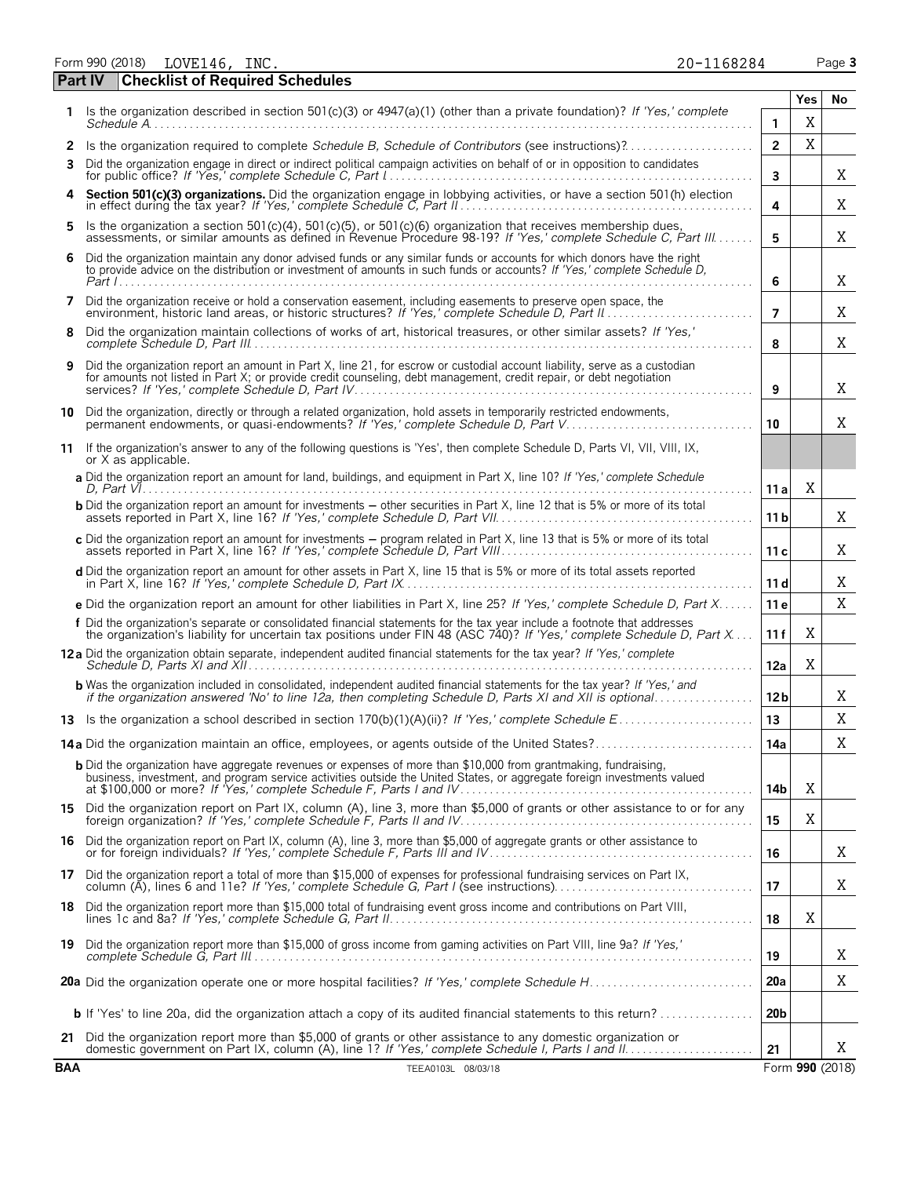Form 990 (2018) LOVE146, INC. 20-1168284

## Part IV Checklist of Required Schedules

| | | | Yes | No |
|---|---|---|---|---|
| **1** | Is the organization described in section 501(c)(3) or 4947(a)(1) (other than a private foundation)? *If 'Yes,' complete Schedule A* | **1** | X | |
| **2** | Is the organization required to complete *Schedule B, Schedule of Contributors* (see instructions)? | **2** | X | |
| **3** | Did the organization engage in direct or indirect political campaign activities on behalf of or in opposition to candidates for public office? *If 'Yes,' complete Schedule C, Part I* | **3** | | X |
| **4** | **Section 501(c)(3) organizations.** Did the organization engage in lobbying activities, or have a section 501(h) election in effect during the tax year? *If 'Yes,' complete Schedule C, Part II* | **4** | | X |
| **5** | Is the organization a section 501(c)(4), 501(c)(5), or 501(c)(6) organization that receives membership dues, assessments, or similar amounts as defined in Revenue Procedure 98-19? *If 'Yes,' complete Schedule C, Part III* | **5** | | X |
| **6** | Did the organization maintain any donor advised funds or any similar funds or accounts for which donors have the right to provide advice on the distribution or investment of amounts in such funds or accounts? *If 'Yes,' complete Schedule D, Part I* | **6** | | X |
| **7** | Did the organization receive or hold a conservation easement, including easements to preserve open space, the environment, historic land areas, or historic structures? *If 'Yes,' complete Schedule D, Part II* | **7** | | X |
| **8** | Did the organization maintain collections of works of art, historical treasures, or other similar assets? *If 'Yes,' complete Schedule D, Part III* | **8** | | X |
| **9** | Did the organization report an amount in Part X, line 21, for escrow or custodial account liability, serve as a custodian for amounts not listed in Part X; or provide credit counseling, debt management, credit repair, or debt negotiation services? *If 'Yes,' complete Schedule D, Part IV* | **9** | | X |
| **10** | Did the organization, directly or through a related organization, hold assets in temporarily restricted endowments, permanent endowments, or quasi-endowments? *If 'Yes,' complete Schedule D, Part V* | **10** | | X |
| **11** | If the organization's answer to any of the following questions is 'Yes', then complete Schedule D, Parts VI, VII, VIII, IX, or X as applicable. | | | |
| | **a** Did the organization report an amount for land, buildings, and equipment in Part X, line 10? *If 'Yes,' complete Schedule D, Part VI* | **11a** | X | |
| | **b** Did the organization report an amount for investments – other securities in Part X, line 12 that is 5% or more of its total assets reported in Part X, line 16? *If 'Yes,' complete Schedule D, Part VII* | **11b** | | X |
| | **c** Did the organization report an amount for investments – program related in Part X, line 13 that is 5% or more of its total assets reported in Part X, line 16? *If 'Yes,' complete Schedule D, Part VIII* | **11c** | | X |
| | **d** Did the organization report an amount for other assets in Part X, line 15 that is 5% or more of its total assets reported in Part X, line 16? *If 'Yes,' complete Schedule D, Part IX* | **11d** | | X |
| | **e** Did the organization report an amount for other liabilities in Part X, line 25? *If 'Yes,' complete Schedule D, Part X* | **11e** | | X |
| | **f** Did the organization's separate or consolidated financial statements for the tax year include a footnote that addresses the organization's liability for uncertain tax positions under FIN 48 (ASC 740)? *If 'Yes,' complete Schedule D, Part X* | **11f** | X | |
| **12a** | Did the organization obtain separate, independent audited financial statements for the tax year? *If 'Yes,' complete Schedule D, Parts XI and XII* | **12a** | X | |
| | **b** Was the organization included in consolidated, independent audited financial statements for the tax year? *If 'Yes,' and if the organization answered 'No' to line 12a, then completing Schedule D, Parts XI and XII is optional* | **12b** | | X |
| **13** | Is the organization a school described in section 170(b)(1)(A)(ii)? *If 'Yes,' complete Schedule E* | **13** | | X |
| **14a** | Did the organization maintain an office, employees, or agents outside of the United States? | **14a** | | X |
| | **b** Did the organization have aggregate revenues or expenses of more than $10,000 from grantmaking, fundraising, business, investment, and program service activities outside the United States, or aggregate foreign investments valued at $100,000 or more? *If 'Yes,' complete Schedule F, Parts I and IV* | **14b** | X | |
| **15** | Did the organization report on Part IX, column (A), line 3, more than $5,000 of grants or other assistance to or for any foreign organization? *If 'Yes,' complete Schedule F, Parts II and IV* | **15** | X | |
| **16** | Did the organization report on Part IX, column (A), line 3, more than $5,000 of aggregate grants or other assistance to or for foreign individuals? *If 'Yes,' complete Schedule F, Parts III and IV* | **16** | | X |
| **17** | Did the organization report a total of more than $15,000 of expenses for professional fundraising services on Part IX, column (A), lines 6 and 11e? *If 'Yes,' complete Schedule G, Part I* (see instructions) | **17** | | X |
| **18** | Did the organization report more than $15,000 total of fundraising event gross income and contributions on Part VIII, lines 1c and 8a? *If 'Yes,' complete Schedule G, Part II* | **18** | X | |
| **19** | Did the organization report more than $15,000 of gross income from gaming activities on Part VIII, line 9a? *If 'Yes,' complete Schedule G, Part III* | **19** | | X |
| **20a** | Did the organization operate one or more hospital facilities? *If 'Yes,' complete Schedule H* | **20a** | | X |
| | **b** If 'Yes' to line 20a, did the organization attach a copy of its audited financial statements to this return? | **20b** | | |
| **21** | Did the organization report more than $5,000 of grants or other assistance to any domestic organization or domestic government on Part IX, column (A), line 1? *If 'Yes,' complete Schedule I, Parts I and II* | **21** | | X |

BAA TEEA0103L 08/03/18 Form **990** (2018)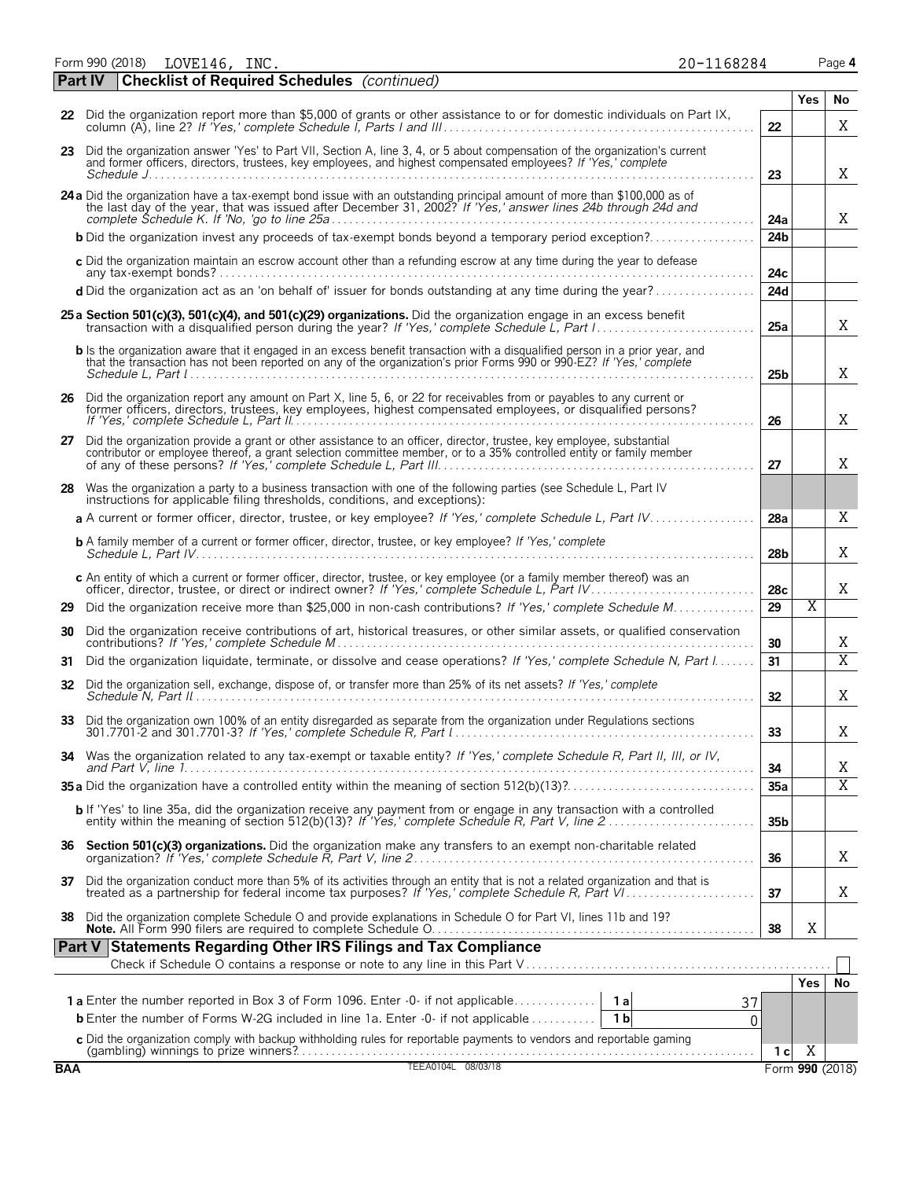Form 990 (2018) LOVE146, INC. 20-1168284

## Part IV Checklist of Required Schedules *(continued)*

| | | | Yes | No |
|---|---|---|---|---|
| 22 | Did the organization report more than $5,000 of grants or other assistance to or for domestic individuals on Part IX, column (A), line 2? *If 'Yes,' complete Schedule I, Parts I and III* | 22 | | X |
| 23 | Did the organization answer 'Yes' to Part VII, Section A, line 3, 4, or 5 about compensation of the organization's current and former officers, directors, trustees, key employees, and highest compensated employees? *If 'Yes,' complete Schedule J* | 23 | | X |
| 24a | Did the organization have a tax-exempt bond issue with an outstanding principal amount of more than $100,000 as of the last day of the year, that was issued after December 31, 2002? *If 'Yes,' answer lines 24b through 24d and complete Schedule K. If 'No,' go to line 25a* | 24a | | X |
| b | Did the organization invest any proceeds of tax-exempt bonds beyond a temporary period exception? | 24b | | |
| c | Did the organization maintain an escrow account other than a refunding escrow at any time during the year to defease any tax-exempt bonds? | 24c | | |
| d | Did the organization act as an 'on behalf of' issuer for bonds outstanding at any time during the year? | 24d | | |
| 25a | **Section 501(c)(3), 501(c)(4), and 501(c)(29) organizations.** Did the organization engage in an excess benefit transaction with a disqualified person during the year? *If 'Yes,' complete Schedule L, Part I* | 25a | | X |
| b | Is the organization aware that it engaged in an excess benefit transaction with a disqualified person in a prior year, and that the transaction has not been reported on any of the organization's prior Forms 990 or 990-EZ? *If 'Yes,' complete Schedule L, Part I* | 25b | | X |
| 26 | Did the organization report any amount on Part X, line 5, 6, or 22 for receivables from or payables to any current or former officers, directors, trustees, key employees, highest compensated employees, or disqualified persons? *If 'Yes,' complete Schedule L, Part II* | 26 | | X |
| 27 | Did the organization provide a grant or other assistance to an officer, director, trustee, key employee, substantial contributor or employee thereof, a grant selection committee member, or to a 35% controlled entity or family member of any of these persons? *If 'Yes,' complete Schedule L, Part III* | 27 | | X |
| 28 | Was the organization a party to a business transaction with one of the following parties (see Schedule L, Part IV instructions for applicable filing thresholds, conditions, and exceptions): | | | |
| a | A current or former officer, director, trustee, or key employee? *If 'Yes,' complete Schedule L, Part IV* | 28a | | X |
| b | A family member of a current or former officer, director, trustee, or key employee? *If 'Yes,' complete Schedule L, Part IV* | 28b | | X |
| c | An entity of which a current or former officer, director, trustee, or key employee (or a family member thereof) was an officer, director, trustee, or direct or indirect owner? *If 'Yes,' complete Schedule L, Part IV* | 28c | | X |
| 29 | Did the organization receive more than $25,000 in non-cash contributions? *If 'Yes,' complete Schedule M* | 29 | X | |
| 30 | Did the organization receive contributions of art, historical treasures, or other similar assets, or qualified conservation contributions? *If 'Yes,' complete Schedule M* | 30 | | X |
| 31 | Did the organization liquidate, terminate, or dissolve and cease operations? *If 'Yes,' complete Schedule N, Part I* | 31 | | X |
| 32 | Did the organization sell, exchange, dispose of, or transfer more than 25% of its net assets? *If 'Yes,' complete Schedule N, Part II* | 32 | | X |
| 33 | Did the organization own 100% of an entity disregarded as separate from the organization under Regulations sections 301.7701-2 and 301.7701-3? *If 'Yes,' complete Schedule R, Part I* | 33 | | X |
| 34 | Was the organization related to any tax-exempt or taxable entity? *If 'Yes,' complete Schedule R, Part II, III, or IV, and Part V, line 1* | 34 | | X |
| 35a | Did the organization have a controlled entity within the meaning of section 512(b)(13)? | 35a | | X |
| b | If 'Yes' to line 35a, did the organization receive any payment from or engage in any transaction with a controlled entity within the meaning of section 512(b)(13)? *If 'Yes,' complete Schedule R, Part V, line 2* | 35b | | |
| 36 | **Section 501(c)(3) organizations.** Did the organization make any transfers to an exempt non-charitable related organization? *If 'Yes,' complete Schedule R, Part V, line 2* | 36 | | X |
| 37 | Did the organization conduct more than 5% of its activities through an entity that is not a related organization and that is treated as a partnership for federal income tax purposes? *If 'Yes,' complete Schedule R, Part VI* | 37 | | X |
| 38 | Did the organization complete Schedule O and provide explanations in Schedule O for Part VI, lines 11b and 19? **Note.** All Form 990 filers are required to complete Schedule O. | 38 | X | |

## Part V Statements Regarding Other IRS Filings and Tax Compliance

Check if Schedule O contains a response or note to any line in this Part V ☐

| | | | | | Yes | No |
|---|---|---|---|---|---|---|
| 1a | Enter the number reported in Box 3 of Form 1096. Enter -0- if not applicable | 1a | 37 | | | |
| b | Enter the number of Forms W-2G included in line 1a. Enter -0- if not applicable | 1b | 0 | | | |
| c | Did the organization comply with backup withholding rules for reportable payments to vendors and reportable gaming (gambling) winnings to prize winners? | | | 1c | X | |

BAA TEEA0104L 08/03/18 Form **990** (2018)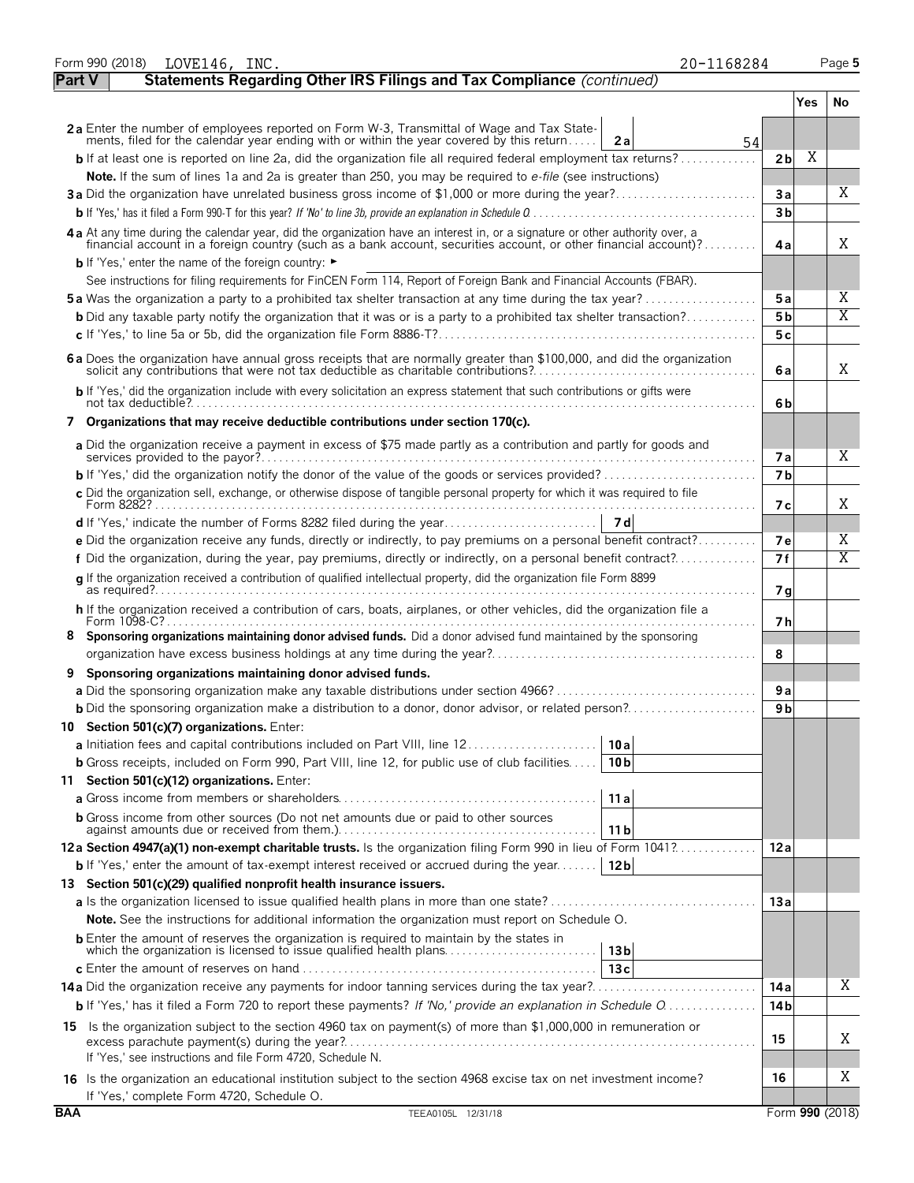Form 990 (2018) LOVE146, INC. 20-1168284 Page 5

**Part V Statements Regarding Other IRS Filings and Tax Compliance** *(continued)*

| | | | | Yes | No |
|---|---|---|---|---|---|
| **2a** | Enter the number of employees reported on Form W-3, Transmittal of Wage and Tax Statements, filed for the calendar year ending with or within the year covered by this return | 2a | 54 | | |
| **b** | If at least one is reported on line 2a, did the organization file all required federal employment tax returns? | | 2b | X | |
| | **Note.** If the sum of lines 1a and 2a is greater than 250, you may be required to *e-file* (see instructions) | | | | |
| **3a** | Did the organization have unrelated business gross income of $1,000 or more during the year? | | 3a | | X |
| **b** | If 'Yes,' has it filed a Form 990-T for this year? *If 'No' to line 3b, provide an explanation in Schedule O* | | 3b | | |
| **4a** | At any time during the calendar year, did the organization have an interest in, or a signature or other authority over, a financial account in a foreign country (such as a bank account, securities account, or other financial account)? | | 4a | | X |
| **b** | If 'Yes,' enter the name of the foreign country: ► | | | | |
| | See instructions for filing requirements for FinCEN Form 114, Report of Foreign Bank and Financial Accounts (FBAR). | | | | |
| **5a** | Was the organization a party to a prohibited tax shelter transaction at any time during the tax year? | | 5a | | X |
| **b** | Did any taxable party notify the organization that it was or is a party to a prohibited tax shelter transaction? | | 5b | | X |
| **c** | If 'Yes,' to line 5a or 5b, did the organization file Form 8886-T? | | 5c | | |
| **6a** | Does the organization have annual gross receipts that are normally greater than $100,000, and did the organization solicit any contributions that were not tax deductible as charitable contributions? | | 6a | | X |
| **b** | If 'Yes,' did the organization include with every solicitation an express statement that such contributions or gifts were not tax deductible? | | 6b | | |
| **7** | **Organizations that may receive deductible contributions under section 170(c).** | | | | |
| **a** | Did the organization receive a payment in excess of $75 made partly as a contribution and partly for goods and services provided to the payor? | | 7a | | X |
| **b** | If 'Yes,' did the organization notify the donor of the value of the goods or services provided? | | 7b | | |
| **c** | Did the organization sell, exchange, or otherwise dispose of tangible personal property for which it was required to file Form 8282? | | 7c | | X |
| **d** | If 'Yes,' indicate the number of Forms 8282 filed during the year | 7d | | | |
| **e** | Did the organization receive any funds, directly or indirectly, to pay premiums on a personal benefit contract? | | 7e | | X |
| **f** | Did the organization, during the year, pay premiums, directly or indirectly, on a personal benefit contract? | | 7f | | X |
| **g** | If the organization received a contribution of qualified intellectual property, did the organization file Form 8899 as required? | | 7g | | |
| **h** | If the organization received a contribution of cars, boats, airplanes, or other vehicles, did the organization file a Form 1098-C? | | 7h | | |
| **8** | **Sponsoring organizations maintaining donor advised funds.** Did a donor advised fund maintained by the sponsoring organization have excess business holdings at any time during the year? | | 8 | | |
| **9** | **Sponsoring organizations maintaining donor advised funds.** | | | | |
| **a** | Did the sponsoring organization make any taxable distributions under section 4966? | | 9a | | |
| **b** | Did the sponsoring organization make a distribution to a donor, donor advisor, or related person? | | 9b | | |
| **10** | **Section 501(c)(7) organizations.** Enter: | | | | |
| **a** | Initiation fees and capital contributions included on Part VIII, line 12 | 10a | | | |
| **b** | Gross receipts, included on Form 990, Part VIII, line 12, for public use of club facilities | 10b | | | |
| **11** | **Section 501(c)(12) organizations.** Enter: | | | | |
| **a** | Gross income from members or shareholders | 11a | | | |
| **b** | Gross income from other sources (Do not net amounts due or paid to other sources against amounts due or received from them.) | 11b | | | |
| **12a** | **Section 4947(a)(1) non-exempt charitable trusts.** Is the organization filing Form 990 in lieu of Form 1041? | | 12a | | |
| **b** | If 'Yes,' enter the amount of tax-exempt interest received or accrued during the year | 12b | | | |
| **13** | **Section 501(c)(29) qualified nonprofit health insurance issuers.** | | | | |
| **a** | Is the organization licensed to issue qualified health plans in more than one state? | | 13a | | |
| | **Note.** See the instructions for additional information the organization must report on Schedule O. | | | | |
| **b** | Enter the amount of reserves the organization is required to maintain by the states in which the organization is licensed to issue qualified health plans | 13b | | | |
| **c** | Enter the amount of reserves on hand | 13c | | | |
| **14a** | Did the organization receive any payments for indoor tanning services during the tax year? | | 14a | | X |
| **b** | If 'Yes,' has it filed a Form 720 to report these payments? *If 'No,' provide an explanation in Schedule O* | | 14b | | |
| **15** | Is the organization subject to the section 4960 tax on payment(s) of more than $1,000,000 in remuneration or excess parachute payment(s) during the year? If 'Yes,' see instructions and file Form 4720, Schedule N. | | 15 | | X |
| **16** | Is the organization an educational institution subject to the section 4968 excise tax on net investment income? If 'Yes,' complete Form 4720, Schedule O. | | 16 | | X |

BAA TEEA0105L 12/31/18 Form **990** (2018)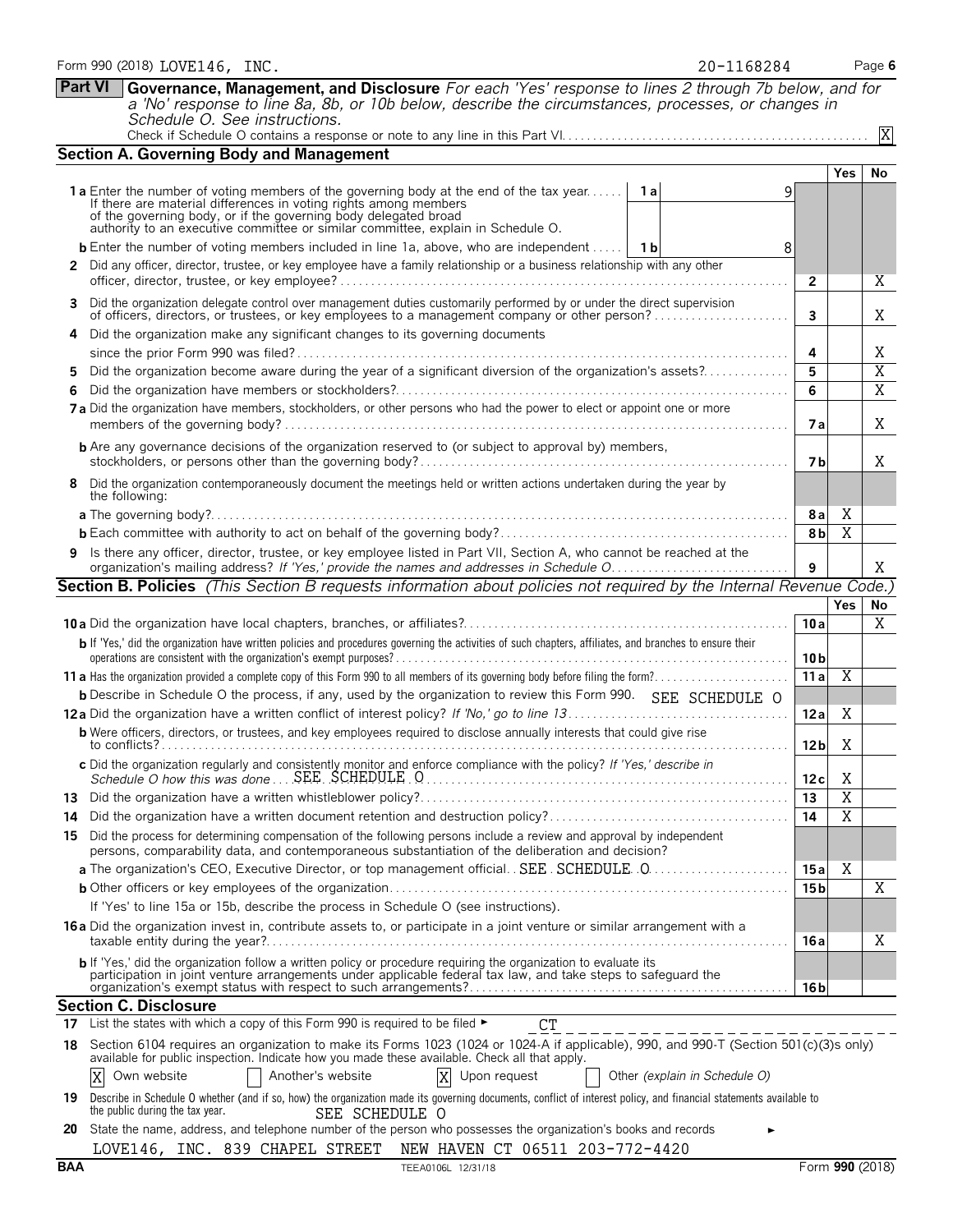Form 990 (2018) LOVE146, INC. 20-1168284 Page 6

**Part VI** **Governance, Management, and Disclosure** *For each 'Yes' response to lines 2 through 7b below, and for a 'No' response to line 8a, 8b, or 10b below, describe the circumstances, processes, or changes in Schedule O. See instructions.*

Check if Schedule O contains a response or note to any line in this Part VI. X

## Section A. Governing Body and Management

| | | | Yes | No |
|---|---|---|---|---|
| **1a** Enter the number of voting members of the governing body at the end of the tax year. If there are material differences in voting rights among members of the governing body, or if the governing body delegated broad authority to an executive committee or similar committee, explain in Schedule O. | 1a 9 | | | |
| **b** Enter the number of voting members included in line 1a, above, who are independent | 1b 8 | | | |
| **2** Did any officer, director, trustee, or key employee have a family relationship or a business relationship with any other officer, director, trustee, or key employee? | | 2 | | X |
| **3** Did the organization delegate control over management duties customarily performed by or under the direct supervision of officers, directors, or trustees, or key employees to a management company or other person? | | 3 | | X |
| **4** Did the organization make any significant changes to its governing documents since the prior Form 990 was filed? | | 4 | | X |
| **5** Did the organization become aware during the year of a significant diversion of the organization's assets? | | 5 | | X |
| **6** Did the organization have members or stockholders? | | 6 | | X |
| **7a** Did the organization have members, stockholders, or other persons who had the power to elect or appoint one or more members of the governing body? | | 7a | | X |
| **b** Are any governance decisions of the organization reserved to (or subject to approval by) members, stockholders, or persons other than the governing body? | | 7b | | X |
| **8** Did the organization contemporaneously document the meetings held or written actions undertaken during the year by the following: | | | | |
| **a** The governing body? | | 8a | X | |
| **b** Each committee with authority to act on behalf of the governing body? | | 8b | X | |
| **9** Is there any officer, director, trustee, or key employee listed in Part VII, Section A, who cannot be reached at the organization's mailing address? *If 'Yes,' provide the names and addresses in Schedule O* | | 9 | | X |

## Section B. Policies *(This Section B requests information about policies not required by the Internal Revenue Code.)*

| | | Yes | No |
|---|---|---|---|
| **10a** Did the organization have local chapters, branches, or affiliates? | 10a | | X |
| **b** If 'Yes,' did the organization have written policies and procedures governing the activities of such chapters, affiliates, and branches to ensure their operations are consistent with the organization's exempt purposes? | 10b | | |
| **11a** Has the organization provided a complete copy of this Form 990 to all members of its governing body before filing the form? | 11a | X | |
| **b** Describe in Schedule O the process, if any, used by the organization to review this Form 990. SEE SCHEDULE O | | | |
| **12a** Did the organization have a written conflict of interest policy? *If 'No,' go to line 13* | 12a | X | |
| **b** Were officers, directors, or trustees, and key employees required to disclose annually interests that could give rise to conflicts? | 12b | X | |
| **c** Did the organization regularly and consistently monitor and enforce compliance with the policy? *If 'Yes,' describe in Schedule O how this was done* SEE SCHEDULE O | 12c | X | |
| **13** Did the organization have a written whistleblower policy? | 13 | X | |
| **14** Did the organization have a written document retention and destruction policy? | 14 | X | |
| **15** Did the process for determining compensation of the following persons include a review and approval by independent persons, comparability data, and contemporaneous substantiation of the deliberation and decision? | | | |
| **a** The organization's CEO, Executive Director, or top management official SEE SCHEDULE O | 15a | X | |
| **b** Other officers or key employees of the organization | 15b | | X |
| If 'Yes' to line 15a or 15b, describe the process in Schedule O (see instructions). | | | |
| **16a** Did the organization invest in, contribute assets to, or participate in a joint venture or similar arrangement with a taxable entity during the year? | 16a | | X |
| **b** If 'Yes,' did the organization follow a written policy or procedure requiring the organization to evaluate its participation in joint venture arrangements under applicable federal tax law, and take steps to safeguard the organization's exempt status with respect to such arrangements? | 16b | | |

## Section C. Disclosure

**17** List the states with which a copy of this Form 990 is required to be filed ► CT

**18** Section 6104 requires an organization to make its Forms 1023 (1024 or 1024-A if applicable), 990, and 990-T (Section 501(c)(3)s only) available for public inspection. Indicate how you made these available. Check all that apply.

[X] Own website [ ] Another's website [X] Upon request [ ] Other *(explain in Schedule O)*

**19** Describe in Schedule O whether (and if so, how) the organization made its governing documents, conflict of interest policy, and financial statements available to the public during the tax year. SEE SCHEDULE O

**20** State the name, address, and telephone number of the person who possesses the organization's books and records ►

LOVE146, INC. 839 CHAPEL STREET NEW HAVEN CT 06511 203-772-4420

BAA TEEA0106L 12/31/18 Form **990** (2018)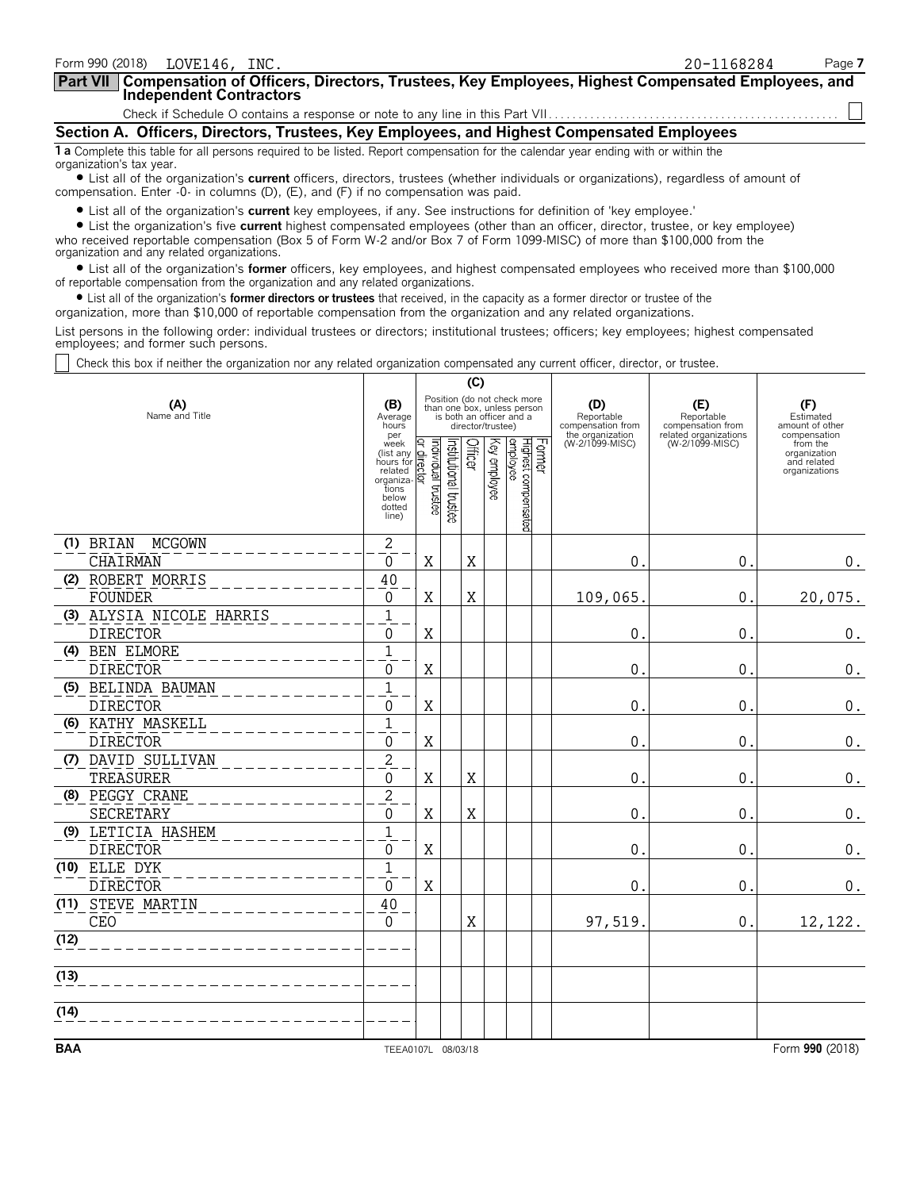Form 990 (2018) LOVE146, INC. 20-1168284

**Part VII** | **Compensation of Officers, Directors, Trustees, Key Employees, Highest Compensated Employees, and Independent Contractors**

Check if Schedule O contains a response or note to any line in this Part VII . . . . . . . . . . ☐

## Section A. Officers, Directors, Trustees, Key Employees, and Highest Compensated Employees

**1 a** Complete this table for all persons required to be listed. Report compensation for the calendar year ending with or within the organization's tax year.

- List all of the organization's **current** officers, directors, trustees (whether individuals or organizations), regardless of amount of compensation. Enter -0- in columns (D), (E), and (F) if no compensation was paid.
- List all of the organization's **current** key employees, if any. See instructions for definition of 'key employee.'
- List the organization's five **current** highest compensated employees (other than an officer, director, trustee, or key employee) who received reportable compensation (Box 5 of Form W-2 and/or Box 7 of Form 1099-MISC) of more than $100,000 from the organization and any related organizations.
- List all of the organization's **former** officers, key employees, and highest compensated employees who received more than $100,000 of reportable compensation from the organization and any related organizations.
- List all of the organization's **former directors or trustees** that received, in the capacity as a former director or trustee of the organization, more than $10,000 of reportable compensation from the organization and any related organizations.

List persons in the following order: individual trustees or directors; institutional trustees; officers; key employees; highest compensated employees; and former such persons.

☐ Check this box if neither the organization nor any related organization compensated any current officer, director, or trustee.

| (A) Name and Title | (B) Average hours per week (list any hours for related organizations below dotted line) | (C) Position (do not check more than one box, unless person is both an officer and a director/trustee) | | | | | | (D) Reportable compensation from the organization (W-2/1099-MISC) | (E) Reportable compensation from related organizations (W-2/1099-MISC) | (F) Estimated amount of other compensation from the organization and related organizations |
|---|---|---|---|---|---|---|---|---|---|---|
| | | Individual trustee or director | Institutional trustee | Officer | Key employee | Highest compensated employee | Former | | | |
| (1) BRIAN MCGOWN<br>CHAIRMAN | 2<br>0 | X | | X | | | | 0. | 0. | 0. |
| (2) ROBERT MORRIS<br>FOUNDER | 40<br>0 | X | | X | | | | 109,065. | 0. | 20,075. |
| (3) ALYSIA NICOLE HARRIS<br>DIRECTOR | 1<br>0 | X | | | | | | 0. | 0. | 0. |
| (4) BEN ELMORE<br>DIRECTOR | 1<br>0 | X | | | | | | 0. | 0. | 0. |
| (5) BELINDA BAUMAN<br>DIRECTOR | 1<br>0 | X | | | | | | 0. | 0. | 0. |
| (6) KATHY MASKELL<br>DIRECTOR | 1<br>0 | X | | | | | | 0. | 0. | 0. |
| (7) DAVID SULLIVAN<br>TREASURER | 2<br>0 | X | | X | | | | 0. | 0. | 0. |
| (8) PEGGY CRANE<br>SECRETARY | 2<br>0 | X | | X | | | | 0. | 0. | 0. |
| (9) LETICIA HASHEM<br>DIRECTOR | 1<br>0 | X | | | | | | 0. | 0. | 0. |
| (10) ELLE DYK<br>DIRECTOR | 1<br>0 | X | | | | | | 0. | 0. | 0. |
| (11) STEVE MARTIN<br>CEO | 40<br>0 | | | X | | | | 97,519. | 0. | 12,122. |
| (12) | | | | | | | | | | |
| (13) | | | | | | | | | | |
| (14) | | | | | | | | | | |

BAA TEEA0107L 08/03/18 Form **990** (2018)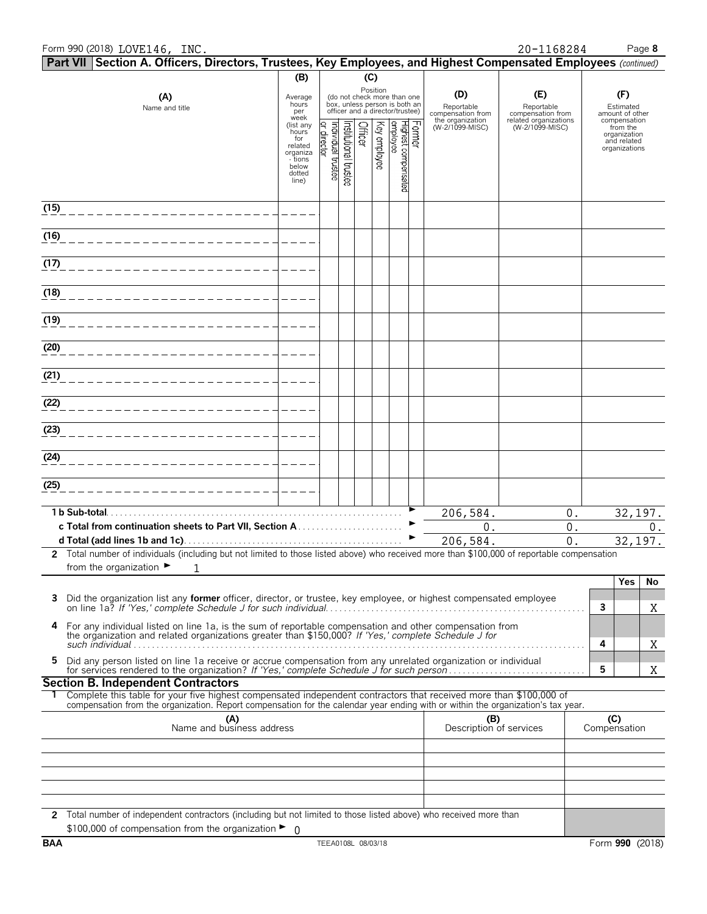Form 990 (2018) LOVE146, INC. 20-1168284

## Part VII Section A. Officers, Directors, Trustees, Key Employees, and Highest Compensated Employees *(continued)*

| (A) Name and title | (B) Average hours per week (list any hours for related organizations below dotted line) | (C) Position (do not check more than one box, unless person is both an officer and a director/trustee): Individual trustee or director | Institutional trustee | Officer | Key employee | Highest compensated employee | Former | (D) Reportable compensation from the organization (W-2/1099-MISC) | (E) Reportable compensation from related organizations (W-2/1099-MISC) | (F) Estimated amount of other compensation from the organization and related organizations |
|---|---|---|---|---|---|---|---|---|---|---|
| (15) | | | | | | | | | | |
| (16) | | | | | | | | | | |
| (17) | | | | | | | | | | |
| (18) | | | | | | | | | | |
| (19) | | | | | | | | | | |
| (20) | | | | | | | | | | |
| (21) | | | | | | | | | | |
| (22) | | | | | | | | | | |
| (23) | | | | | | | | | | |
| (24) | | | | | | | | | | |
| (25) | | | | | | | | | | |
| **1 b Sub-total** | | | | | | | | 206,584. | 0. | 32,197. |
| **c Total from continuation sheets to Part VII, Section A** | | | | | | | | 0. | 0. | 0. |
| **d Total (add lines 1b and 1c)** | | | | | | | | 206,584. | 0. | 32,197. |

**2** Total number of individuals (including but not limited to those listed above) who received more than $100,000 of reportable compensation from the organization ► 1

| | | Yes | No |
|---|---|---|---|
| **3** Did the organization list any **former** officer, director, or trustee, key employee, or highest compensated employee on line 1a? *If 'Yes,' complete Schedule J for such individual* | 3 | | X |
| **4** For any individual listed on line 1a, is the sum of reportable compensation and other compensation from the organization and related organizations greater than $150,000? *If 'Yes,' complete Schedule J for such individual* | 4 | | X |
| **5** Did any person listed on line 1a receive or accrue compensation from any unrelated organization or individual for services rendered to the organization? *If 'Yes,' complete Schedule J for such person* | 5 | | X |

## Section B. Independent Contractors

**1** Complete this table for your five highest compensated independent contractors that received more than $100,000 of compensation from the organization. Report compensation for the calendar year ending with or within the organization's tax year.

| (A) Name and business address | (B) Description of services | (C) Compensation |
|---|---|---|
| | | |
| | | |
| | | |
| | | |
| | | |

**2** Total number of independent contractors (including but not limited to those listed above) who received more than $100,000 of compensation from the organization ► 0

BAA TEEA0108L 08/03/18 Form **990** (2018)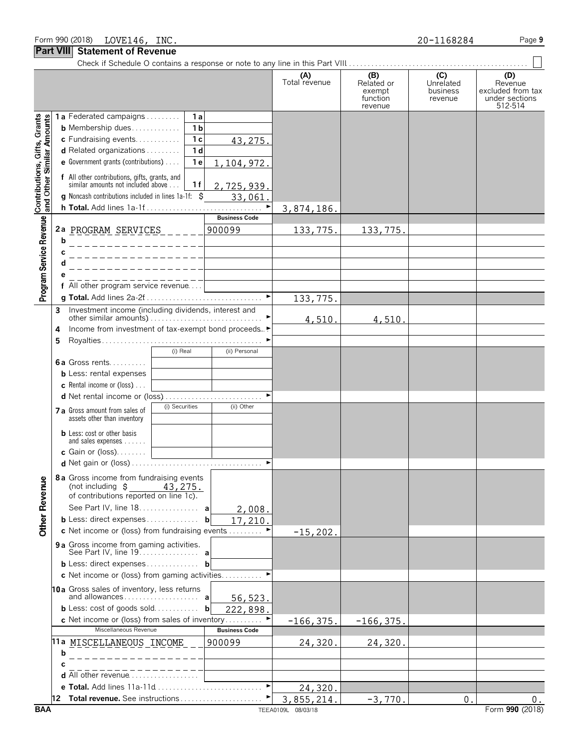Form 990 (2018) LOVE146, INC. 20-1168284

## Part VIII Statement of Revenue

Check if Schedule O contains a response or note to any line in this Part VIII . . . ☐

| | | | | (A) Total revenue | (B) Related or exempt function revenue | (C) Unrelated business revenue | (D) Revenue excluded from tax under sections 512-514 |
|---|---|---|---|---|---|---|---|
| **Contributions, Gifts, Grants and Other Similar Amounts** | 1a Federated campaigns | 1a | | | | | |
| | b Membership dues | 1b | | | | | |
| | c Fundraising events | 1c | 43,275. | | | | |
| | d Related organizations | 1d | | | | | |
| | e Government grants (contributions) | 1e | 1,104,972. | | | | |
| | f All other contributions, gifts, grants, and similar amounts not included above | 1f | 2,725,939. | | | | |
| | g Noncash contributions included in lines 1a-1f: $ | | 33,061. | | | | |
| | h **Total.** Add lines 1a-1f | | ► | 3,874,186. | | | |
| **Program Service Revenue** | | | **Business Code** | | | | |
| | 2a PROGRAM SERVICES | | 900099 | 133,775. | 133,775. | | |
| | b | | | | | | |
| | c | | | | | | |
| | d | | | | | | |
| | e | | | | | | |
| | f All other program service revenue | | | | | | |
| | g **Total.** Add lines 2a-2f | | ► | 133,775. | | | |
| | 3 Investment income (including dividends, interest and other similar amounts) | | ► | 4,510. | 4,510. | | |
| | 4 Income from investment of tax-exempt bond proceeds | | ► | | | | |
| | 5 Royalties | | ► | | | | |
| | | (i) Real | (ii) Personal | | | | |
| | 6a Gross rents | | | | | | |
| | b Less: rental expenses | | | | | | |
| | c Rental income or (loss) | | | | | | |
| | d Net rental income or (loss) | | ► | | | | |
| | | (i) Securities | (ii) Other | | | | |
| | 7a Gross amount from sales of assets other than inventory | | | | | | |
| | b Less: cost or other basis and sales expenses | | | | | | |
| | c Gain or (loss) | | | | | | |
| | d Net gain or (loss) | | ► | | | | |
| **Other Revenue** | 8a Gross income from fundraising events (not including $ 43,275. of contributions reported on line 1c). See Part IV, line 18 | a | 2,008. | | | | |
| | b Less: direct expenses | b | 17,210. | | | | |
| | c Net income or (loss) from fundraising events | | ► | -15,202. | | | |
| | 9a Gross income from gaming activities. See Part IV, line 19 | a | | | | | |
| | b Less: direct expenses | b | | | | | |
| | c Net income or (loss) from gaming activities | | ► | | | | |
| | 10a Gross sales of inventory, less returns and allowances | a | 56,523. | | | | |
| | b Less: cost of goods sold | b | 222,898. | | | | |
| | c Net income or (loss) from sales of inventory | | ► | -166,375. | -166,375. | | |
| | Miscellaneous Revenue | | **Business Code** | | | | |
| | 11a MISCELLANEOUS INCOME | | 900099 | 24,320. | 24,320. | | |
| | b | | | | | | |
| | c | | | | | | |
| | d All other revenue | | | | | | |
| | e **Total.** Add lines 11a-11d | | ► | 24,320. | | | |
| | 12 **Total revenue.** See instructions | | ► | 3,855,214. | -3,770. | 0. | 0. |

BAA TEEA0109L 08/03/18 Form **990** (2018)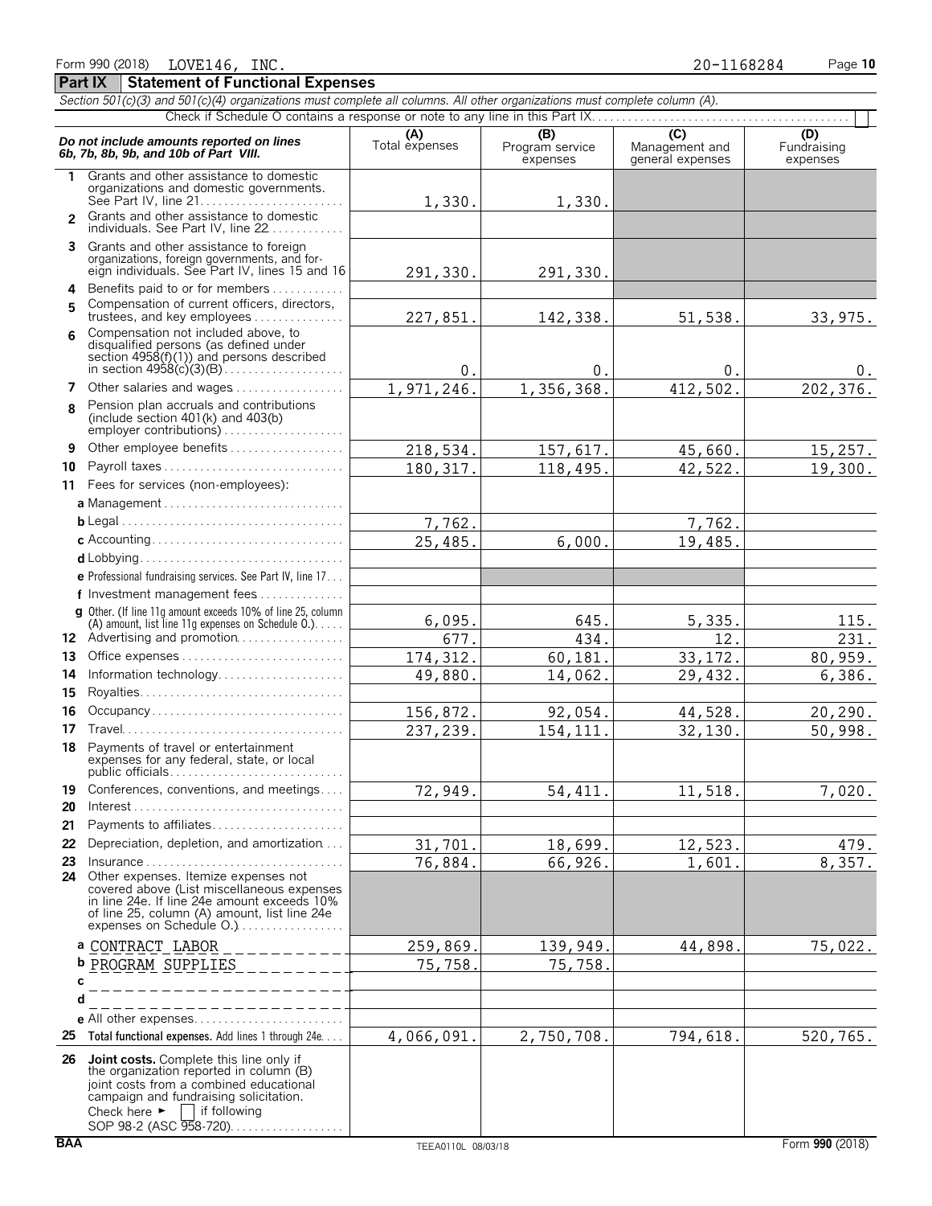Form 990 (2018) LOVE146, INC. 20-1168284

## Part IX Statement of Functional Expenses

*Section 501(c)(3) and 501(c)(4) organizations must complete all columns. All other organizations must complete column (A).*

Check if Schedule O contains a response or note to any line in this Part IX . . . . . . ☐

| *Do not include amounts reported on lines 6b, 7b, 8b, 9b, and 10b of Part VIII.* | (A) Total expenses | (B) Program service expenses | (C) Management and general expenses | (D) Fundraising expenses |
|---|---|---|---|---|
| **1** Grants and other assistance to domestic organizations and domestic governments. See Part IV, line 21 | 1,330. | 1,330. | | |
| **2** Grants and other assistance to domestic individuals. See Part IV, line 22 | | | | |
| **3** Grants and other assistance to foreign organizations, foreign governments, and foreign individuals. See Part IV, lines 15 and 16 | 291,330. | 291,330. | | |
| **4** Benefits paid to or for members | | | | |
| **5** Compensation of current officers, directors, trustees, and key employees | 227,851. | 142,338. | 51,538. | 33,975. |
| **6** Compensation not included above, to disqualified persons (as defined under section 4958(f)(1)) and persons described in section 4958(c)(3)(B) | 0. | 0. | 0. | 0. |
| **7** Other salaries and wages | 1,971,246. | 1,356,368. | 412,502. | 202,376. |
| **8** Pension plan accruals and contributions (include section 401(k) and 403(b) employer contributions) | | | | |
| **9** Other employee benefits | 218,534. | 157,617. | 45,660. | 15,257. |
| **10** Payroll taxes | 180,317. | 118,495. | 42,522. | 19,300. |
| **11** Fees for services (non-employees): | | | | |
| **a** Management | | | | |
| **b** Legal | 7,762. | | 7,762. | |
| **c** Accounting | 25,485. | 6,000. | 19,485. | |
| **d** Lobbying | | | | |
| **e** Professional fundraising services. See Part IV, line 17 | | | | |
| **f** Investment management fees | | | | |
| **g** Other. (If line 11g amount exceeds 10% of line 25, column (A) amount, list line 11g expenses on Schedule O.) | 6,095. | 645. | 5,335. | 115. |
| **12** Advertising and promotion | 677. | 434. | 12. | 231. |
| **13** Office expenses | 174,312. | 60,181. | 33,172. | 80,959. |
| **14** Information technology | 49,880. | 14,062. | 29,432. | 6,386. |
| **15** Royalties | | | | |
| **16** Occupancy | 156,872. | 92,054. | 44,528. | 20,290. |
| **17** Travel | 237,239. | 154,111. | 32,130. | 50,998. |
| **18** Payments of travel or entertainment expenses for any federal, state, or local public officials | | | | |
| **19** Conferences, conventions, and meetings | 72,949. | 54,411. | 11,518. | 7,020. |
| **20** Interest | | | | |
| **21** Payments to affiliates | | | | |
| **22** Depreciation, depletion, and amortization | 31,701. | 18,699. | 12,523. | 479. |
| **23** Insurance | 76,884. | 66,926. | 1,601. | 8,357. |
| **24** Other expenses. Itemize expenses not covered above (List miscellaneous expenses in line 24e. If line 24e amount exceeds 10% of line 25, column (A) amount, list line 24e expenses on Schedule O.) | | | | |
| **a** CONTRACT LABOR | 259,869. | 139,949. | 44,898. | 75,022. |
| **b** PROGRAM SUPPLIES | 75,758. | 75,758. | | |
| **c** | | | | |
| **d** | | | | |
| **e** All other expenses | | | | |
| **25** **Total functional expenses.** Add lines 1 through 24e | 4,066,091. | 2,750,708. | 794,618. | 520,765. |
| **26** **Joint costs.** Complete this line only if the organization reported in column (B) joint costs from a combined educational campaign and fundraising solicitation. Check here ► ☐ if following SOP 98-2 (ASC 958-720) | | | | |

BAA TEEA0110L 08/03/18 Form **990** (2018)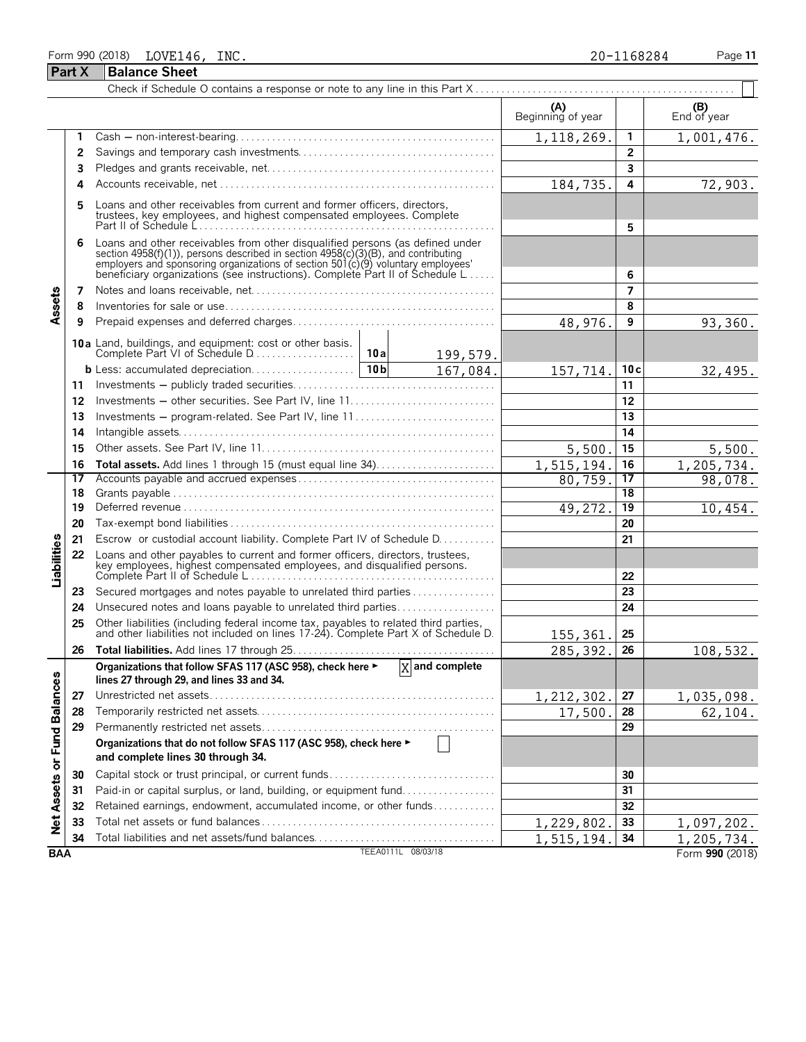Form 990 (2018) LOVE146, INC. 20-1168284

## Part X Balance Sheet

Check if Schedule O contains a response or note to any line in this Part X . . . . . . ☐

| | | | (A) Beginning of year | | (B) End of year |
|---|---|---|---|---|---|
| **Assets** | 1 | Cash — non-interest-bearing | 1,118,269. | 1 | 1,001,476. |
| | 2 | Savings and temporary cash investments | | 2 | |
| | 3 | Pledges and grants receivable, net | | 3 | |
| | 4 | Accounts receivable, net | 184,735. | 4 | 72,903. |
| | 5 | Loans and other receivables from current and former officers, directors, trustees, key employees, and highest compensated employees. Complete Part II of Schedule L | | 5 | |
| | 6 | Loans and other receivables from other disqualified persons (as defined under section 4958(f)(1)), persons described in section 4958(c)(3)(B), and contributing employers and sponsoring organizations of section 501(c)(9) voluntary employees' beneficiary organizations (see instructions). Complete Part II of Schedule L | | 6 | |
| | 7 | Notes and loans receivable, net | | 7 | |
| | 8 | Inventories for sale or use | | 8 | |
| | 9 | Prepaid expenses and deferred charges | 48,976. | 9 | 93,360. |
| | 10a | Land, buildings, and equipment: cost or other basis. Complete Part VI of Schedule D . . . 10a 199,579. | | | |
| | b | Less: accumulated depreciation . . . 10b 167,084. | 157,714. | 10c | 32,495. |
| | 11 | Investments — publicly traded securities | | 11 | |
| | 12 | Investments — other securities. See Part IV, line 11 | | 12 | |
| | 13 | Investments — program-related. See Part IV, line 11 | | 13 | |
| | 14 | Intangible assets | | 14 | |
| | 15 | Other assets. See Part IV, line 11 | 5,500. | 15 | 5,500. |
| | 16 | **Total assets.** Add lines 1 through 15 (must equal line 34) | 1,515,194. | 16 | 1,205,734. |
| **Liabilities** | 17 | Accounts payable and accrued expenses | 80,759. | 17 | 98,078. |
| | 18 | Grants payable | | 18 | |
| | 19 | Deferred revenue | 49,272. | 19 | 10,454. |
| | 20 | Tax-exempt bond liabilities | | 20 | |
| | 21 | Escrow or custodial account liability. Complete Part IV of Schedule D | | 21 | |
| | 22 | Loans and other payables to current and former officers, directors, trustees, key employees, highest compensated employees, and disqualified persons. Complete Part II of Schedule L | | 22 | |
| | 23 | Secured mortgages and notes payable to unrelated third parties | | 23 | |
| | 24 | Unsecured notes and loans payable to unrelated third parties | | 24 | |
| | 25 | Other liabilities (including federal income tax, payables to related third parties, and other liabilities not included on lines 17-24). Complete Part X of Schedule D | 155,361. | 25 | |
| | 26 | **Total liabilities.** Add lines 17 through 25 | 285,392. | 26 | 108,532. |
| **Net Assets or Fund Balances** | | **Organizations that follow SFAS 117 (ASC 958), check here ▶ ☒ and complete lines 27 through 29, and lines 33 and 34.** | | | |
| | 27 | Unrestricted net assets | 1,212,302. | 27 | 1,035,098. |
| | 28 | Temporarily restricted net assets | 17,500. | 28 | 62,104. |
| | 29 | Permanently restricted net assets | | 29 | |
| | | **Organizations that do not follow SFAS 117 (ASC 958), check here ▶ ☐ and complete lines 30 through 34.** | | | |
| | 30 | Capital stock or trust principal, or current funds | | 30 | |
| | 31 | Paid-in or capital surplus, or land, building, or equipment fund | | 31 | |
| | 32 | Retained earnings, endowment, accumulated income, or other funds | | 32 | |
| | 33 | Total net assets or fund balances | 1,229,802. | 33 | 1,097,202. |
| | 34 | Total liabilities and net assets/fund balances | 1,515,194. | 34 | 1,205,734. |

BAA TEEA0111L 08/03/18 Form **990** (2018)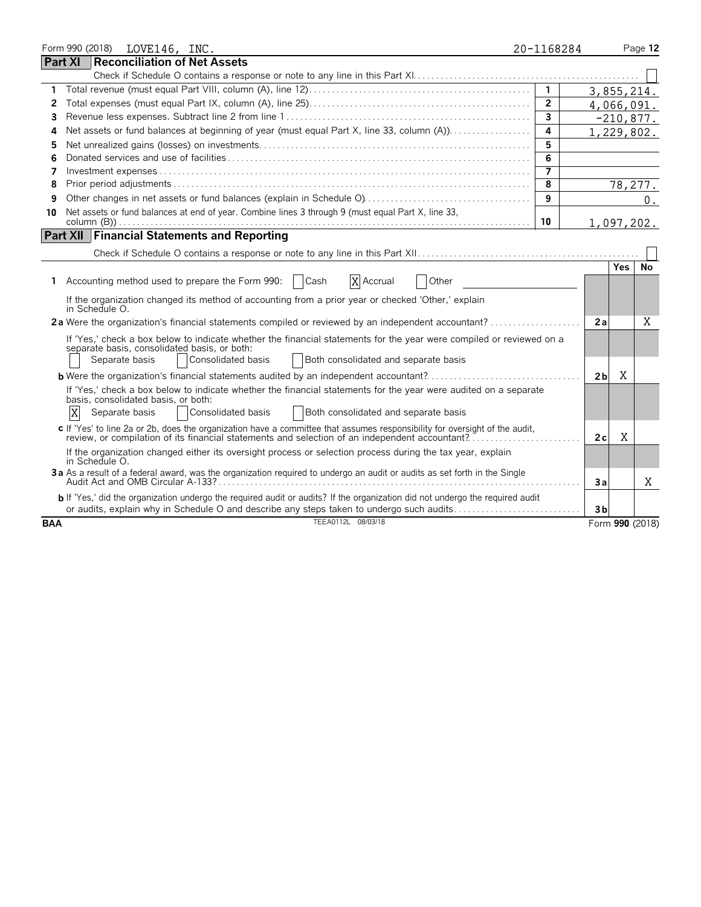Form 990 (2018) LOVE146, INC. 20-1168284

## Part XI Reconciliation of Net Assets

Check if Schedule O contains a response or note to any line in this Part XI [ ]

| | | | |
|---|---|---|---|
| 1 | Total revenue (must equal Part VIII, column (A), line 12) | 1 | 3,855,214. |
| 2 | Total expenses (must equal Part IX, column (A), line 25) | 2 | 4,066,091. |
| 3 | Revenue less expenses. Subtract line 2 from line 1 | 3 | -210,877. |
| 4 | Net assets or fund balances at beginning of year (must equal Part X, line 33, column (A)) | 4 | 1,229,802. |
| 5 | Net unrealized gains (losses) on investments | 5 | |
| 6 | Donated services and use of facilities | 6 | |
| 7 | Investment expenses | 7 | |
| 8 | Prior period adjustments | 8 | 78,277. |
| 9 | Other changes in net assets or fund balances (explain in Schedule O) | 9 | 0. |
| 10 | Net assets or fund balances at end of year. Combine lines 3 through 9 (must equal Part X, line 33, column (B)) | 10 | 1,097,202. |

## Part XII Financial Statements and Reporting

Check if Schedule O contains a response or note to any line in this Part XII [ ]

| | | | Yes | No |
|---|---|---|---|---|
| 1 | Accounting method used to prepare the Form 990: [ ] Cash [X] Accrual [ ] Other<br>If the organization changed its method of accounting from a prior year or checked 'Other,' explain in Schedule O. | | | |
| 2a | Were the organization's financial statements compiled or reviewed by an independent accountant? | 2a | | X |
| | If 'Yes,' check a box below to indicate whether the financial statements for the year were compiled or reviewed on a separate basis, consolidated basis, or both:<br>[ ] Separate basis [ ] Consolidated basis [ ] Both consolidated and separate basis | | | |
| b | Were the organization's financial statements audited by an independent accountant? | 2b | X | |
| | If 'Yes,' check a box below to indicate whether the financial statements for the year were audited on a separate basis, consolidated basis, or both:<br>[X] Separate basis [ ] Consolidated basis [ ] Both consolidated and separate basis | | | |
| c | If 'Yes' to line 2a or 2b, does the organization have a committee that assumes responsibility for oversight of the audit, review, or compilation of its financial statements and selection of an independent accountant? | 2c | X | |
| | If the organization changed either its oversight process or selection process during the tax year, explain in Schedule O. | | | |
| 3a | As a result of a federal award, was the organization required to undergo an audit or audits as set forth in the Single Audit Act and OMB Circular A-133? | 3a | | X |
| b | If 'Yes,' did the organization undergo the required audit or audits? If the organization did not undergo the required audit or audits, explain why in Schedule O and describe any steps taken to undergo such audits | 3b | | |

BAA TEEA0112L 08/03/18 Form **990** (2018)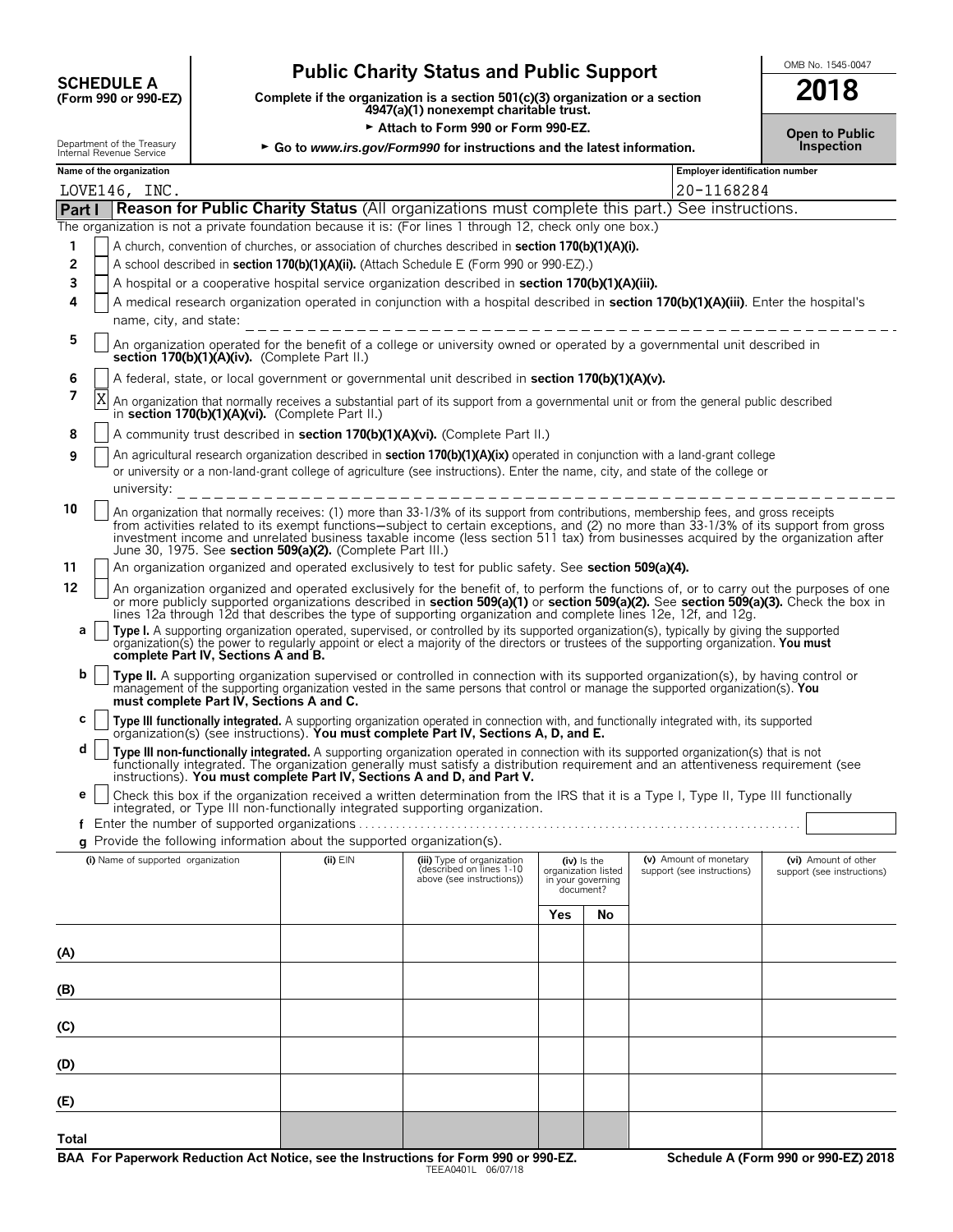**SCHEDULE A**
**(Form 990 or 990-EZ)**

Department of the Treasury
Internal Revenue Service

# Public Charity Status and Public Support

**Complete if the organization is a section 501(c)(3) organization or a section 4947(a)(1) nonexempt charitable trust.**

► **Attach to Form 990 or Form 990-EZ.**

► **Go to** ***www.irs.gov/Form990*** **for instructions and the latest information.**

OMB No. 1545-0047

**2018**

**Open to Public Inspection**

**Name of the organization:** LOVE146, INC.

**Employer identification number:** 20-1168284

## Part I Reason for Public Charity Status (All organizations must complete this part.) See instructions.

The organization is not a private foundation because it is: (For lines 1 through 12, check only one box.)

1. [ ] A church, convention of churches, or association of churches described in **section 170(b)(1)(A)(i).**
2. [ ] A school described in **section 170(b)(1)(A)(ii).** (Attach Schedule E (Form 990 or 990-EZ).)
3. [ ] A hospital or a cooperative hospital service organization described in **section 170(b)(1)(A)(iii).**
4. [ ] A medical research organization operated in conjunction with a hospital described in **section 170(b)(1)(A)(iii)**. Enter the hospital's name, city, and state: ______________________
5. [ ] An organization operated for the benefit of a college or university owned or operated by a governmental unit described in **section 170(b)(1)(A)(iv).** (Complete Part II.)
6. [ ] A federal, state, or local government or governmental unit described in **section 170(b)(1)(A)(v).**
7. [X] An organization that normally receives a substantial part of its support from a governmental unit or from the general public described in **section 170(b)(1)(A)(vi).** (Complete Part II.)
8. [ ] A community trust described in **section 170(b)(1)(A)(vi).** (Complete Part II.)
9. [ ] An agricultural research organization described in **section 170(b)(1)(A)(ix)** operated in conjunction with a land-grant college or university or a non-land-grant college of agriculture (see instructions). Enter the name, city, and state of the college or university: ______________________
10. [ ] An organization that normally receives: (1) more than 33-1/3% of its support from contributions, membership fees, and gross receipts from activities related to its exempt functions—subject to certain exceptions, and (2) no more than 33-1/3% of its support from gross investment income and unrelated business taxable income (less section 511 tax) from businesses acquired by the organization after June 30, 1975. See **section 509(a)(2).** (Complete Part III.)
11. [ ] An organization organized and operated exclusively to test for public safety. See **section 509(a)(4).**
12. [ ] An organization organized and operated exclusively for the benefit of, to perform the functions of, or to carry out the purposes of one or more publicly supported organizations described in **section 509(a)(1)** or **section 509(a)(2).** See **section 509(a)(3).** Check the box in lines 12a through 12d that describes the type of supporting organization and complete lines 12e, 12f, and 12g.
   - **a** [ ] **Type I.** A supporting organization operated, supervised, or controlled by its supported organization(s), typically by giving the supported organization(s) the power to regularly appoint or elect a majority of the directors or trustees of the supporting organization. **You must complete Part IV, Sections A and B.**
   - **b** [ ] **Type II.** A supporting organization supervised or controlled in connection with its supported organization(s), by having control or management of the supporting organization vested in the same persons that control or manage the supported organization(s). **You must complete Part IV, Sections A and C.**
   - **c** [ ] **Type III functionally integrated.** A supporting organization operated in connection with, and functionally integrated with, its supported organization(s) (see instructions). **You must complete Part IV, Sections A, D, and E.**
   - **d** [ ] **Type III non-functionally integrated.** A supporting organization operated in connection with its supported organization(s) that is not functionally integrated. The organization generally must satisfy a distribution requirement and an attentiveness requirement (see instructions). **You must complete Part IV, Sections A and D, and Part V.**
   - **e** [ ] Check this box if the organization received a written determination from the IRS that it is a Type I, Type II, Type III functionally integrated, or Type III non-functionally integrated supporting organization.
   - **f** Enter the number of supported organizations . . . . . . . . . . . . . . . . . . ______
   - **g** Provide the following information about the supported organization(s).

| (i) Name of supported organization | (ii) EIN | (iii) Type of organization (described on lines 1-10 above (see instructions)) | (iv) Is the organization listed in your governing document? | | (v) Amount of monetary support (see instructions) | (vi) Amount of other support (see instructions) |
|---|---|---|---|---|---|---|
| | | | Yes | No | | |
| (A) | | | | | | |
| (B) | | | | | | |
| (C) | | | | | | |
| (D) | | | | | | |
| (E) | | | | | | |
| Total | | | | | | |

**BAA For Paperwork Reduction Act Notice, see the Instructions for Form 990 or 990-EZ.** TEEA0401L 06/07/18 **Schedule A (Form 990 or 990-EZ) 2018**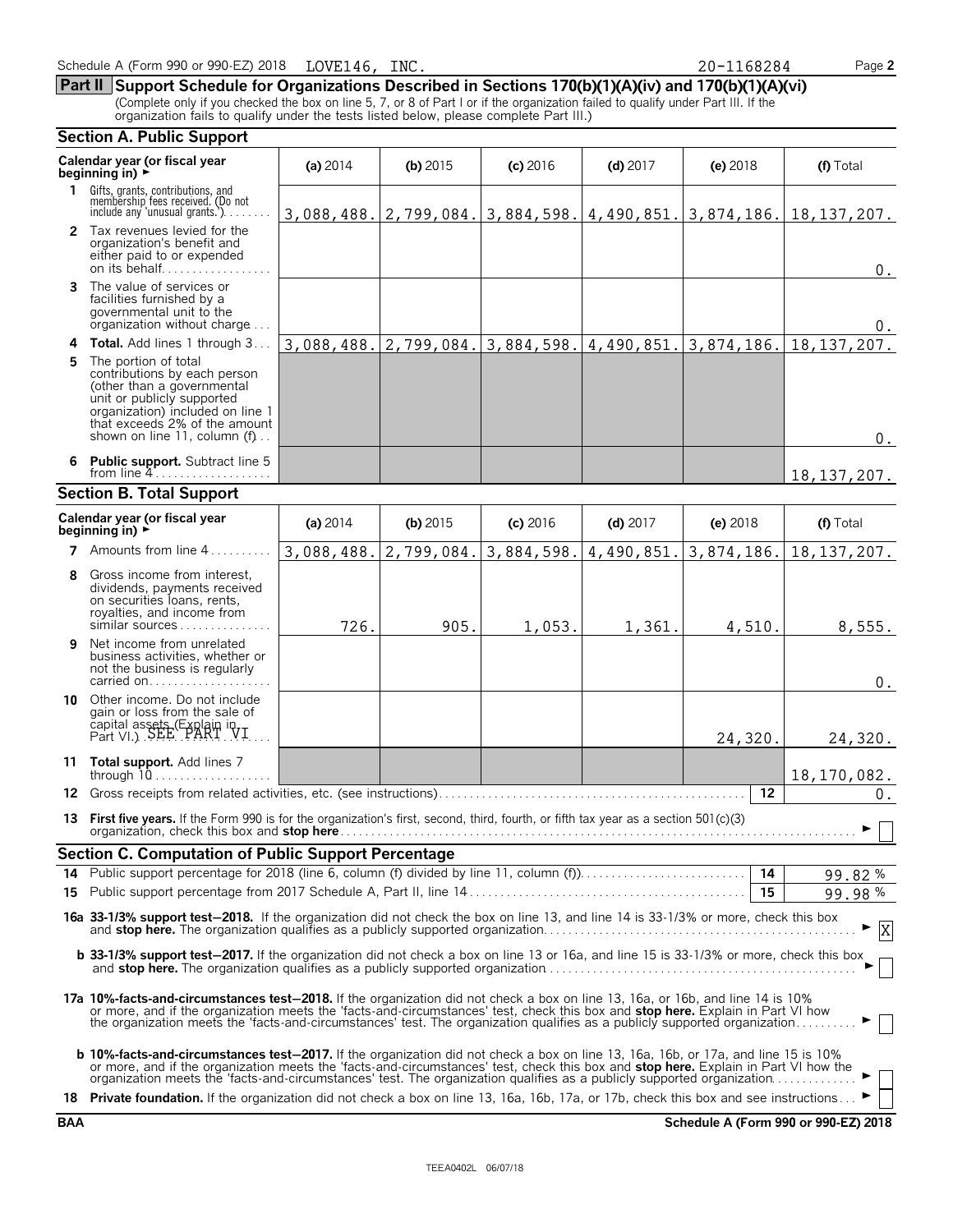Schedule A (Form 990 or 990-EZ) 2018 LOVE146, INC. 20-1168284 Page **2**

## Part II Support Schedule for Organizations Described in Sections 170(b)(1)(A)(iv) and 170(b)(1)(A)(vi)

(Complete only if you checked the box on line 5, 7, or 8 of Part I or if the organization failed to qualify under Part III. If the organization fails to qualify under the tests listed below, please complete Part III.)

### Section A. Public Support

| Calendar year (or fiscal year beginning in) ► | (a) 2014 | (b) 2015 | (c) 2016 | (d) 2017 | (e) 2018 | (f) Total |
|---|---|---|---|---|---|---|
| **1** Gifts, grants, contributions, and membership fees received. (Do not include any 'unusual grants.') | 3,088,488. | 2,799,084. | 3,884,598. | 4,490,851. | 3,874,186. | 18,137,207. |
| **2** Tax revenues levied for the organization's benefit and either paid to or expended on its behalf | | | | | | 0. |
| **3** The value of services or facilities furnished by a governmental unit to the organization without charge | | | | | | 0. |
| **4 Total.** Add lines 1 through 3 | 3,088,488. | 2,799,084. | 3,884,598. | 4,490,851. | 3,874,186. | 18,137,207. |
| **5** The portion of total contributions by each person (other than a governmental unit or publicly supported organization) included on line 1 that exceeds 2% of the amount shown on line 11, column (f) | | | | | | 0. |
| **6 Public support.** Subtract line 5 from line 4 | | | | | | 18,137,207. |

### Section B. Total Support

| Calendar year (or fiscal year beginning in) ► | (a) 2014 | (b) 2015 | (c) 2016 | (d) 2017 | (e) 2018 | (f) Total |
|---|---|---|---|---|---|---|
| **7** Amounts from line 4 | 3,088,488. | 2,799,084. | 3,884,598. | 4,490,851. | 3,874,186. | 18,137,207. |
| **8** Gross income from interest, dividends, payments received on securities loans, rents, royalties, and income from similar sources | 726. | 905. | 1,053. | 1,361. | 4,510. | 8,555. |
| **9** Net income from unrelated business activities, whether or not the business is regularly carried on | | | | | | 0. |
| **10** Other income. Do not include gain or loss from the sale of capital assets (Explain in Part VI.) SEE PART VI | | | | | 24,320. | 24,320. |
| **11 Total support.** Add lines 7 through 10 | | | | | | 18,170,082. |

**12** Gross receipts from related activities, etc. (see instructions) — **12** — 0.

**13 First five years.** If the Form 990 is for the organization's first, second, third, fourth, or fifth tax year as a section 501(c)(3) organization, check this box and **stop here** ► ☐

### Section C. Computation of Public Support Percentage

**14** Public support percentage for 2018 (line 6, column (f) divided by line 11, column (f)) — **14** — 99.82 %

**15** Public support percentage from 2017 Schedule A, Part II, line 14 — **15** — 99.98 %

**16a 33-1/3% support test–2018.** If the organization did not check the box on line 13, and line 14 is 33-1/3% or more, check this box and **stop here.** The organization qualifies as a publicly supported organization ► ☒

**b 33-1/3% support test–2017.** If the organization did not check a box on line 13 or 16a, and line 15 is 33-1/3% or more, check this box and **stop here.** The organization qualifies as a publicly supported organization ► ☐

**17a 10%-facts-and-circumstances test–2018.** If the organization did not check a box on line 13, 16a, or 16b, and line 14 is 10% or more, and if the organization meets the 'facts-and-circumstances' test, check this box and **stop here.** Explain in Part VI how the organization meets the 'facts-and-circumstances' test. The organization qualifies as a publicly supported organization ► ☐

**b 10%-facts-and-circumstances test–2017.** If the organization did not check a box on line 13, 16a, 16b, or 17a, and line 15 is 10% or more, and if the organization meets the 'facts-and-circumstances' test, check this box and **stop here.** Explain in Part VI how the organization meets the 'facts-and-circumstances' test. The organization qualifies as a publicly supported organization ► ☐

**18 Private foundation.** If the organization did not check a box on line 13, 16a, 16b, 17a, or 17b, check this box and see instructions ► ☐

**BAA** **Schedule A (Form 990 or 990-EZ) 2018**

TEEA0402L 06/07/18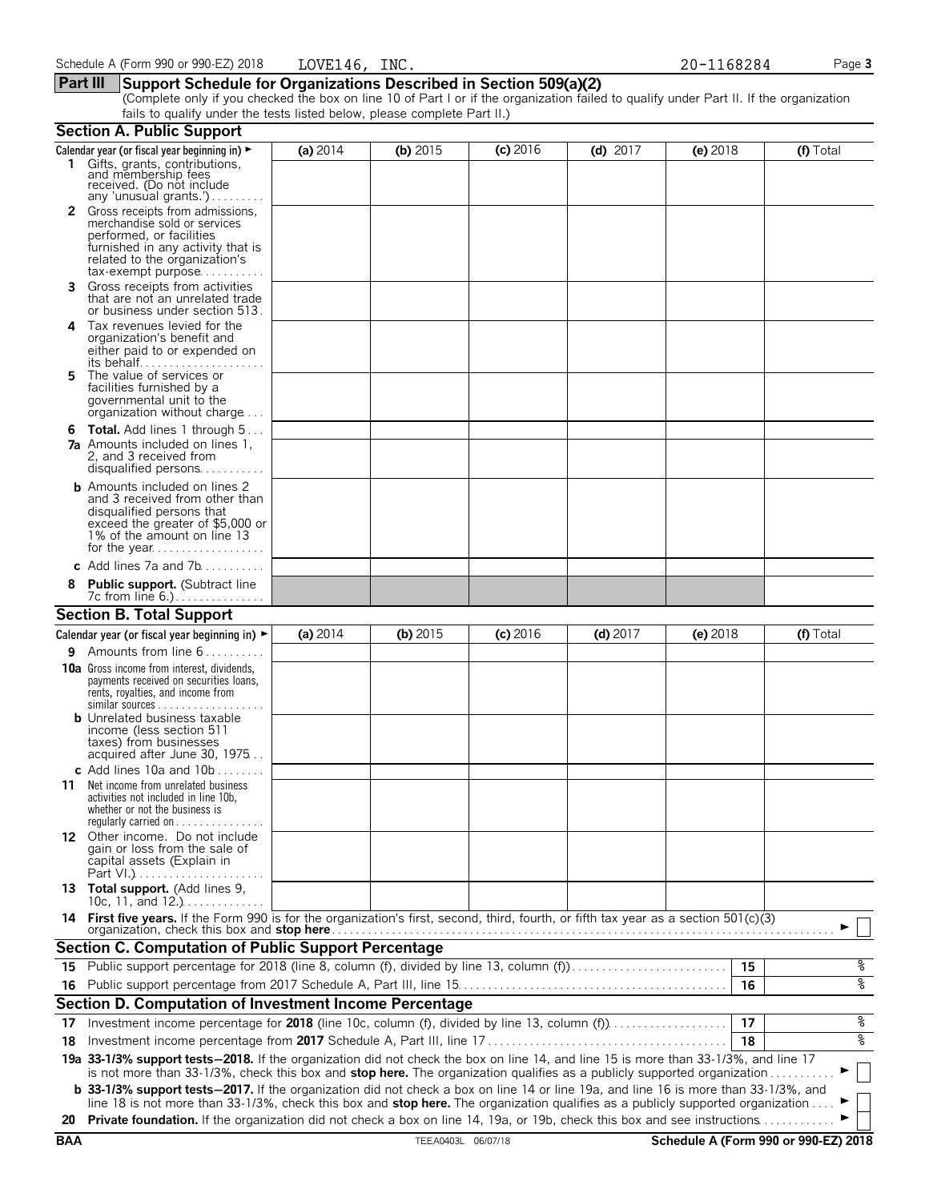Schedule A (Form 990 or 990-EZ) 2018 LOVE146, INC. 20-1168284

## Part III Support Schedule for Organizations Described in Section 509(a)(2)

(Complete only if you checked the box on line 10 of Part I or if the organization failed to qualify under Part II. If the organization fails to qualify under the tests listed below, please complete Part II.)

### Section A. Public Support

| Calendar year (or fiscal year beginning in) ► | (a) 2014 | (b) 2015 | (c) 2016 | (d) 2017 | (e) 2018 | (f) Total |
|---|---|---|---|---|---|---|
| **1** Gifts, grants, contributions, and membership fees received. (Do not include any 'unusual grants.') | | | | | | |
| **2** Gross receipts from admissions, merchandise sold or services performed, or facilities furnished in any activity that is related to the organization's tax-exempt purpose | | | | | | |
| **3** Gross receipts from activities that are not an unrelated trade or business under section 513 | | | | | | |
| **4** Tax revenues levied for the organization's benefit and either paid to or expended on its behalf | | | | | | |
| **5** The value of services or facilities furnished by a governmental unit to the organization without charge | | | | | | |
| **6 Total.** Add lines 1 through 5 | | | | | | |
| **7a** Amounts included on lines 1, 2, and 3 received from disqualified persons | | | | | | |
| **b** Amounts included on lines 2 and 3 received from other than disqualified persons that exceed the greater of $5,000 or 1% of the amount on line 13 for the year | | | | | | |
| **c** Add lines 7a and 7b | | | | | | |
| **8 Public support.** (Subtract line 7c from line 6.) | | | | | | |

### Section B. Total Support

| Calendar year (or fiscal year beginning in) ► | (a) 2014 | (b) 2015 | (c) 2016 | (d) 2017 | (e) 2018 | (f) Total |
|---|---|---|---|---|---|---|
| **9** Amounts from line 6 | | | | | | |
| **10a** Gross income from interest, dividends, payments received on securities loans, rents, royalties, and income from similar sources | | | | | | |
| **b** Unrelated business taxable income (less section 511 taxes) from businesses acquired after June 30, 1975 | | | | | | |
| **c** Add lines 10a and 10b | | | | | | |
| **11** Net income from unrelated business activities not included in line 10b, whether or not the business is regularly carried on | | | | | | |
| **12** Other income. Do not include gain or loss from the sale of capital assets (Explain in Part VI.) | | | | | | |
| **13 Total support.** (Add lines 9, 10c, 11, and 12.) | | | | | | |

**14 First five years.** If the Form 990 is for the organization's first, second, third, fourth, or fifth tax year as a section 501(c)(3) organization, check this box and **stop here** ► ☐

### Section C. Computation of Public Support Percentage

| | | | |
|---|---|---|---|
| **15** | Public support percentage for 2018 (line 8, column (f), divided by line 13, column (f)) | 15 | % |
| **16** | Public support percentage from 2017 Schedule A, Part III, line 15 | 16 | % |

### Section D. Computation of Investment Income Percentage

| | | | |
|---|---|---|---|
| **17** | Investment income percentage for **2018** (line 10c, column (f), divided by line 13, column (f)) | 17 | % |
| **18** | Investment income percentage from **2017** Schedule A, Part III, line 17 | 18 | % |

**19a 33-1/3% support tests—2018.** If the organization did not check the box on line 14, and line 15 is more than 33-1/3%, and line 17 is not more than 33-1/3%, check this box and **stop here.** The organization qualifies as a publicly supported organization ► ☐

**b 33-1/3% support tests—2017.** If the organization did not check a box on line 14 or line 19a, and line 16 is more than 33-1/3%, and line 18 is not more than 33-1/3%, check this box and **stop here.** The organization qualifies as a publicly supported organization ► ☐

**20 Private foundation.** If the organization did not check a box on line 14, 19a, or 19b, check this box and see instructions ► ☐

BAA TEEA0403L 06/07/18 Schedule A (Form 990 or 990-EZ) 2018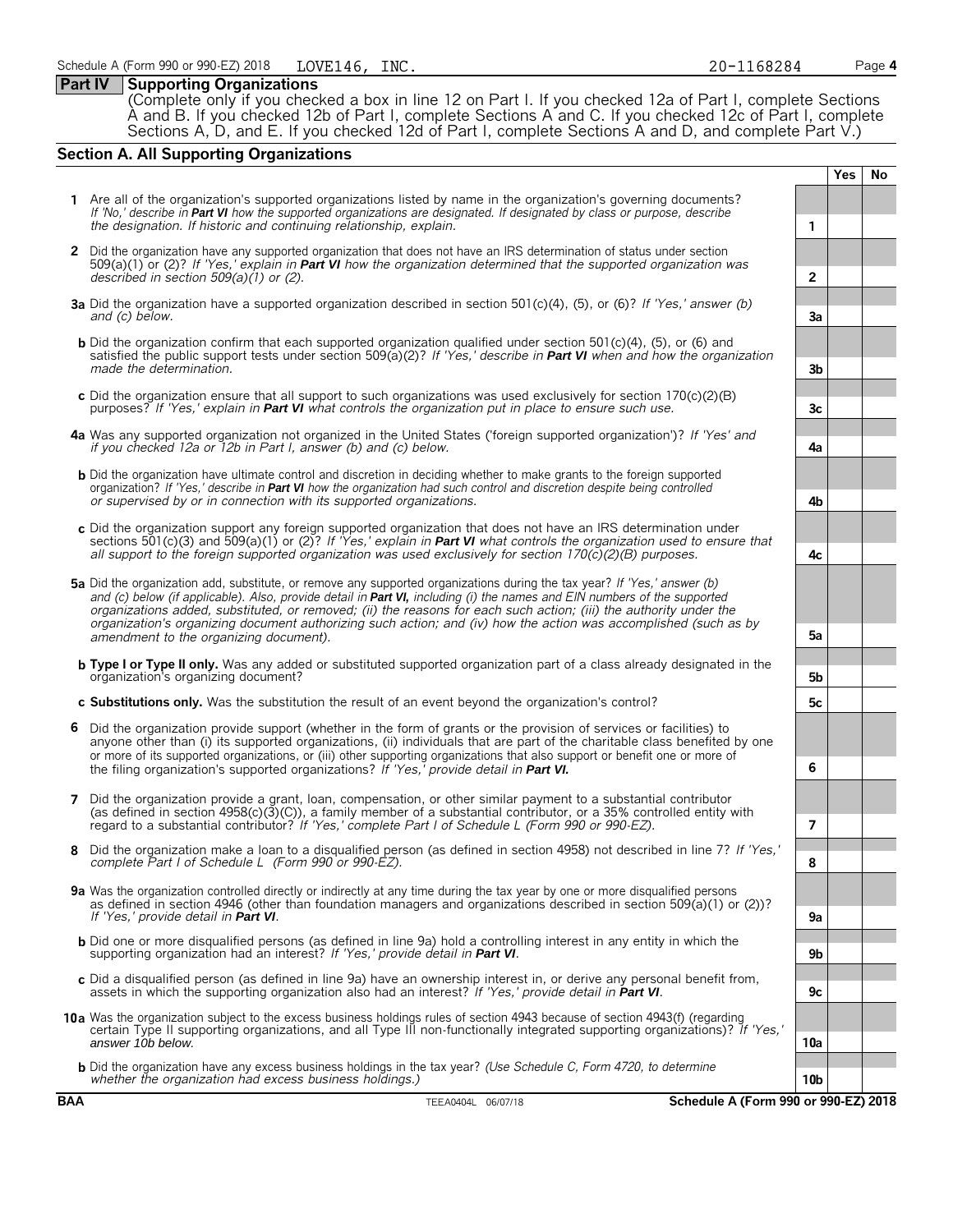Schedule A (Form 990 or 990-EZ) 2018 LOVE146, INC. 20-1168284 Page **4**

## Part IV Supporting Organizations

(Complete only if you checked a box in line 12 on Part I. If you checked 12a of Part I, complete Sections A and B. If you checked 12b of Part I, complete Sections A and C. If you checked 12c of Part I, complete Sections A, D, and E. If you checked 12d of Part I, complete Sections A and D, and complete Part V.)

### Section A. All Supporting Organizations

| | | | Yes | No |
|---|---|---|---|---|
| **1** | Are all of the organization's supported organizations listed by name in the organization's governing documents? *If 'No,' describe in **Part VI** how the supported organizations are designated. If designated by class or purpose, describe the designation. If historic and continuing relationship, explain.* | **1** | | |
| **2** | Did the organization have any supported organization that does not have an IRS determination of status under section 509(a)(1) or (2)? *If 'Yes,' explain in **Part VI** how the organization determined that the supported organization was described in section 509(a)(1) or (2).* | **2** | | |
| **3a** | Did the organization have a supported organization described in section 501(c)(4), (5), or (6)? *If 'Yes,' answer (b) and (c) below.* | **3a** | | |
| **b** | Did the organization confirm that each supported organization qualified under section 501(c)(4), (5), or (6) and satisfied the public support tests under section 509(a)(2)? *If 'Yes,' describe in **Part VI** when and how the organization made the determination.* | **3b** | | |
| **c** | Did the organization ensure that all support to such organizations was used exclusively for section 170(c)(2)(B) purposes? *If 'Yes,' explain in **Part VI** what controls the organization put in place to ensure such use.* | **3c** | | |
| **4a** | Was any supported organization not organized in the United States ('foreign supported organization')? *If 'Yes' and if you checked 12a or 12b in Part I, answer (b) and (c) below.* | **4a** | | |
| **b** | Did the organization have ultimate control and discretion in deciding whether to make grants to the foreign supported organization? *If 'Yes,' describe in **Part VI** how the organization had such control and discretion despite being controlled or supervised by or in connection with its supported organizations.* | **4b** | | |
| **c** | Did the organization support any foreign supported organization that does not have an IRS determination under sections 501(c)(3) and 509(a)(1) or (2)? *If 'Yes,' explain in **Part VI** what controls the organization used to ensure that all support to the foreign supported organization was used exclusively for section 170(c)(2)(B) purposes.* | **4c** | | |
| **5a** | Did the organization add, substitute, or remove any supported organizations during the tax year? *If 'Yes,' answer (b) and (c) below (if applicable). Also, provide detail in **Part VI,** including (i) the names and EIN numbers of the supported organizations added, substituted, or removed; (ii) the reasons for each such action; (iii) the authority under the organization's organizing document authorizing such action; and (iv) how the action was accomplished (such as by amendment to the organizing document).* | **5a** | | |
| **b** | **Type I or Type II only.** Was any added or substituted supported organization part of a class already designated in the organization's organizing document? | **5b** | | |
| **c** | **Substitutions only.** Was the substitution the result of an event beyond the organization's control? | **5c** | | |
| **6** | Did the organization provide support (whether in the form of grants or the provision of services or facilities) to anyone other than (i) its supported organizations, (ii) individuals that are part of the charitable class benefited by one or more of its supported organizations, or (iii) other supporting organizations that also support or benefit one or more of the filing organization's supported organizations? *If 'Yes,' provide detail in **Part VI.*** | **6** | | |
| **7** | Did the organization provide a grant, loan, compensation, or other similar payment to a substantial contributor (as defined in section 4958(c)(3)(C)), a family member of a substantial contributor, or a 35% controlled entity with regard to a substantial contributor? *If 'Yes,' complete Part I of Schedule L (Form 990 or 990-EZ).* | **7** | | |
| **8** | Did the organization make a loan to a disqualified person (as defined in section 4958) not described in line 7? *If 'Yes,' complete Part I of Schedule L (Form 990 or 990-EZ).* | **8** | | |
| **9a** | Was the organization controlled directly or indirectly at any time during the tax year by one or more disqualified persons as defined in section 4946 (other than foundation managers and organizations described in section 509(a)(1) or (2))? *If 'Yes,' provide detail in **Part VI**.* | **9a** | | |
| **b** | Did one or more disqualified persons (as defined in line 9a) hold a controlling interest in any entity in which the supporting organization had an interest? *If 'Yes,' provide detail in **Part VI**.* | **9b** | | |
| **c** | Did a disqualified person (as defined in line 9a) have an ownership interest in, or derive any personal benefit from, assets in which the supporting organization also had an interest? *If 'Yes,' provide detail in **Part VI**.* | **9c** | | |
| **10a** | Was the organization subject to the excess business holdings rules of section 4943 because of section 4943(f) (regarding certain Type II supporting organizations, and all Type III non-functionally integrated supporting organizations)? *If 'Yes,' answer 10b below.* | **10a** | | |
| **b** | Did the organization have any excess business holdings in the tax year? *(Use Schedule C, Form 4720, to determine whether the organization had excess business holdings.)* | **10b** | | |

**BAA** TEEA0404L 06/07/18 **Schedule A (Form 990 or 990-EZ) 2018**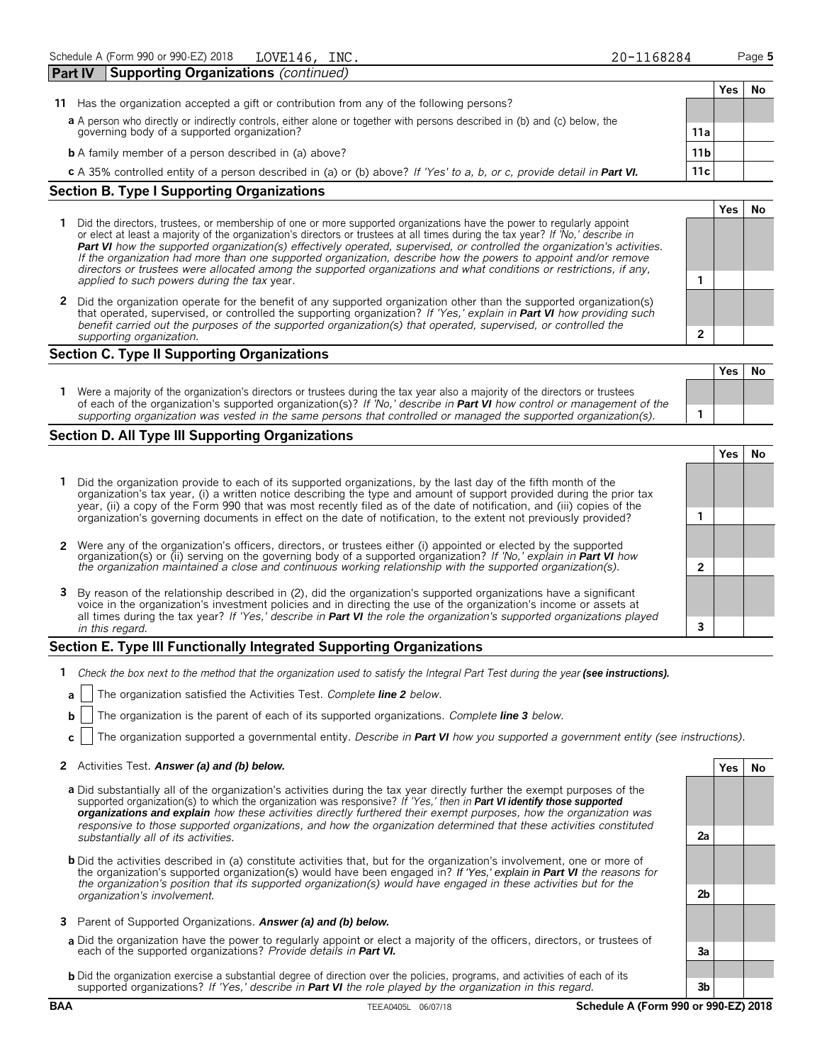Schedule A (Form 990 or 990-EZ) 2018 LOVE146, INC. 20-1168284

## Part IV Supporting Organizations *(continued)*

| | | | Yes | No |
|---|---|---|---|---|
| **11** | Has the organization accepted a gift or contribution from any of the following persons? | | | |
| **a** | A person who directly or indirectly controls, either alone or together with persons described in (b) and (c) below, the governing body of a supported organization? | **11a** | | |
| **b** | A family member of a person described in (a) above? | **11b** | | |
| **c** | A 35% controlled entity of a person described in (a) or (b) above? *If 'Yes' to a, b, or c, provide detail in* ***Part VI.*** | **11c** | | |

### Section B. Type I Supporting Organizations

| | | | Yes | No |
|---|---|---|---|---|
| **1** | Did the directors, trustees, or membership of one or more supported organizations have the power to regularly appoint or elect at least a majority of the organization's directors or trustees at all times during the tax year? *If 'No,' describe in* ***Part VI*** *how the supported organization(s) effectively operated, supervised, or controlled the organization's activities. If the organization had more than one supported organization, describe how the powers to appoint and/or remove directors or trustees were allocated among the supported organizations and what conditions or restrictions, if any, applied to such powers during the tax* year. | **1** | | |
| **2** | Did the organization operate for the benefit of any supported organization other than the supported organization(s) that operated, supervised, or controlled the supporting organization? *If 'Yes,' explain in* ***Part VI*** *how providing such benefit carried out the purposes of the supported organization(s) that operated, supervised, or controlled the supporting organization.* | **2** | | |

### Section C. Type II Supporting Organizations

| | | | Yes | No |
|---|---|---|---|---|
| **1** | Were a majority of the organization's directors or trustees during the tax year also a majority of the directors or trustees of each of the organization's supported organization(s)? *If 'No,' describe in* ***Part VI*** *how control or management of the supporting organization was vested in the same persons that controlled or managed the supported organization(s).* | **1** | | |

### Section D. All Type III Supporting Organizations

| | | | Yes | No |
|---|---|---|---|---|
| **1** | Did the organization provide to each of its supported organizations, by the last day of the fifth month of the organization's tax year, (i) a written notice describing the type and amount of support provided during the prior tax year, (ii) a copy of the Form 990 that was most recently filed as of the date of notification, and (iii) copies of the organization's governing documents in effect on the date of notification, to the extent not previously provided? | **1** | | |
| **2** | Were any of the organization's officers, directors, or trustees either (i) appointed or elected by the supported organization(s) or (ii) serving on the governing body of a supported organization? *If 'No,' explain in* ***Part VI*** *how the organization maintained a close and continuous working relationship with the supported organization(s).* | **2** | | |
| **3** | By reason of the relationship described in (2), did the organization's supported organizations have a significant voice in the organization's investment policies and in directing the use of the organization's income or assets at all times during the tax year? *If 'Yes,' describe in* ***Part VI*** *the role the organization's supported organizations played in this regard.* | **3** | | |

### Section E. Type III Functionally Integrated Supporting Organizations

**1** *Check the box next to the method that the organization used to satisfy the Integral Part Test during the year* ***(see instructions).***

**a** ☐ The organization satisfied the Activities Test. *Complete* ***line 2*** *below.*

**b** ☐ The organization is the parent of each of its supported organizations. *Complete* ***line 3*** *below.*

**c** ☐ The organization supported a governmental entity. *Describe in* ***Part VI*** *how you supported a government entity (see instructions).*

| | | | Yes | No |
|---|---|---|---|---|
| **2** | Activities Test. ***Answer (a) and (b) below.*** | | | |
| **a** | Did substantially all of the organization's activities during the tax year directly further the exempt purposes of the supported organization(s) to which the organization was responsive? *If 'Yes,' then in* ***Part VI identify those supported organizations and explain*** *how these activities directly furthered their exempt purposes, how the organization was responsive to those supported organizations, and how the organization determined that these activities constituted substantially all of its activities.* | **2a** | | |
| **b** | Did the activities described in (a) constitute activities that, but for the organization's involvement, one or more of the organization's supported organization(s) would have been engaged in? ***If 'Yes,' explain in Part VI*** *the reasons for the organization's position that its supported organization(s) would have engaged in these activities but for the organization's involvement.* | **2b** | | |
| **3** | Parent of Supported Organizations. ***Answer (a) and (b) below.*** | | | |
| **a** | Did the organization have the power to regularly appoint or elect a majority of the officers, directors, or trustees of each of the supported organizations? *Provide details in* ***Part VI.*** | **3a** | | |
| **b** | Did the organization exercise a substantial degree of direction over the policies, programs, and activities of each of its supported organizations? *If 'Yes,' describe in* ***Part VI*** *the role played by the organization in this regard.* | **3b** | | |

BAA TEEA0405L 06/07/18 **Schedule A (Form 990 or 990-EZ) 2018**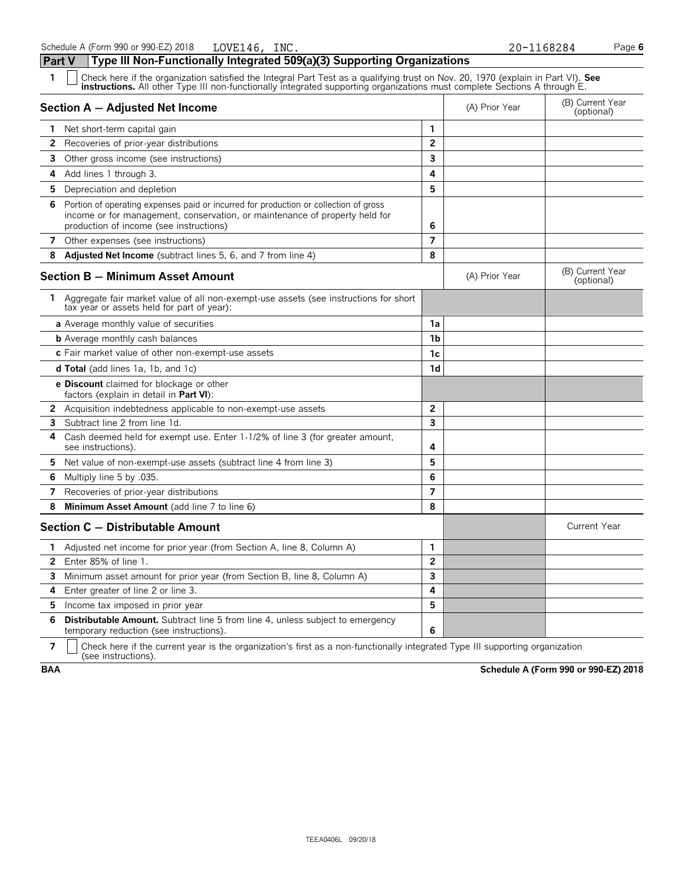Schedule A (Form 990 or 990-EZ) 2018 LOVE146, INC. 20-1168284

## Part V Type III Non-Functionally Integrated 509(a)(3) Supporting Organizations

**1** ☐ Check here if the organization satisfied the Integral Part Test as a qualifying trust on Nov. 20, 1970 (explain in Part VI). **See instructions.** All other Type III non-functionally integrated supporting organizations must complete Sections A through E.

| Section A — Adjusted Net Income | | (A) Prior Year | (B) Current Year (optional) |
|---|---|---|---|
| **1** Net short-term capital gain | 1 | | |
| **2** Recoveries of prior-year distributions | 2 | | |
| **3** Other gross income (see instructions) | 3 | | |
| **4** Add lines 1 through 3. | 4 | | |
| **5** Depreciation and depletion | 5 | | |
| **6** Portion of operating expenses paid or incurred for production or collection of gross income or for management, conservation, or maintenance of property held for production of income (see instructions) | 6 | | |
| **7** Other expenses (see instructions) | 7 | | |
| **8** **Adjusted Net Income** (subtract lines 5, 6, and 7 from line 4) | 8 | | |

| Section B — Minimum Asset Amount | | (A) Prior Year | (B) Current Year (optional) |
|---|---|---|---|
| **1** Aggregate fair market value of all non-exempt-use assets (see instructions for short tax year or assets held for part of year): | | | |
| **a** Average monthly value of securities | 1a | | |
| **b** Average monthly cash balances | 1b | | |
| **c** Fair market value of other non-exempt-use assets | 1c | | |
| **d Total** (add lines 1a, 1b, and 1c) | 1d | | |
| **e Discount** claimed for blockage or other factors (explain in detail in **Part VI**): | | | |
| **2** Acquisition indebtedness applicable to non-exempt-use assets | 2 | | |
| **3** Subtract line 2 from line 1d. | 3 | | |
| **4** Cash deemed held for exempt use. Enter 1-1/2% of line 3 (for greater amount, see instructions). | 4 | | |
| **5** Net value of non-exempt-use assets (subtract line 4 from line 3) | 5 | | |
| **6** Multiply line 5 by .035. | 6 | | |
| **7** Recoveries of prior-year distributions | 7 | | |
| **8** **Minimum Asset Amount** (add line 7 to line 6) | 8 | | |

| Section C — Distributable Amount | | | Current Year |
|---|---|---|---|
| **1** Adjusted net income for prior year (from Section A, line 8, Column A) | 1 | | |
| **2** Enter 85% of line 1. | 2 | | |
| **3** Minimum asset amount for prior year (from Section B, line 8, Column A) | 3 | | |
| **4** Enter greater of line 2 or line 3. | 4 | | |
| **5** Income tax imposed in prior year | 5 | | |
| **6** **Distributable Amount.** Subtract line 5 from line 4, unless subject to emergency temporary reduction (see instructions). | 6 | | |

**7** ☐ Check here if the current year is the organization's first as a non-functionally integrated Type III supporting organization (see instructions).

**BAA** **Schedule A (Form 990 or 990-EZ) 2018**

TEEA0406L 09/20/18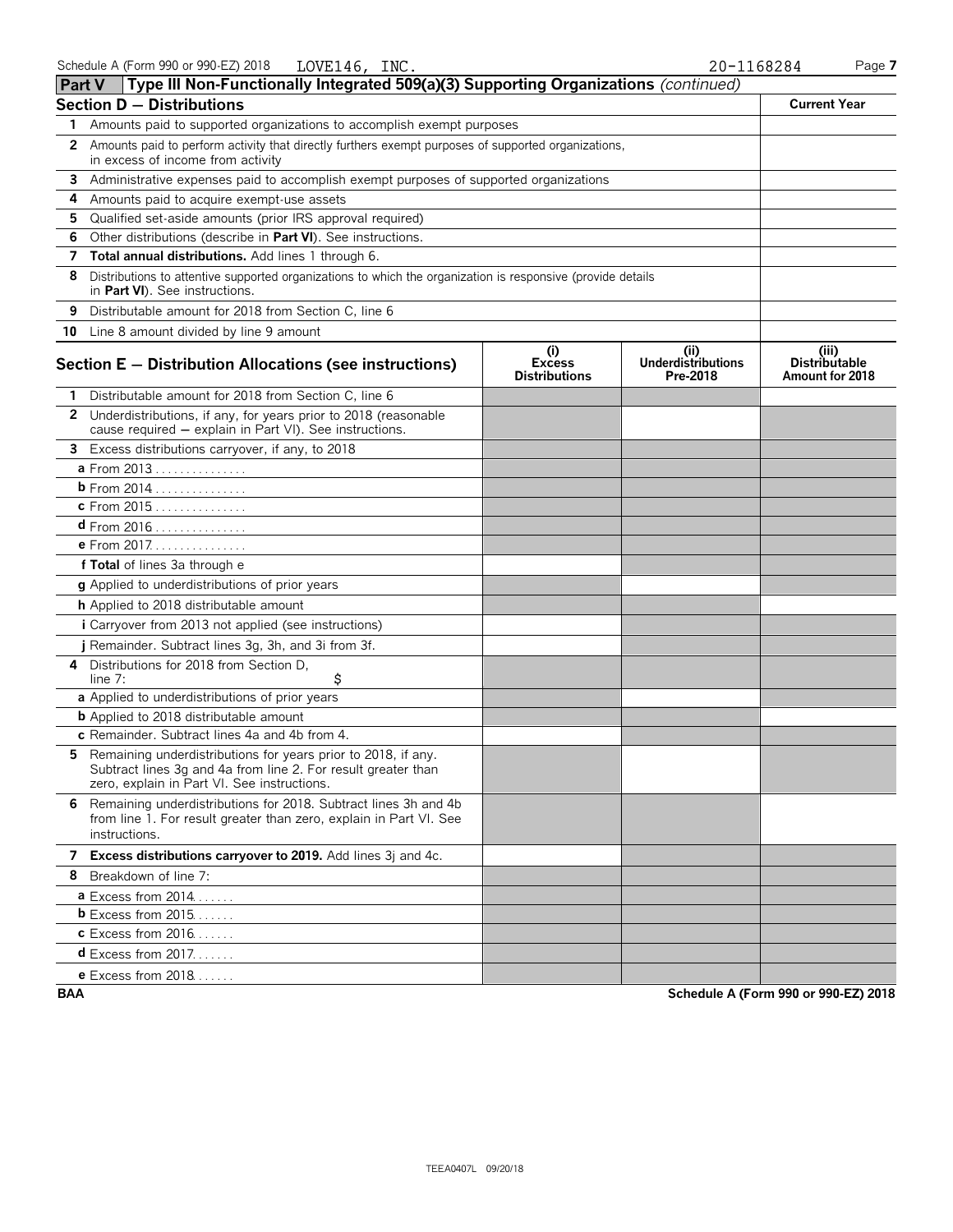## Part V Type III Non-Functionally Integrated 509(a)(3) Supporting Organizations *(continued)*

| Section D – Distributions | Current Year |
|---|---|
| **1** Amounts paid to supported organizations to accomplish exempt purposes | |
| **2** Amounts paid to perform activity that directly furthers exempt purposes of supported organizations, in excess of income from activity | |
| **3** Administrative expenses paid to accomplish exempt purposes of supported organizations | |
| **4** Amounts paid to acquire exempt-use assets | |
| **5** Qualified set-aside amounts (prior IRS approval required) | |
| **6** Other distributions (describe in **Part VI**). See instructions. | |
| **7** **Total annual distributions.** Add lines 1 through 6. | |
| **8** Distributions to attentive supported organizations to which the organization is responsive (provide details in **Part VI**). See instructions. | |
| **9** Distributable amount for 2018 from Section C, line 6 | |
| **10** Line 8 amount divided by line 9 amount | |

| Section E – Distribution Allocations (see instructions) | (i) Excess Distributions | (ii) Underdistributions Pre-2018 | (iii) Distributable Amount for 2018 |
|---|---|---|---|
| **1** Distributable amount for 2018 from Section C, line 6 | | | |
| **2** Underdistributions, if any, for years prior to 2018 (reasonable cause required – explain in Part VI). See instructions. | | | |
| **3** Excess distributions carryover, if any, to 2018 | | | |
| **a** From 2013 | | | |
| **b** From 2014 | | | |
| **c** From 2015 | | | |
| **d** From 2016 | | | |
| **e** From 2017 | | | |
| **f Total** of lines 3a through e | | | |
| **g** Applied to underdistributions of prior years | | | |
| **h** Applied to 2018 distributable amount | | | |
| **i** Carryover from 2013 not applied (see instructions) | | | |
| **j** Remainder. Subtract lines 3g, 3h, and 3i from 3f. | | | |
| **4** Distributions for 2018 from Section D, line 7: $ | | | |
| **a** Applied to underdistributions of prior years | | | |
| **b** Applied to 2018 distributable amount | | | |
| **c** Remainder. Subtract lines 4a and 4b from 4. | | | |
| **5** Remaining underdistributions for years prior to 2018, if any. Subtract lines 3g and 4a from line 2. For result greater than zero, explain in Part VI. See instructions. | | | |
| **6** Remaining underdistributions for 2018. Subtract lines 3h and 4b from line 1. For result greater than zero, explain in Part VI. See instructions. | | | |
| **7** **Excess distributions carryover to 2019.** Add lines 3j and 4c. | | | |
| **8** Breakdown of line 7: | | | |
| **a** Excess from 2014 | | | |
| **b** Excess from 2015 | | | |
| **c** Excess from 2016 | | | |
| **d** Excess from 2017 | | | |
| **e** Excess from 2018 | | | |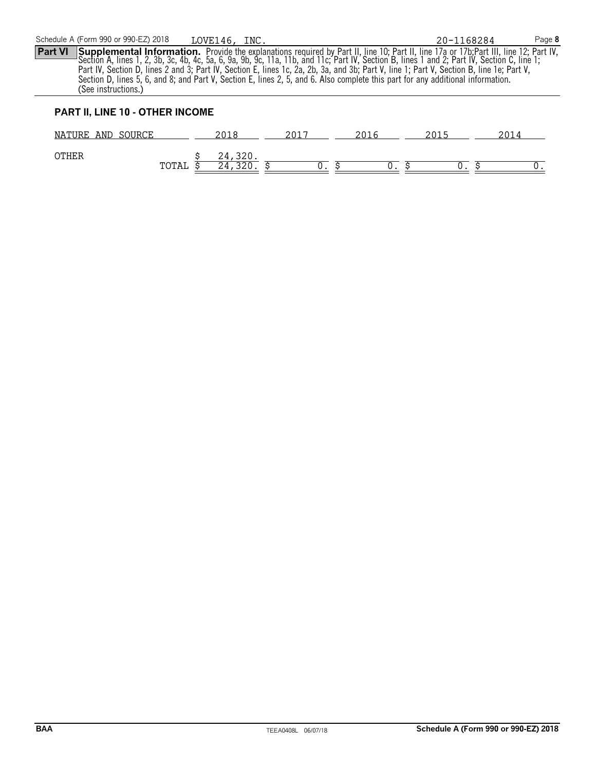**Part VI** **Supplemental Information.** Provide the explanations required by Part II, line 10; Part II, line 17a or 17b;Part III, line 12; Part IV, Section A, lines 1, 2, 3b, 3c, 4b, 4c, 5a, 6, 9a, 9b, 9c, 11a, 11b, and 11c; Part IV, Section B, lines 1 and 2; Part IV, Section C, line 1; Part IV, Section D, lines 2 and 3; Part IV, Section E, lines 1c, 2a, 2b, 3a, and 3b; Part V, line 1; Part V, Section B, line 1e; Part V, Section D, lines 5, 6, and 8; and Part V, Section E, lines 2, 5, and 6. Also complete this part for any additional information. (See instructions.)

## PART II, LINE 10 - OTHER INCOME

| NATURE AND SOURCE | 2018 | 2017 | 2016 | 2015 | 2014 |
|---|---|---|---|---|---|
| OTHER | $ 24,320. | | | | |
| TOTAL | $ 24,320. | $ 0. | $ 0. | $ 0. | $ 0. |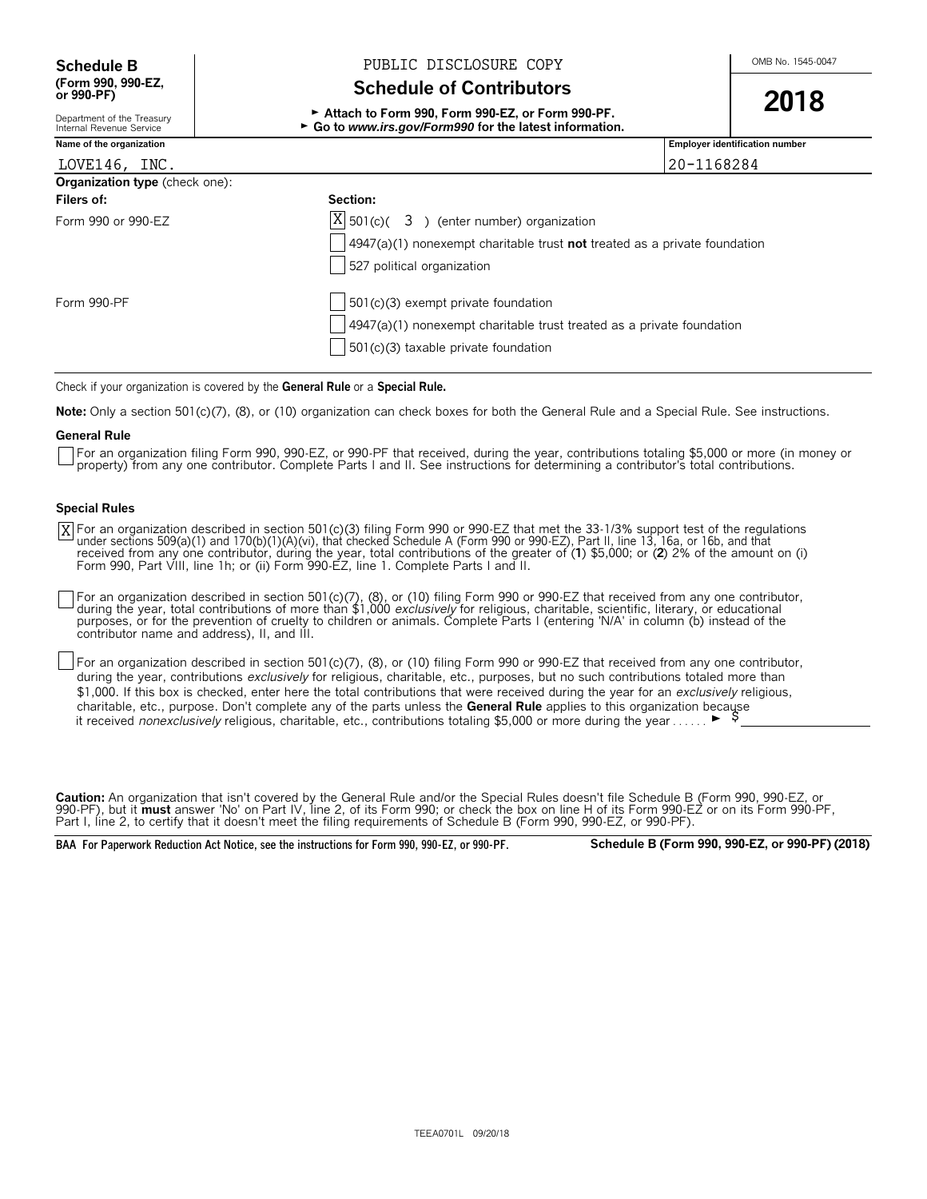**Schedule B**
**(Form 990, 990-EZ, or 990-PF)**
Department of the Treasury
Internal Revenue Service

PUBLIC DISCLOSURE COPY

# Schedule of Contributors

► **Attach to Form 990, Form 990-EZ, or Form 990-PF.**
► **Go to *www.irs.gov/Form990* for the latest information.**

OMB No. 1545-0047

**2018**

| Name of the organization | Employer identification number |
|---|---|
| LOVE146, INC. | 20-1168284 |

**Organization type** (check one):

| Filers of: | Section: |
|---|---|
| Form 990 or 990-EZ | [X] 501(c)( 3 ) (enter number) organization |
| | [ ] 4947(a)(1) nonexempt charitable trust **not** treated as a private foundation |
| | [ ] 527 political organization |
| Form 990-PF | [ ] 501(c)(3) exempt private foundation |
| | [ ] 4947(a)(1) nonexempt charitable trust treated as a private foundation |
| | [ ] 501(c)(3) taxable private foundation |

Check if your organization is covered by the **General Rule** or a **Special Rule.**

**Note:** Only a section 501(c)(7), (8), or (10) organization can check boxes for both the General Rule and a Special Rule. See instructions.

**General Rule**

[ ] For an organization filing Form 990, 990-EZ, or 990-PF that received, during the year, contributions totaling $5,000 or more (in money or property) from any one contributor. Complete Parts I and II. See instructions for determining a contributor's total contributions.

**Special Rules**

[X] For an organization described in section 501(c)(3) filing Form 990 or 990-EZ that met the 33-1/3% support test of the regulations under sections 509(a)(1) and 170(b)(1)(A)(vi), that checked Schedule A (Form 990 or 990-EZ), Part II, line 13, 16a, or 16b, and that received from any one contributor, during the year, total contributions of the greater of (**1**) $5,000; or (**2**) 2% of the amount on (i) Form 990, Part VIII, line 1h; or (ii) Form 990-EZ, line 1. Complete Parts I and II.

[ ] For an organization described in section 501(c)(7), (8), or (10) filing Form 990 or 990-EZ that received from any one contributor, during the year, total contributions of more than $1,000 *exclusively* for religious, charitable, scientific, literary, or educational purposes, or for the prevention of cruelty to children or animals. Complete Parts I (entering 'N/A' in column (b) instead of the contributor name and address), II, and III.

[ ] For an organization described in section 501(c)(7), (8), or (10) filing Form 990 or 990-EZ that received from any one contributor, during the year, contributions *exclusively* for religious, charitable, etc., purposes, but no such contributions totaled more than $1,000. If this box is checked, enter here the total contributions that were received during the year for an *exclusively* religious, charitable, etc., purpose. Don't complete any of the parts unless the **General Rule** applies to this organization because it received *nonexclusively* religious, charitable, etc., contributions totaling $5,000 or more during the year . . . . . . ► $ ________

**Caution:** An organization that isn't covered by the General Rule and/or the Special Rules doesn't file Schedule B (Form 990, 990-EZ, or 990-PF), but it **must** answer 'No' on Part IV, line 2, of its Form 990; or check the box on line H of its Form 990-EZ or on its Form 990-PF, Part I, line 2, to certify that it doesn't meet the filing requirements of Schedule B (Form 990, 990-EZ, or 990-PF).

**BAA For Paperwork Reduction Act Notice, see the instructions for Form 990, 990-EZ, or 990-PF.** **Schedule B (Form 990, 990-EZ, or 990-PF) (2018)**

TEEA0701L 09/20/18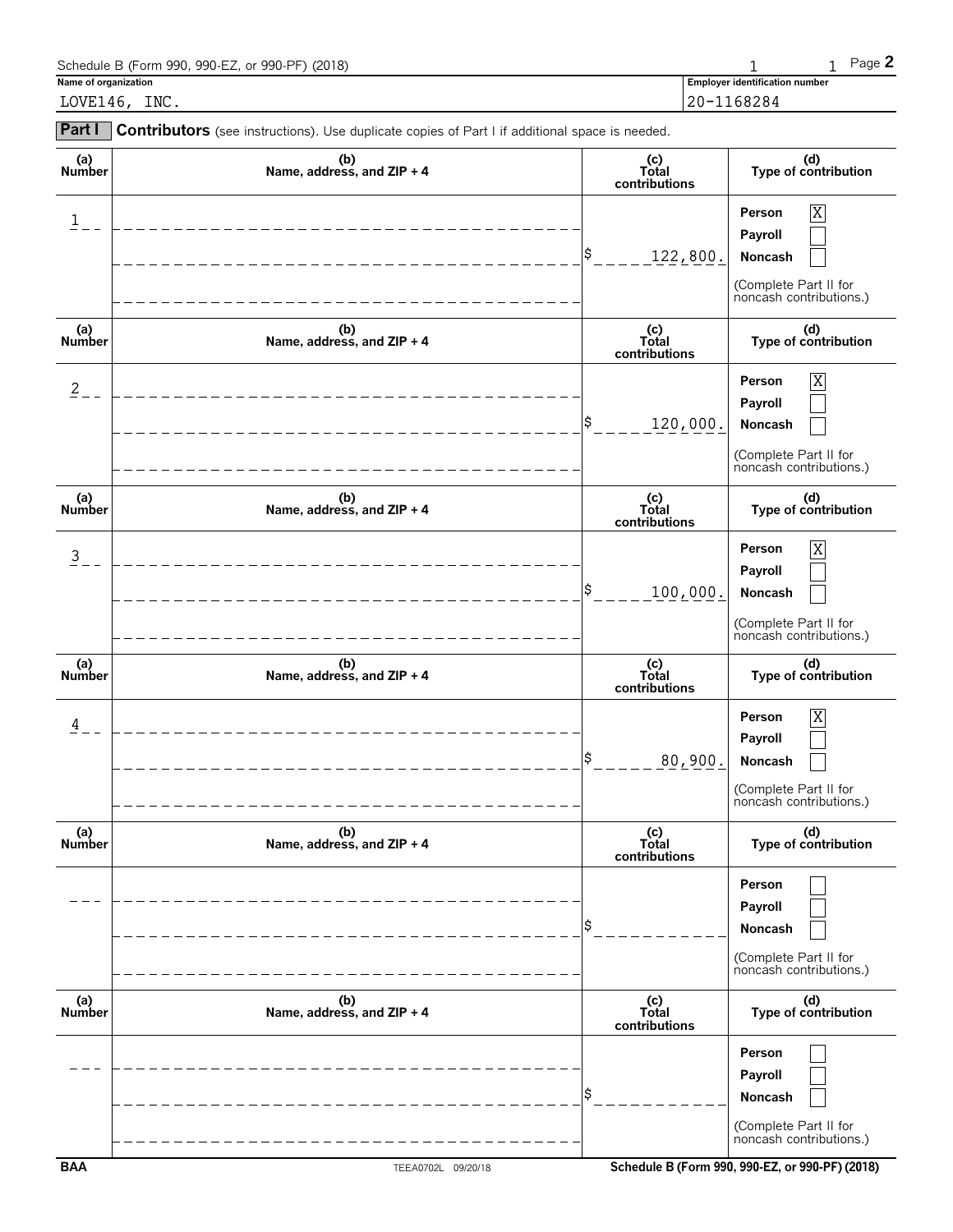Schedule B (Form 990, 990-EZ, or 990-PF) (2018)

**Name of organization**

LOVE146, INC.

**Employer identification number**

20-1168284

**Part I** **Contributors** (see instructions). Use duplicate copies of Part I if additional space is needed.

| (a) Number | (b) Name, address, and ZIP + 4 | (c) Total contributions | (d) Type of contribution |
|---|---|---|---|
| 1 | | $ 122,800. | Person [X] Payroll [ ] Noncash [ ] (Complete Part II for noncash contributions.) |
| 2 | | $ 120,000. | Person [X] Payroll [ ] Noncash [ ] (Complete Part II for noncash contributions.) |
| 3 | | $ 100,000. | Person [X] Payroll [ ] Noncash [ ] (Complete Part II for noncash contributions.) |
| 4 | | $ 80,900. | Person [X] Payroll [ ] Noncash [ ] (Complete Part II for noncash contributions.) |
| | | $ | Person [ ] Payroll [ ] Noncash [ ] (Complete Part II for noncash contributions.) |
| | | $ | Person [ ] Payroll [ ] Noncash [ ] (Complete Part II for noncash contributions.) |

BAA TEEA0702L 09/20/18 Schedule B (Form 990, 990-EZ, or 990-PF) (2018)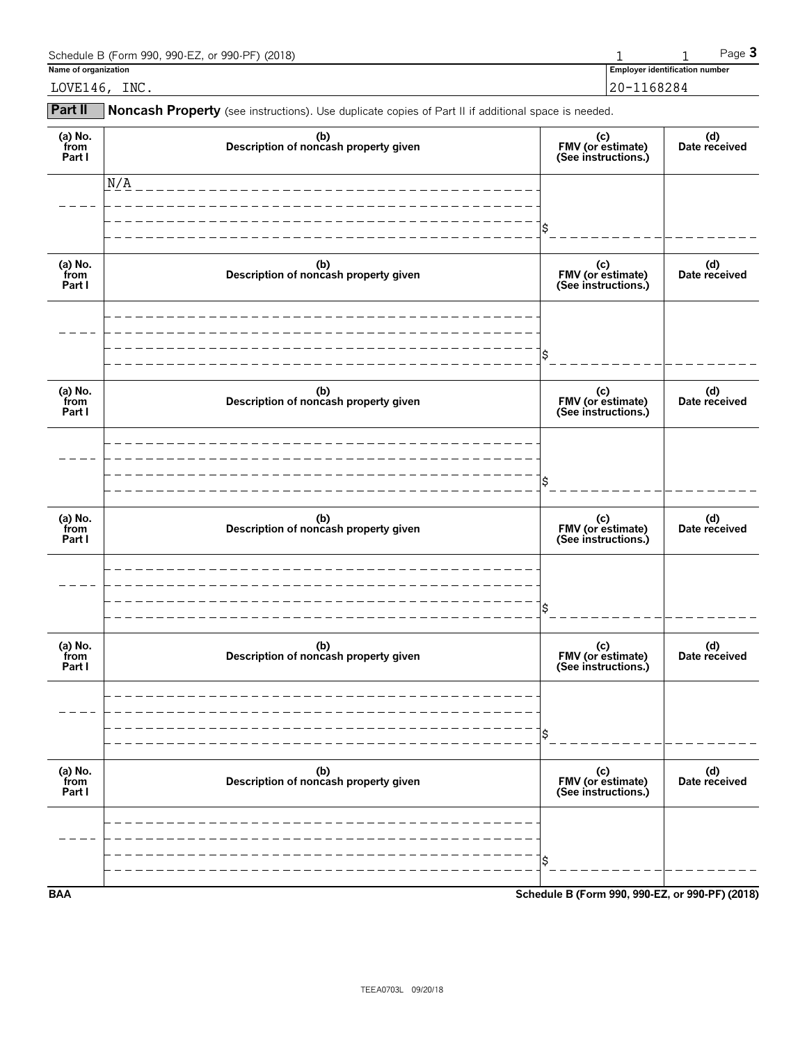Schedule B (Form 990, 990-EZ, or 990-PF) (2018) 1 1 Page **3**

**Name of organization** LOVE146, INC.

**Employer identification number** 20-1168284

**Part II** **Noncash Property** (see instructions). Use duplicate copies of Part II if additional space is needed.

| (a) No. from Part I | (b) Description of noncash property given | (c) FMV (or estimate) (See instructions.) | (d) Date received |
|---|---|---|---|
| | N/A | $ | |
| | | $ | |
| | | $ | |
| | | $ | |
| | | $ | |
| | | $ | |

**BAA** **Schedule B (Form 990, 990-EZ, or 990-PF) (2018)**

TEEA0703L 09/20/18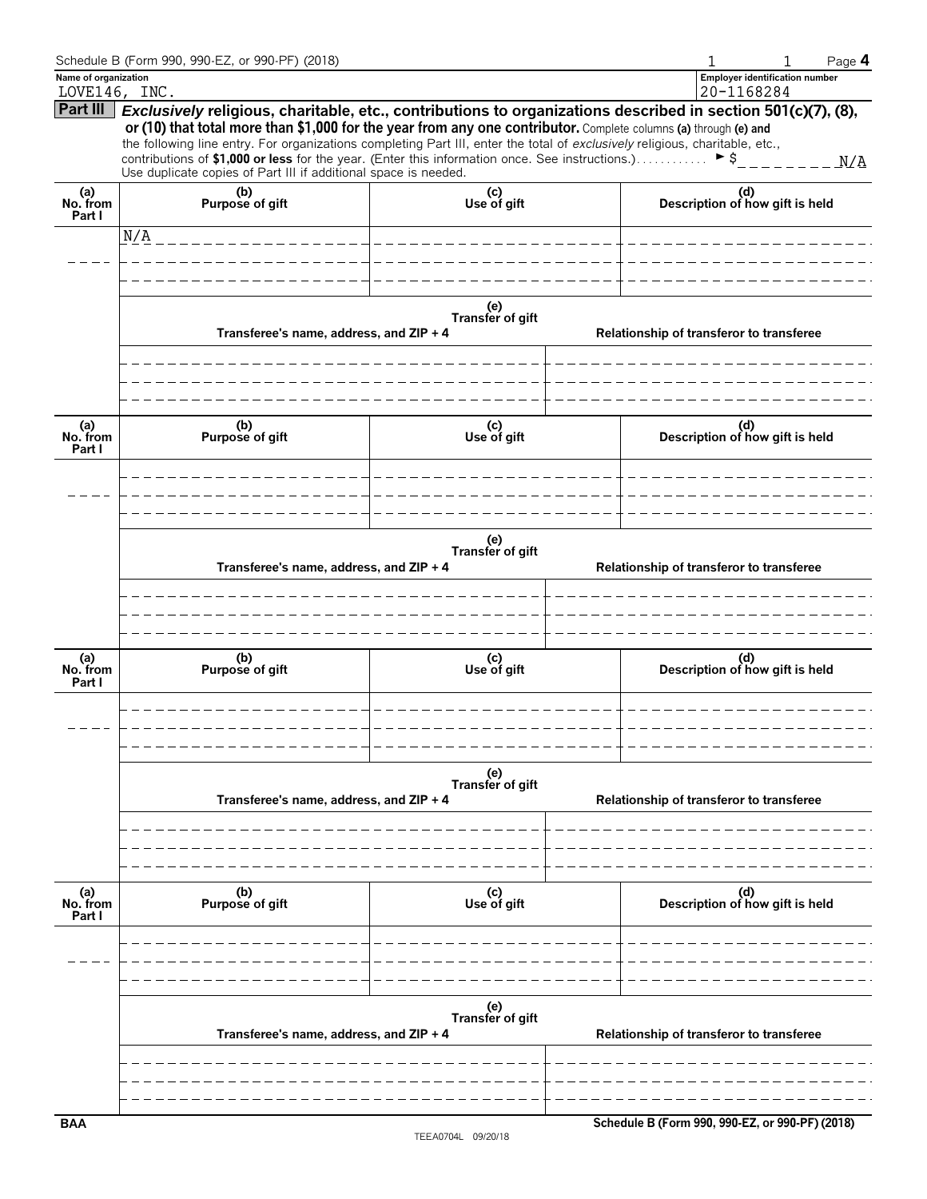Name of organization
LOVE146, INC.

Employer identification number
20-1168284

## Part III Exclusively religious, charitable, etc., contributions to organizations described in section 501(c)(7), (8), or (10) that total more than $1,000 for the year from any one contributor.

Complete columns **(a)** through **(e)** and the following line entry. For organizations completing Part III, enter the total of *exclusively* religious, charitable, etc., contributions of **$1,000 or less** for the year. (Enter this information once. See instructions.) ► $ N/A

Use duplicate copies of Part III if additional space is needed.

| (a) No. from Part I | (b) Purpose of gift | (c) Use of gift | (d) Description of how gift is held |
|---|---|---|---|
| | N/A | | |

| (e) Transfer of gift | |
|---|---|
| Transferee's name, address, and ZIP + 4 | Relationship of transferor to transferee |
| | |

| (a) No. from Part I | (b) Purpose of gift | (c) Use of gift | (d) Description of how gift is held |
|---|---|---|---|
| | | | |

| (e) Transfer of gift | |
|---|---|
| Transferee's name, address, and ZIP + 4 | Relationship of transferor to transferee |
| | |

| (a) No. from Part I | (b) Purpose of gift | (c) Use of gift | (d) Description of how gift is held |
|---|---|---|---|
| | | | |

| (e) Transfer of gift | |
|---|---|
| Transferee's name, address, and ZIP + 4 | Relationship of transferor to transferee |
| | |

| (a) No. from Part I | (b) Purpose of gift | (c) Use of gift | (d) Description of how gift is held |
|---|---|---|---|
| | | | |

| (e) Transfer of gift | |
|---|---|
| Transferee's name, address, and ZIP + 4 | Relationship of transferor to transferee |
| | |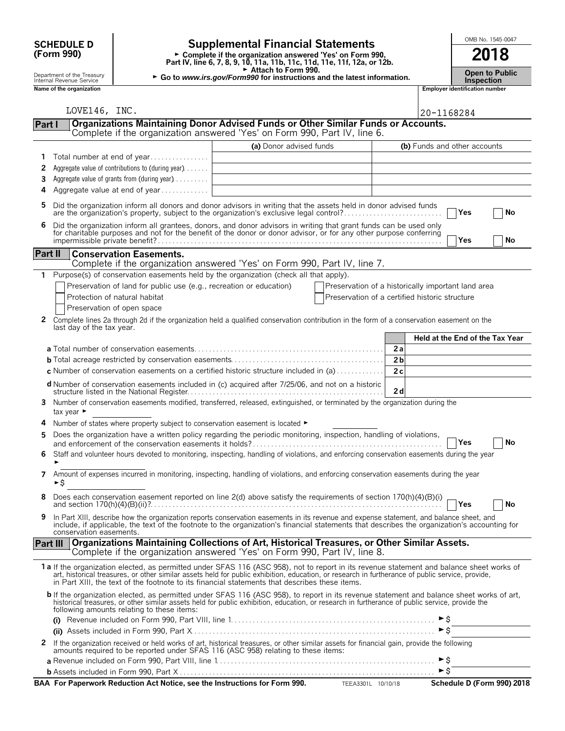# SCHEDULE D (Form 990)

Department of the Treasury
Internal Revenue Service

## Supplemental Financial Statements

► Complete if the organization answered 'Yes' on Form 990, Part IV, line 6, 7, 8, 9, 10, 11a, 11b, 11c, 11d, 11e, 11f, 12a, or 12b.
► Attach to Form 990.
► Go to www.irs.gov/Form990 for instructions and the latest information.

OMB No. 1545-0047

**2018**

**Open to Public Inspection**

Name of the organization: LOVE146, INC.

Employer identification number: 20-1168284

## Part I Organizations Maintaining Donor Advised Funds or Other Similar Funds or Accounts.

Complete if the organization answered 'Yes' on Form 990, Part IV, line 6.

| | | (a) Donor advised funds | (b) Funds and other accounts |
|---|---|---|---|
| 1 | Total number at end of year | | |
| 2 | Aggregate value of contributions to (during year) | | |
| 3 | Aggregate value of grants from (during year) | | |
| 4 | Aggregate value at end of year | | |

5 Did the organization inform all donors and donor advisors in writing that the assets held in donor advised funds are the organization's property, subject to the organization's exclusive legal control? ☐ Yes ☐ No

6 Did the organization inform all grantees, donors, and donor advisors in writing that grant funds can be used only for charitable purposes and not for the benefit of the donor or donor advisor, or for any other purpose conferring impermissible private benefit? ☐ Yes ☐ No

## Part II Conservation Easements.

Complete if the organization answered 'Yes' on Form 990, Part IV, line 7.

1 Purpose(s) of conservation easements held by the organization (check all that apply).

- ☐ Preservation of land for public use (e.g., recreation or education)
- ☐ Protection of natural habitat
- ☐ Preservation of open space
- ☐ Preservation of a historically important land area
- ☐ Preservation of a certified historic structure

2 Complete lines 2a through 2d if the organization held a qualified conservation contribution in the form of a conservation easement on the last day of the tax year.

| | | Held at the End of the Tax Year |
|---|---|---|
| a Total number of conservation easements | 2a | |
| b Total acreage restricted by conservation easements | 2b | |
| c Number of conservation easements on a certified historic structure included in (a) | 2c | |
| d Number of conservation easements included in (c) acquired after 7/25/06, and not on a historic structure listed in the National Register | 2d | |

3 Number of conservation easements modified, transferred, released, extinguished, or terminated by the organization during the tax year ►

4 Number of states where property subject to conservation easement is located ►

5 Does the organization have a written policy regarding the periodic monitoring, inspection, handling of violations, and enforcement of the conservation easements it holds? ☐ Yes ☐ No

6 Staff and volunteer hours devoted to monitoring, inspecting, handling of violations, and enforcing conservation easements during the year ►

7 Amount of expenses incurred in monitoring, inspecting, handling of violations, and enforcing conservation easements during the year ►$

8 Does each conservation easement reported on line 2(d) above satisfy the requirements of section 170(h)(4)(B)(i) and section 170(h)(4)(B)(ii)? ☐ Yes ☐ No

9 In Part XIII, describe how the organization reports conservation easements in its revenue and expense statement, and balance sheet, and include, if applicable, the text of the footnote to the organization's financial statements that describes the organization's accounting for conservation easements.

## Part III Organizations Maintaining Collections of Art, Historical Treasures, or Other Similar Assets.

Complete if the organization answered 'Yes' on Form 990, Part IV, line 8.

1a If the organization elected, as permitted under SFAS 116 (ASC 958), not to report in its revenue statement and balance sheet works of art, historical treasures, or other similar assets held for public exhibition, education, or research in furtherance of public service, provide, in Part XIII, the text of the footnote to its financial statements that describes these items.

b If the organization elected, as permitted under SFAS 116 (ASC 958), to report in its revenue statement and balance sheet works of art, historical treasures, or other similar assets held for public exhibition, education, or research in furtherance of public service, provide the following amounts relating to these items:

(i) Revenue included on Form 990, Part VIII, line 1 ►$

(ii) Assets included in Form 990, Part X ►$

2 If the organization received or held works of art, historical treasures, or other similar assets for financial gain, provide the following amounts required to be reported under SFAS 116 (ASC 958) relating to these items:

a Revenue included on Form 990, Part VIII, line 1 ►$

b Assets included in Form 990, Part X ►$

BAA For Paperwork Reduction Act Notice, see the Instructions for Form 990. TEEA3301L 10/10/18 Schedule D (Form 990) 2018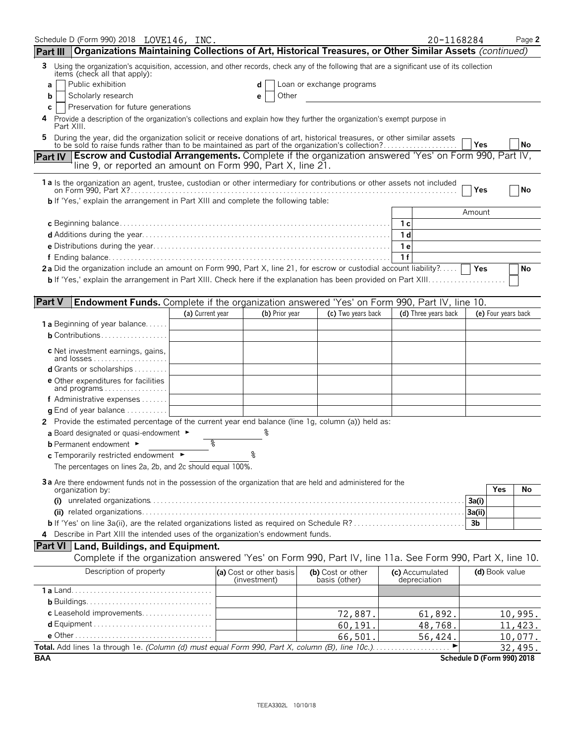Schedule D (Form 990) 2018 LOVE146, INC. 20-1168284 Page 2

## Part III Organizations Maintaining Collections of Art, Historical Treasures, or Other Similar Assets *(continued)*

**3** Using the organization's acquisition, accession, and other records, check any of the following that are a significant use of its collection items (check all that apply):

- **a** ☐ Public exhibition
- **b** ☐ Scholarly research
- **c** ☐ Preservation for future generations
- **d** ☐ Loan or exchange programs
- **e** ☐ Other

**4** Provide a description of the organization's collections and explain how they further the organization's exempt purpose in Part XIII.

**5** During the year, did the organization solicit or receive donations of art, historical treasures, or other similar assets to be sold to raise funds rather than to be maintained as part of the organization's collection? ☐ Yes ☐ No

## Part IV Escrow and Custodial Arrangements.

Complete if the organization answered 'Yes' on Form 990, Part IV, line 9, or reported an amount on Form 990, Part X, line 21.

**1a** Is the organization an agent, trustee, custodian or other intermediary for contributions or other assets not included on Form 990, Part X? ☐ Yes ☐ No

**b** If 'Yes,' explain the arrangement in Part XIII and complete the following table:

| | | Amount |
|---|---|---|
| **c** Beginning balance | 1c | |
| **d** Additions during the year | 1d | |
| **e** Distributions during the year | 1e | |
| **f** Ending balance | 1f | |

**2a** Did the organization include an amount on Form 990, Part X, line 21, for escrow or custodial account liability? ☐ Yes ☐ No

**b** If 'Yes,' explain the arrangement in Part XIII. Check here if the explanation has been provided on Part XIII ☐

## Part V Endowment Funds.

Complete if the organization answered 'Yes' on Form 990, Part IV, line 10.

| | (a) Current year | (b) Prior year | (c) Two years back | (d) Three years back | (e) Four years back |
|---|---|---|---|---|---|
| **1a** Beginning of year balance | | | | | |
| **b** Contributions | | | | | |
| **c** Net investment earnings, gains, and losses | | | | | |
| **d** Grants or scholarships | | | | | |
| **e** Other expenditures for facilities and programs | | | | | |
| **f** Administrative expenses | | | | | |
| **g** End of year balance | | | | | |

**2** Provide the estimated percentage of the current year end balance (line 1g, column (a)) held as:

- **a** Board designated or quasi-endowment ► %
- **b** Permanent endowment ► %
- **c** Temporarily restricted endowment ► %

The percentages on lines 2a, 2b, and 2c should equal 100%.

**3a** Are there endowment funds not in the possession of the organization that are held and administered for the organization by:

| | | Yes | No |
|---|---|---|---|
| **(i)** unrelated organizations | 3a(i) | | |
| **(ii)** related organizations | 3a(ii) | | |
| **b** If 'Yes' on line 3a(ii), are the related organizations listed as required on Schedule R? | 3b | | |

**4** Describe in Part XIII the intended uses of the organization's endowment funds.

## Part VI Land, Buildings, and Equipment.

Complete if the organization answered 'Yes' on Form 990, Part IV, line 11a. See Form 990, Part X, line 10.

| Description of property | (a) Cost or other basis (investment) | (b) Cost or other basis (other) | (c) Accumulated depreciation | (d) Book value |
|---|---|---|---|---|
| **1a** Land | | | | |
| **b** Buildings | | | | |
| **c** Leasehold improvements | | 72,887. | 61,892. | 10,995. |
| **d** Equipment | | 60,191. | 48,768. | 11,423. |
| **e** Other | | 66,501. | 56,424. | 10,077. |
| **Total.** Add lines 1a through 1e. *(Column (d) must equal Form 990, Part X, column (B), line 10c.)* ► | | | | 32,495. |

BAA Schedule D (Form 990) 2018

TEEA3302L 10/10/18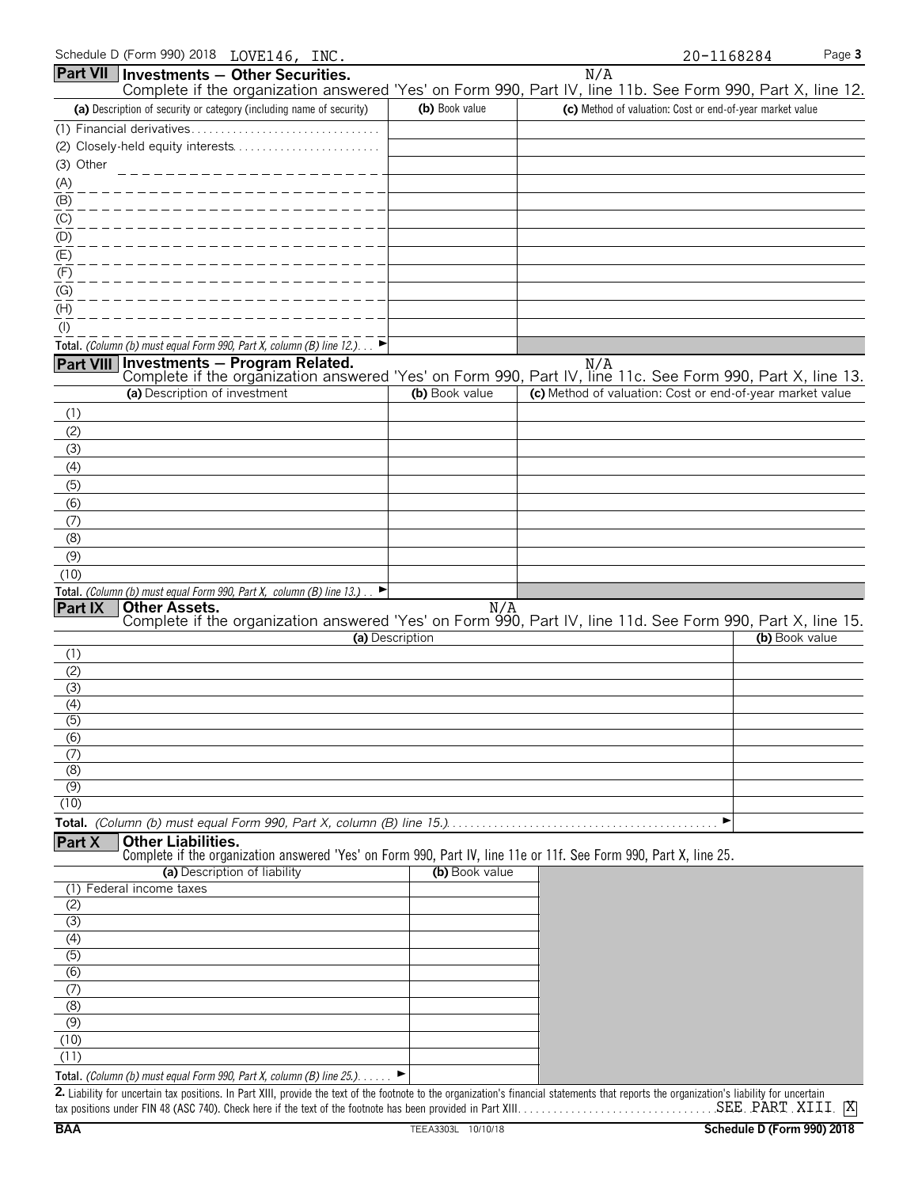Schedule D (Form 990) 2018 LOVE146, INC. 20-1168284

## Part VII Investments — Other Securities.

N/A

Complete if the organization answered 'Yes' on Form 990, Part IV, line 11b. See Form 990, Part X, line 12.

| (a) Description of security or category (including name of security) | (b) Book value | (c) Method of valuation: Cost or end-of-year market value |
|---|---|---|
| (1) Financial derivatives | | |
| (2) Closely-held equity interests | | |
| (3) Other | | |
| (A) | | |
| (B) | | |
| (C) | | |
| (D) | | |
| (E) | | |
| (F) | | |
| (G) | | |
| (H) | | |
| (I) | | |
| **Total.** *(Column (b) must equal Form 990, Part X, column (B) line 12.)* ► | | |

## Part VIII Investments — Program Related.

N/A

Complete if the organization answered 'Yes' on Form 990, Part IV, line 11c. See Form 990, Part X, line 13.

| (a) Description of investment | (b) Book value | (c) Method of valuation: Cost or end-of-year market value |
|---|---|---|
| (1) | | |
| (2) | | |
| (3) | | |
| (4) | | |
| (5) | | |
| (6) | | |
| (7) | | |
| (8) | | |
| (9) | | |
| (10) | | |
| **Total.** *(Column (b) must equal Form 990, Part X, column (B) line 13.)* ► | | |

## Part IX Other Assets.

N/A

Complete if the organization answered 'Yes' on Form 990, Part IV, line 11d. See Form 990, Part X, line 15.

| (a) Description | (b) Book value |
|---|---|
| (1) | |
| (2) | |
| (3) | |
| (4) | |
| (5) | |
| (6) | |
| (7) | |
| (8) | |
| (9) | |
| (10) | |
| **Total.** *(Column (b) must equal Form 990, Part X, column (B) line 15.)* ► | |

## Part X Other Liabilities.

Complete if the organization answered 'Yes' on Form 990, Part IV, line 11e or 11f. See Form 990, Part X, line 25.

| (a) Description of liability | (b) Book value |
|---|---|
| (1) Federal income taxes | |
| (2) | |
| (3) | |
| (4) | |
| (5) | |
| (6) | |
| (7) | |
| (8) | |
| (9) | |
| (10) | |
| (11) | |
| **Total.** *(Column (b) must equal Form 990, Part X, column (B) line 25.)* ► | |

**2.** Liability for uncertain tax positions. In Part XIII, provide the text of the footnote to the organization's financial statements that reports the organization's liability for uncertain tax positions under FIN 48 (ASC 740). Check here if the text of the footnote has been provided in Part XIII. SEE PART XIII [X]

BAA TEEA3303L 10/10/18 Schedule D (Form 990) 2018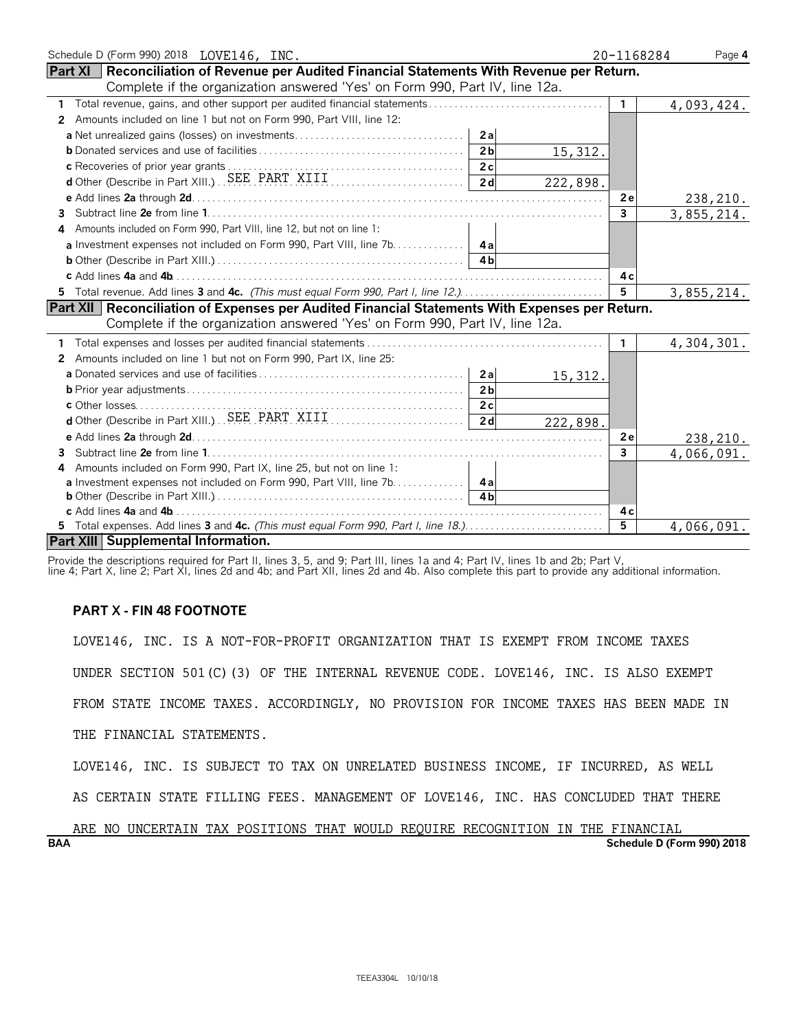Schedule D (Form 990) 2018 LOVE146, INC. 20-1168284 Page 4

## Part XI | Reconciliation of Revenue per Audited Financial Statements With Revenue per Return.

Complete if the organization answered 'Yes' on Form 990, Part IV, line 12a.

| | | | | |
|---|---|---|---|---|
| **1** Total revenue, gains, and other support per audited financial statements | | | 1 | 4,093,424. |
| **2** Amounts included on line 1 but not on Form 990, Part VIII, line 12: | | | | |
| **a** Net unrealized gains (losses) on investments | 2a | | | |
| **b** Donated services and use of facilities | 2b | 15,312. | | |
| **c** Recoveries of prior year grants | 2c | | | |
| **d** Other (Describe in Part XIII.) SEE PART XIII | 2d | 222,898. | | |
| **e** Add lines **2a** through **2d** | | | 2e | 238,210. |
| **3** Subtract line **2e** from line **1** | | | 3 | 3,855,214. |
| **4** Amounts included on Form 990, Part VIII, line 12, but not on line 1: | | | | |
| **a** Investment expenses not included on Form 990, Part VIII, line 7b | 4a | | | |
| **b** Other (Describe in Part XIII.) | 4b | | | |
| **c** Add lines **4a** and **4b** | | | 4c | |
| **5** Total revenue. Add lines **3** and **4c.** *(This must equal Form 990, Part I, line 12.)* | | | 5 | 3,855,214. |

## Part XII | Reconciliation of Expenses per Audited Financial Statements With Expenses per Return.

Complete if the organization answered 'Yes' on Form 990, Part IV, line 12a.

| | | | | |
|---|---|---|---|---|
| **1** Total expenses and losses per audited financial statements | | | 1 | 4,304,301. |
| **2** Amounts included on line 1 but not on Form 990, Part IX, line 25: | | | | |
| **a** Donated services and use of facilities | 2a | 15,312. | | |
| **b** Prior year adjustments | 2b | | | |
| **c** Other losses | 2c | | | |
| **d** Other (Describe in Part XIII.) SEE PART XIII | 2d | 222,898. | | |
| **e** Add lines **2a** through **2d** | | | 2e | 238,210. |
| **3** Subtract line **2e** from line **1** | | | 3 | 4,066,091. |
| **4** Amounts included on Form 990, Part IX, line 25, but not on line 1: | | | | |
| **a** Investment expenses not included on Form 990, Part VIII, line 7b | 4a | | | |
| **b** Other (Describe in Part XIII.) | 4b | | | |
| **c** Add lines **4a** and **4b** | | | 4c | |
| **5** Total expenses. Add lines **3** and **4c.** *(This must equal Form 990, Part I, line 18.)* | | | 5 | 4,066,091. |

## Part XIII | Supplemental Information.

Provide the descriptions required for Part II, lines 3, 5, and 9; Part III, lines 1a and 4; Part IV, lines 1b and 2b; Part V, line 4; Part X, line 2; Part XI, lines 2d and 4b; and Part XII, lines 2d and 4b. Also complete this part to provide any additional information.

**PART X - FIN 48 FOOTNOTE**

LOVE146, INC. IS A NOT-FOR-PROFIT ORGANIZATION THAT IS EXEMPT FROM INCOME TAXES UNDER SECTION 501(C)(3) OF THE INTERNAL REVENUE CODE. LOVE146, INC. IS ALSO EXEMPT FROM STATE INCOME TAXES. ACCORDINGLY, NO PROVISION FOR INCOME TAXES HAS BEEN MADE IN THE FINANCIAL STATEMENTS.

LOVE146, INC. IS SUBJECT TO TAX ON UNRELATED BUSINESS INCOME, IF INCURRED, AS WELL AS CERTAIN STATE FILLING FEES. MANAGEMENT OF LOVE146, INC. HAS CONCLUDED THAT THERE ARE NO UNCERTAIN TAX POSITIONS THAT WOULD REQUIRE RECOGNITION IN THE FINANCIAL

BAA Schedule D (Form 990) 2018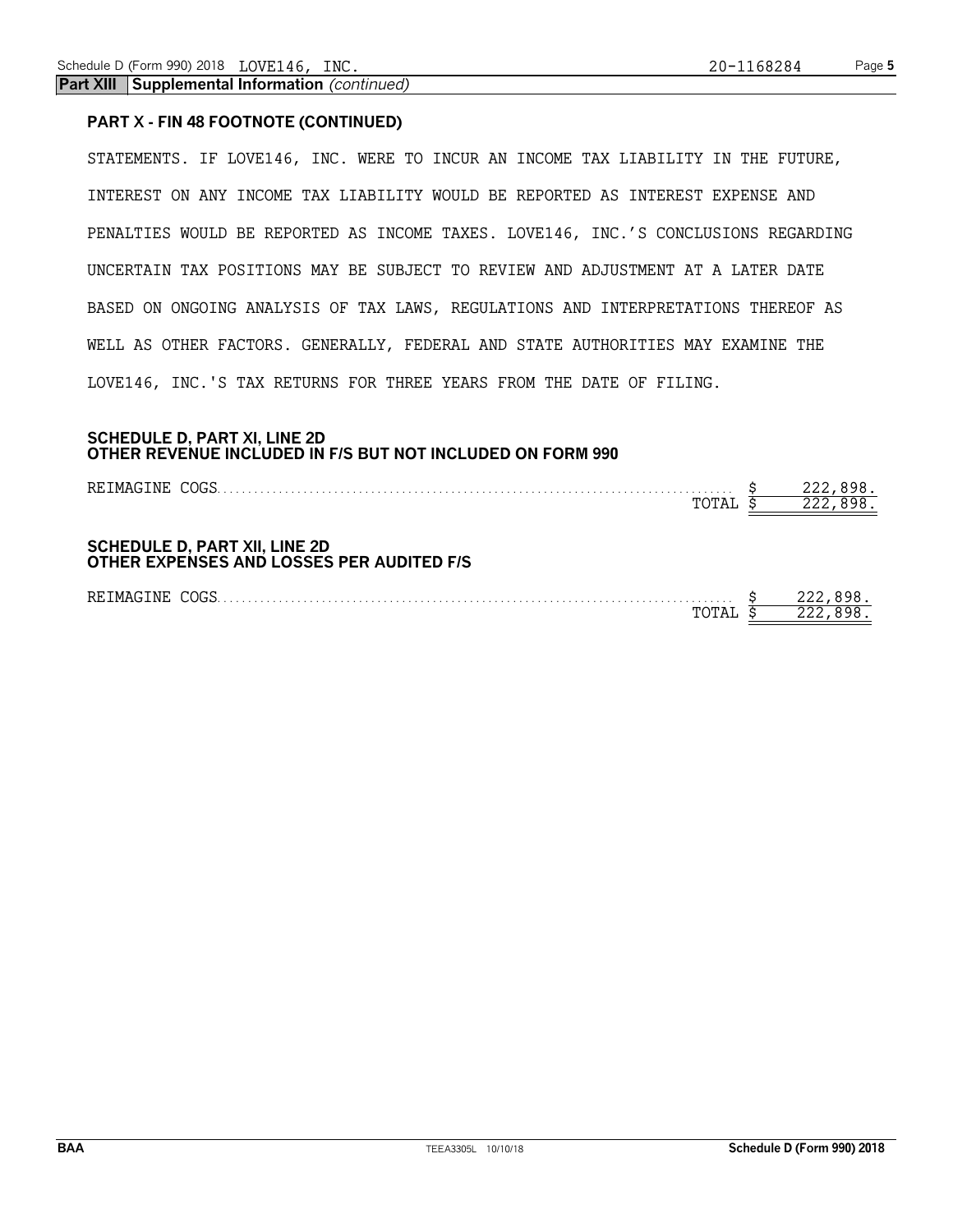**Part XIII Supplemental Information** *(continued)*

**PART X - FIN 48 FOOTNOTE (CONTINUED)**

STATEMENTS. IF LOVE146, INC. WERE TO INCUR AN INCOME TAX LIABILITY IN THE FUTURE, INTEREST ON ANY INCOME TAX LIABILITY WOULD BE REPORTED AS INTEREST EXPENSE AND PENALTIES WOULD BE REPORTED AS INCOME TAXES. LOVE146, INC.'S CONCLUSIONS REGARDING UNCERTAIN TAX POSITIONS MAY BE SUBJECT TO REVIEW AND ADJUSTMENT AT A LATER DATE BASED ON ONGOING ANALYSIS OF TAX LAWS, REGULATIONS AND INTERPRETATIONS THEREOF AS WELL AS OTHER FACTORS. GENERALLY, FEDERAL AND STATE AUTHORITIES MAY EXAMINE THE LOVE146, INC.'S TAX RETURNS FOR THREE YEARS FROM THE DATE OF FILING.

**SCHEDULE D, PART XI, LINE 2D**
**OTHER REVENUE INCLUDED IN F/S BUT NOT INCLUDED ON FORM 990**

| | | |
|---|---|---|
| REIMAGINE COGS | $ | 222,898. |
| TOTAL | $ | 222,898. |

**SCHEDULE D, PART XII, LINE 2D**
**OTHER EXPENSES AND LOSSES PER AUDITED F/S**

| | | |
|---|---|---|
| REIMAGINE COGS | $ | 222,898. |
| TOTAL | $ | 222,898. |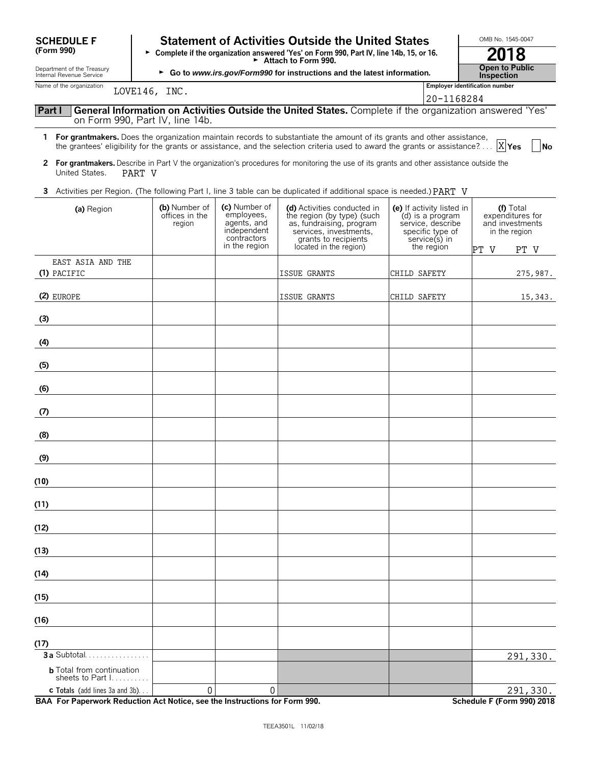**SCHEDULE F**
**(Form 990)**

Department of the Treasury
Internal Revenue Service

# Statement of Activities Outside the United States

► Complete if the organization answered 'Yes' on Form 990, Part IV, line 14b, 15, or 16.
► Attach to Form 990.
► Go to *www.irs.gov/Form990* for instructions and the latest information.

OMB No. 1545-0047

**2018**

**Open to Public Inspection**

Name of the organization: LOVE146, INC.

Employer identification number: 20-1168284

**Part I** **General Information on Activities Outside the United States.** Complete if the organization answered 'Yes' on Form 990, Part IV, line 14b.

**1** **For grantmakers.** Does the organization maintain records to substantiate the amount of its grants and other assistance, the grantees' eligibility for the grants or assistance, and the selection criteria used to award the grants or assistance? .... [X] Yes [ ] No

**2** **For grantmakers.** Describe in Part V the organization's procedures for monitoring the use of its grants and other assistance outside the United States. PART V

**3** Activities per Region. (The following Part I, line 3 table can be duplicated if additional space is needed.) PART V

| (a) Region | (b) Number of offices in the region | (c) Number of employees, agents, and independent contractors in the region | (d) Activities conducted in the region (by type) (such as, fundraising, program services, investments, grants to recipients located in the region) | (e) If activity listed in (d) is a program service, describe specific type of service(s) in the region | (f) Total expenditures for and investments in the region PT V PT V |
|---|---|---|---|---|---|
| (1) EAST ASIA AND THE PACIFIC | | | ISSUE GRANTS | CHILD SAFETY | 275,987. |
| (2) EUROPE | | | ISSUE GRANTS | CHILD SAFETY | 15,343. |
| (3) | | | | | |
| (4) | | | | | |
| (5) | | | | | |
| (6) | | | | | |
| (7) | | | | | |
| (8) | | | | | |
| (9) | | | | | |
| (10) | | | | | |
| (11) | | | | | |
| (12) | | | | | |
| (13) | | | | | |
| (14) | | | | | |
| (15) | | | | | |
| (16) | | | | | |
| (17) | | | | | |
| **3a** Subtotal | | | | | 291,330. |
| **b** Total from continuation sheets to Part I | | | | | |
| **c Totals** (add lines 3a and 3b) | 0 | 0 | | | 291,330. |

**BAA For Paperwork Reduction Act Notice, see the Instructions for Form 990.** **Schedule F (Form 990) 2018**

TEEA3501L 11/02/18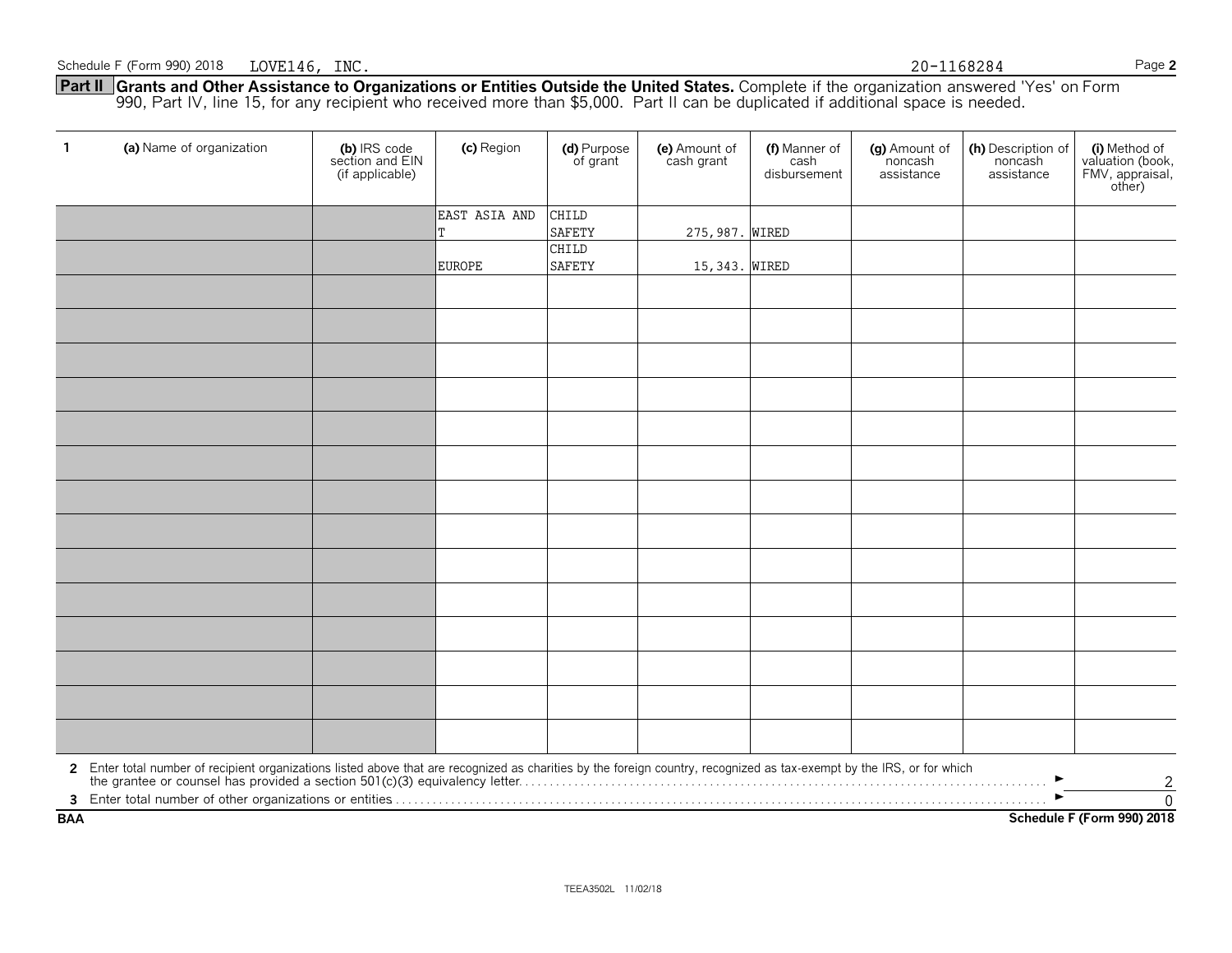Schedule F (Form 990) 2018 LOVE146, INC. 20-1168284

**Part II Grants and Other Assistance to Organizations or Entities Outside the United States.** Complete if the organization answered 'Yes' on Form 990, Part IV, line 15, for any recipient who received more than $5,000. Part II can be duplicated if additional space is needed.

| 1 (a) Name of organization | (b) IRS code section and EIN (if applicable) | (c) Region | (d) Purpose of grant | (e) Amount of cash grant | (f) Manner of cash disbursement | (g) Amount of noncash assistance | (h) Description of noncash assistance | (i) Method of valuation (book, FMV, appraisal, other) |
|---|---|---|---|---|---|---|---|---|
| | | EAST ASIA AND T | CHILD SAFETY | 275,987. | WIRED | | | |
| | | EUROPE | CHILD SAFETY | 15,343. | WIRED | | | |
| | | | | | | | | |
| | | | | | | | | |
| | | | | | | | | |
| | | | | | | | | |
| | | | | | | | | |
| | | | | | | | | |
| | | | | | | | | |
| | | | | | | | | |
| | | | | | | | | |
| | | | | | | | | |
| | | | | | | | | |
| | | | | | | | | |
| | | | | | | | | |
| | | | | | | | | |

2 Enter total number of recipient organizations listed above that are recognized as charities by the foreign country, recognized as tax-exempt by the IRS, or for which the grantee or counsel has provided a section 501(c)(3) equivalency letter. ► 2

3 Enter total number of other organizations or entities ► 0

BAA Schedule F (Form 990) 2018

TEEA3502L 11/02/18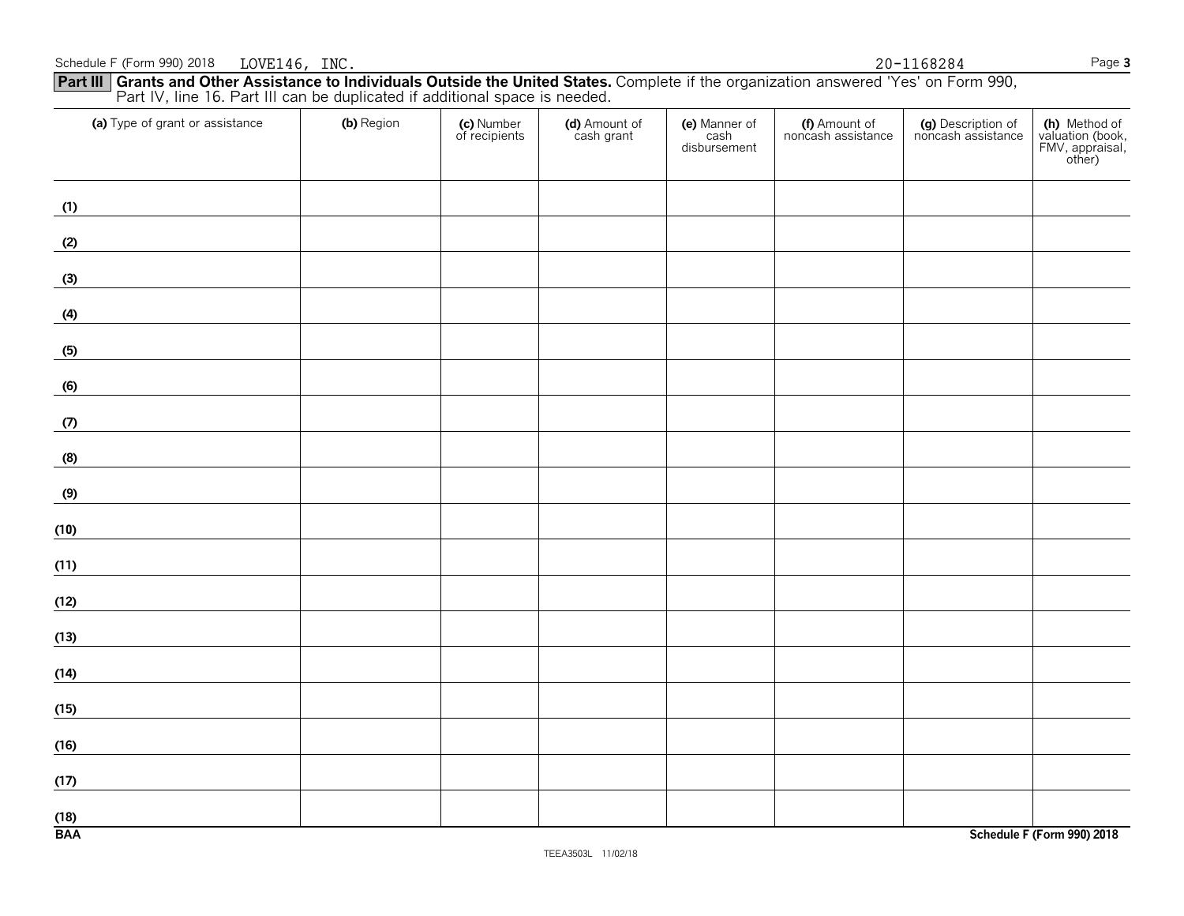Schedule F (Form 990) 2018 LOVE146, INC. 20-1168284

**Part III** **Grants and Other Assistance to Individuals Outside the United States.** Complete if the organization answered 'Yes' on Form 990, Part IV, line 16. Part III can be duplicated if additional space is needed.

| (a) Type of grant or assistance | (b) Region | (c) Number of recipients | (d) Amount of cash grant | (e) Manner of cash disbursement | (f) Amount of noncash assistance | (g) Description of noncash assistance | (h) Method of valuation (book, FMV, appraisal, other) |
|---|---|---|---|---|---|---|---|
| (1) | | | | | | | |
| (2) | | | | | | | |
| (3) | | | | | | | |
| (4) | | | | | | | |
| (5) | | | | | | | |
| (6) | | | | | | | |
| (7) | | | | | | | |
| (8) | | | | | | | |
| (9) | | | | | | | |
| (10) | | | | | | | |
| (11) | | | | | | | |
| (12) | | | | | | | |
| (13) | | | | | | | |
| (14) | | | | | | | |
| (15) | | | | | | | |
| (16) | | | | | | | |
| (17) | | | | | | | |
| (18) | | | | | | | |

BAA Schedule F (Form 990) 2018

TEEA3503L 11/02/18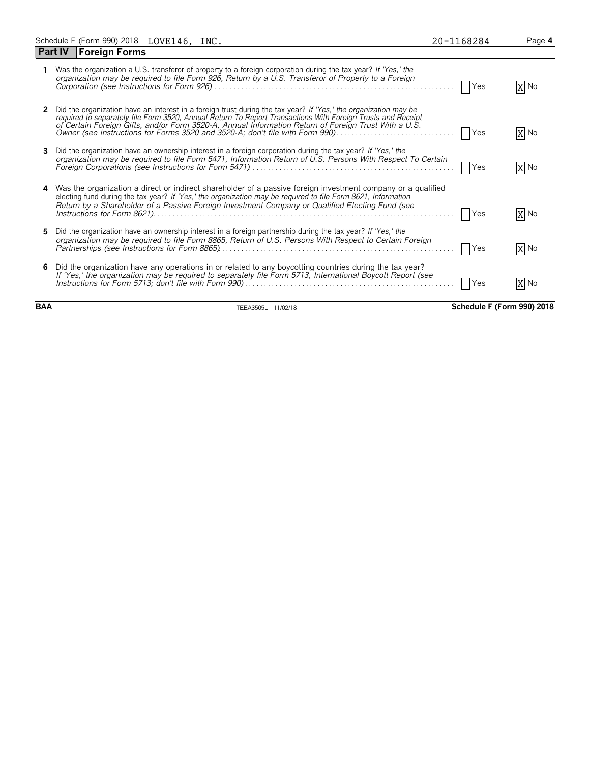Schedule F (Form 990) 2018 LOVE146, INC. 20-1168284

## Part IV Foreign Forms

1 Was the organization a U.S. transferor of property to a foreign corporation during the tax year? *If 'Yes,' the organization may be required to file Form 926, Return by a U.S. Transferor of Property to a Foreign Corporation (see Instructions for Form 926)* . . . . . . . . . . . . . . . . . . . . . . . . . . . . . . . . [ ] Yes [X] No

2 Did the organization have an interest in a foreign trust during the tax year? *If 'Yes,' the organization may be required to separately file Form 3520, Annual Return To Report Transactions With Foreign Trusts and Receipt of Certain Foreign Gifts, and/or Form 3520-A, Annual Information Return of Foreign Trust With a U.S. Owner (see Instructions for Forms 3520 and 3520-A; don't file with Form 990)* . . . . . . . . . . . . . . . . [ ] Yes [X] No

3 Did the organization have an ownership interest in a foreign corporation during the tax year? *If 'Yes,' the organization may be required to file Form 5471, Information Return of U.S. Persons With Respect To Certain Foreign Corporations (see Instructions for Form 5471)* . . . . . . . . . . . . . . . . . . . . . . . . . . . . [ ] Yes [X] No

4 Was the organization a direct or indirect shareholder of a passive foreign investment company or a qualified electing fund during the tax year? *If 'Yes,' the organization may be required to file Form 8621, Information Return by a Shareholder of a Passive Foreign Investment Company or Qualified Electing Fund (see Instructions for Form 8621)* . . . . . . . . . . . . . . . . . . . . . . . . . . . . . . . . . . . . . . . . . [ ] Yes [X] No

5 Did the organization have an ownership interest in a foreign partnership during the tax year? *If 'Yes,' the organization may be required to file Form 8865, Return of U.S. Persons With Respect to Certain Foreign Partnerships (see Instructions for Form 8865)* . . . . . . . . . . . . . . . . . . . . . . . . . . . . . . . . [ ] Yes [X] No

6 Did the organization have any operations in or related to any boycotting countries during the tax year? *If 'Yes,' the organization may be required to separately file Form 5713, International Boycott Report (see Instructions for Form 5713; don't file with Form 990)* . . . . . . . . . . . . . . . . . . . . . . . . . . . [ ] Yes [X] No

BAA TEEA3505L 11/02/18 **Schedule F (Form 990) 2018**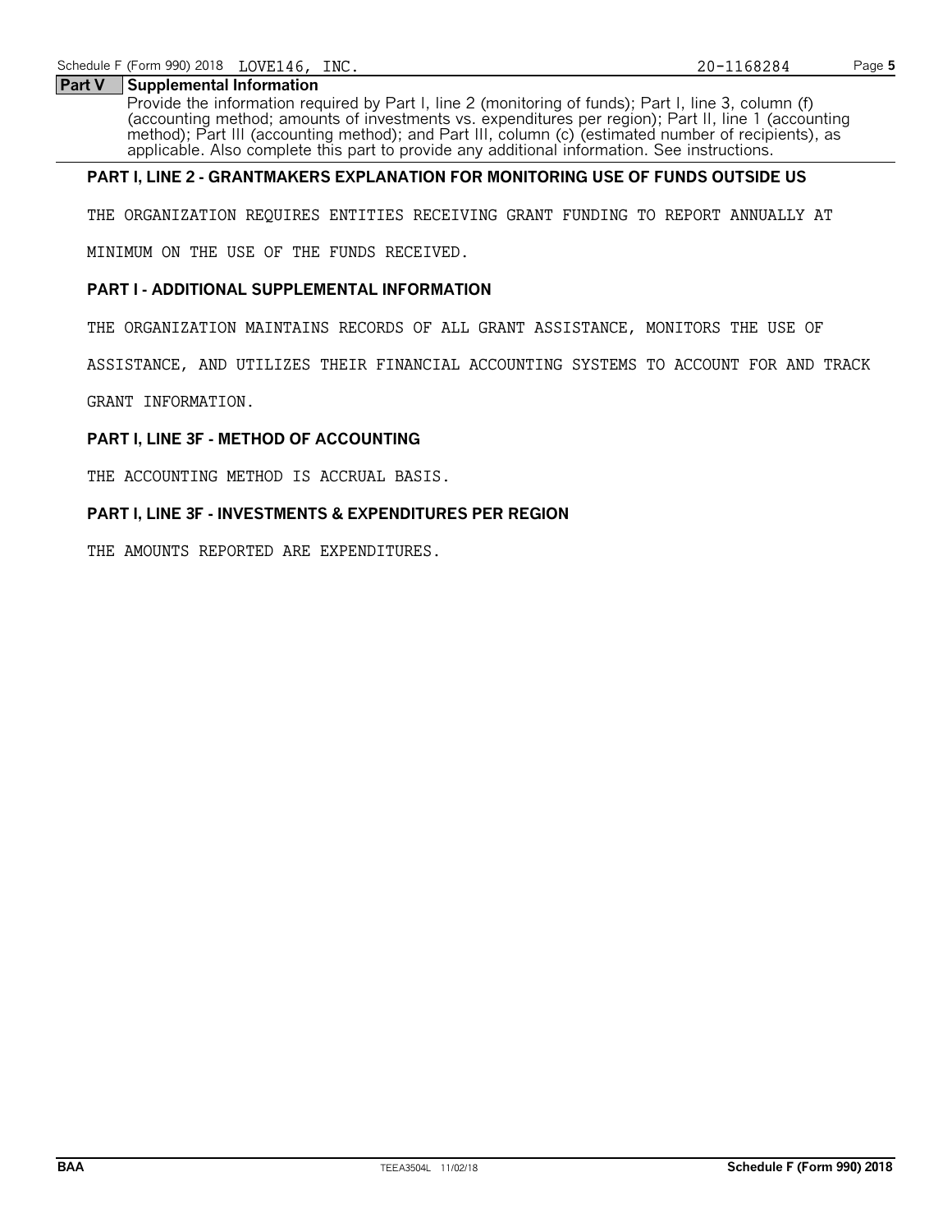## Part V Supplemental Information

Provide the information required by Part I, line 2 (monitoring of funds); Part I, line 3, column (f) (accounting method; amounts of investments vs. expenditures per region); Part II, line 1 (accounting method); Part III (accounting method); and Part III, column (c) (estimated number of recipients), as applicable. Also complete this part to provide any additional information. See instructions.

**PART I, LINE 2 - GRANTMAKERS EXPLANATION FOR MONITORING USE OF FUNDS OUTSIDE US**

THE ORGANIZATION REQUIRES ENTITIES RECEIVING GRANT FUNDING TO REPORT ANNUALLY AT MINIMUM ON THE USE OF THE FUNDS RECEIVED.

**PART I - ADDITIONAL SUPPLEMENTAL INFORMATION**

THE ORGANIZATION MAINTAINS RECORDS OF ALL GRANT ASSISTANCE, MONITORS THE USE OF ASSISTANCE, AND UTILIZES THEIR FINANCIAL ACCOUNTING SYSTEMS TO ACCOUNT FOR AND TRACK GRANT INFORMATION.

**PART I, LINE 3F - METHOD OF ACCOUNTING**

THE ACCOUNTING METHOD IS ACCRUAL BASIS.

**PART I, LINE 3F - INVESTMENTS & EXPENDITURES PER REGION**

THE AMOUNTS REPORTED ARE EXPENDITURES.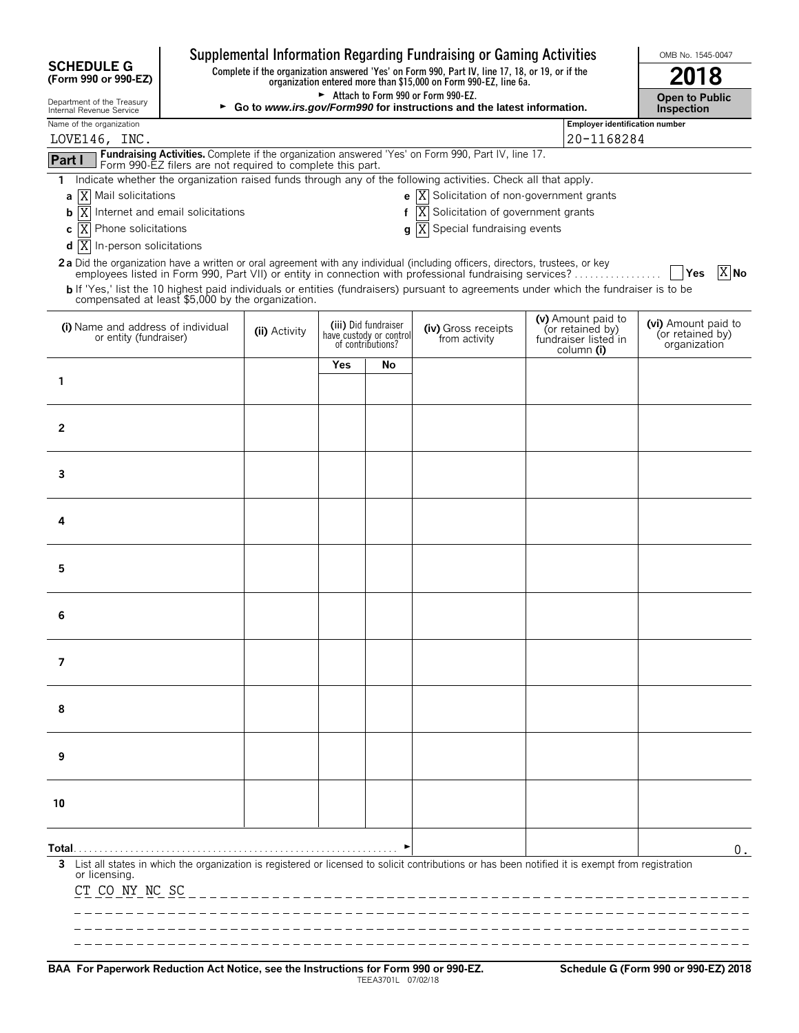# SCHEDULE G (Form 990 or 990-EZ)

## Supplemental Information Regarding Fundraising or Gaming Activities

**Complete if the organization answered 'Yes' on Form 990, Part IV, line 17, 18, or 19, or if the organization entered more than $15,000 on Form 990-EZ, line 6a.**

► Attach to Form 990 or Form 990-EZ.

► **Go to *www.irs.gov/Form990* for instructions and the latest information.**

Department of the Treasury
Internal Revenue Service

OMB No. 1545-0047

**2018**

**Open to Public Inspection**

| Name of the organization | Employer identification number |
|---|---|
| LOVE146, INC. | 20-1168284 |

**Part I** **Fundraising Activities.** Complete if the organization answered 'Yes' on Form 990, Part IV, line 17. Form 990-EZ filers are not required to complete this part.

**1** Indicate whether the organization raised funds through any of the following activities. Check all that apply.

- **a** [X] Mail solicitations
- **b** [X] Internet and email solicitations
- **c** [X] Phone solicitations
- **d** [X] In-person solicitations
- **e** [X] Solicitation of non-government grants
- **f** [X] Solicitation of government grants
- **g** [X] Special fundraising events

**2a** Did the organization have a written or oral agreement with any individual (including officers, directors, trustees, or key employees listed in Form 990, Part VII) or entity in connection with professional fundraising services? . . . . . . . . . . . . . . . . [ ] Yes [X] No

**b** If 'Yes,' list the 10 highest paid individuals or entities (fundraisers) pursuant to agreements under which the fundraiser is to be compensated at least $5,000 by the organization.

| **(i)** Name and address of individual or entity (fundraiser) | **(ii)** Activity | **(iii)** Did fundraiser have custody or control of contributions? Yes | No | **(iv)** Gross receipts from activity | **(v)** Amount paid to (or retained by) fundraiser listed in column **(i)** | **(vi)** Amount paid to (or retained by) organization |
|---|---|---|---|---|---|---|
| 1 | | | | | | |
| 2 | | | | | | |
| 3 | | | | | | |
| 4 | | | | | | |
| 5 | | | | | | |
| 6 | | | | | | |
| 7 | | | | | | |
| 8 | | | | | | |
| 9 | | | | | | |
| 10 | | | | | | |
| **Total** . . . . . . . . . . . . . . . . . . . . . . . . . . . . . . . . . . ► | | | | | | 0. |

**3** List all states in which the organization is registered or licensed to solicit contributions or has been notified it is exempt from registration or licensing.

CT CO NY NC SC

**BAA For Paperwork Reduction Act Notice, see the Instructions for Form 990 or 990-EZ.** TEEA3701L 07/02/18 **Schedule G (Form 990 or 990-EZ) 2018**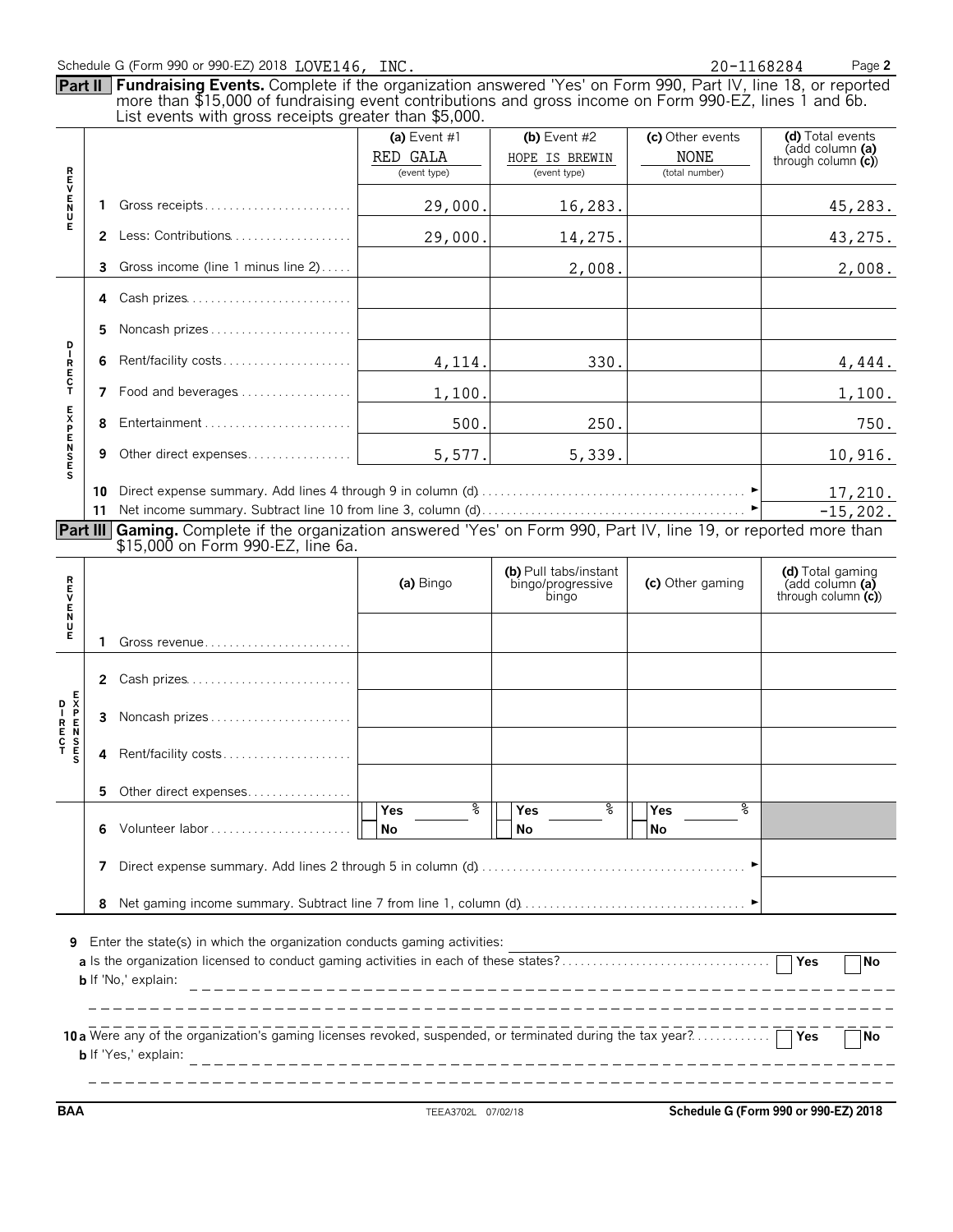Schedule G (Form 990 or 990-EZ) 2018 LOVE146, INC. 20-1168284 Page **2**

**Part II** **Fundraising Events.** Complete if the organization answered 'Yes' on Form 990, Part IV, line 18, or reported more than $15,000 of fundraising event contributions and gross income on Form 990-EZ, lines 1 and 6b. List events with gross receipts greater than $5,000.

| | | (a) Event #1 RED GALA (event type) | (b) Event #2 HOPE IS BREWIN (event type) | (c) Other events NONE (total number) | (d) Total events (add column (a) through column (c)) |
|---|---|---|---|---|---|
| REVENUE | 1 Gross receipts | 29,000. | 16,283. | | 45,283. |
| | 2 Less: Contributions | 29,000. | 14,275. | | 43,275. |
| | 3 Gross income (line 1 minus line 2) | | 2,008. | | 2,008. |
| DIRECT EXPENSES | 4 Cash prizes | | | | |
| | 5 Noncash prizes | | | | |
| | 6 Rent/facility costs | 4,114. | 330. | | 4,444. |
| | 7 Food and beverages | 1,100. | | | 1,100. |
| | 8 Entertainment | 500. | 250. | | 750. |
| | 9 Other direct expenses | 5,577. | 5,339. | | 10,916. |
| | 10 Direct expense summary. Add lines 4 through 9 in column (d) | | | | 17,210. |
| | 11 Net income summary. Subtract line 10 from line 3, column (d) | | | | -15,202. |

**Part III** **Gaming.** Complete if the organization answered 'Yes' on Form 990, Part IV, line 19, or reported more than $15,000 on Form 990-EZ, line 6a.

| | | (a) Bingo | (b) Pull tabs/instant bingo/progressive bingo | (c) Other gaming | (d) Total gaming (add column (a) through column (c)) |
|---|---|---|---|---|---|
| REVENUE | 1 Gross revenue | | | | |
| DIRECT EXPENSES | 2 Cash prizes | | | | |
| | 3 Noncash prizes | | | | |
| | 4 Rent/facility costs | | | | |
| | 5 Other direct expenses | | | | |
| | 6 Volunteer labor | Yes ___ % No | Yes ___ % No | Yes ___ % No | |
| | 7 Direct expense summary. Add lines 2 through 5 in column (d) | | | | |
| | 8 Net gaming income summary. Subtract line 7 from line 1, column (d) | | | | |

**9** Enter the state(s) in which the organization conducts gaming activities:

**a** Is the organization licensed to conduct gaming activities in each of these states? ☐ Yes ☐ No

**b** If 'No,' explain:

**10a** Were any of the organization's gaming licenses revoked, suspended, or terminated during the tax year? ☐ Yes ☐ No

**b** If 'Yes,' explain:

BAA TEEA3702L 07/02/18 **Schedule G (Form 990 or 990-EZ) 2018**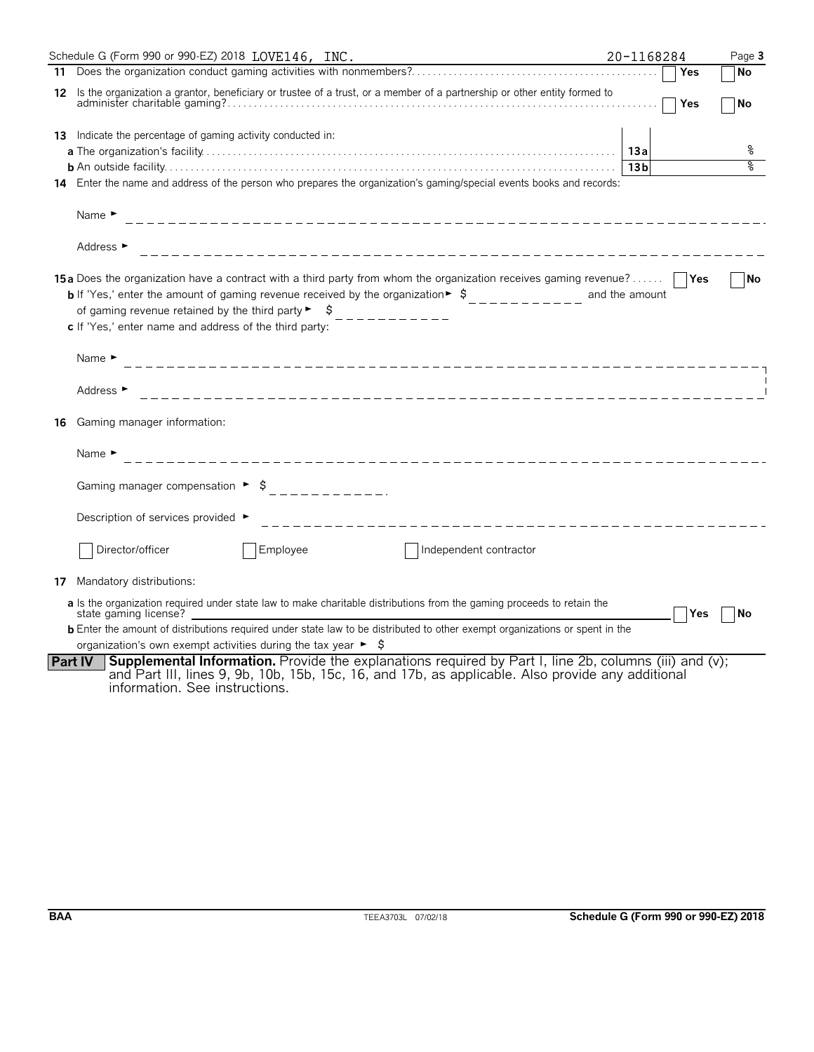Schedule G (Form 990 or 990-EZ) 2018 LOVE146, INC. 20-1168284 Page **3**

**11** Does the organization conduct gaming activities with nonmembers? ☐ Yes ☐ No

**12** Is the organization a grantor, beneficiary or trustee of a trust, or a member of a partnership or other entity formed to administer charitable gaming? ☐ Yes ☐ No

**13** Indicate the percentage of gaming activity conducted in:

**a** The organization's facility **13a** %

**b** An outside facility **13b** %

**14** Enter the name and address of the person who prepares the organization's gaming/special events books and records:

Name ►

Address ►

**15a** Does the organization have a contract with a third party from whom the organization receives gaming revenue? ☐ Yes ☐ No

**b** If 'Yes,' enter the amount of gaming revenue received by the organization ► $ ____________ and the amount of gaming revenue retained by the third party ► $ ____________

**c** If 'Yes,' enter name and address of the third party:

Name ►

Address ►

**16** Gaming manager information:

Name ►

Gaming manager compensation ► $ ____________

Description of services provided ►

☐ Director/officer ☐ Employee ☐ Independent contractor

**17** Mandatory distributions:

**a** Is the organization required under state law to make charitable distributions from the gaming proceeds to retain the state gaming license? ☐ Yes ☐ No

**b** Enter the amount of distributions required under state law to be distributed to other exempt organizations or spent in the organization's own exempt activities during the tax year ► $

**Part IV** **Supplemental Information.** Provide the explanations required by Part I, line 2b, columns (iii) and (v); and Part III, lines 9, 9b, 10b, 15b, 15c, 16, and 17b, as applicable. Also provide any additional information. See instructions.

**BAA** TEEA3703L 07/02/18 **Schedule G (Form 990 or 990-EZ) 2018**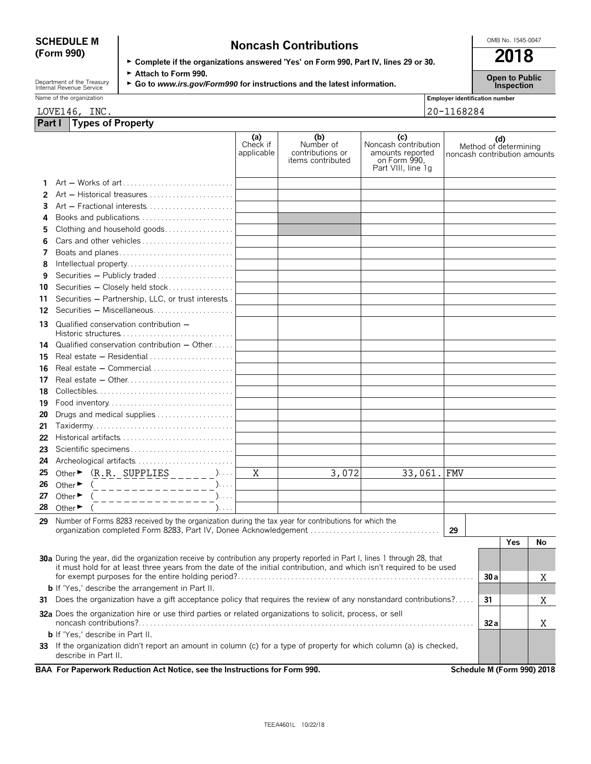**SCHEDULE M (Form 990)**

# Noncash Contributions

► Complete if the organizations answered 'Yes' on Form 990, Part IV, lines 29 or 30.
► Attach to Form 990.
► Go to *www.irs.gov/Form990* for instructions and the latest information.

OMB No. 1545-0047

**2018**

**Open to Public Inspection**

Department of the Treasury
Internal Revenue Service

Name of the organization: LOVE146, INC.

Employer identification number: 20-1168284

## Part I Types of Property

| | | (a) Check if applicable | (b) Number of contributions or items contributed | (c) Noncash contribution amounts reported on Form 990, Part VIII, line 1g | (d) Method of determining noncash contribution amounts |
|---|---|---|---|---|---|
| 1 | Art — Works of art | | | | |
| 2 | Art — Historical treasures | | | | |
| 3 | Art — Fractional interests | | | | |
| 4 | Books and publications | | | | |
| 5 | Clothing and household goods | | | | |
| 6 | Cars and other vehicles | | | | |
| 7 | Boats and planes | | | | |
| 8 | Intellectual property | | | | |
| 9 | Securities — Publicly traded | | | | |
| 10 | Securities — Closely held stock | | | | |
| 11 | Securities — Partnership, LLC, or trust interests | | | | |
| 12 | Securities — Miscellaneous | | | | |
| 13 | Qualified conservation contribution — Historic structures | | | | |
| 14 | Qualified conservation contribution — Other | | | | |
| 15 | Real estate — Residential | | | | |
| 16 | Real estate — Commercial | | | | |
| 17 | Real estate — Other | | | | |
| 18 | Collectibles | | | | |
| 19 | Food inventory | | | | |
| 20 | Drugs and medical supplies | | | | |
| 21 | Taxidermy | | | | |
| 22 | Historical artifacts | | | | |
| 23 | Scientific specimens | | | | |
| 24 | Archeological artifacts | | | | |
| 25 | Other ► (R.R. SUPPLIES) | X | 3,072 | 33,061. | FMV |
| 26 | Other ► ( ) | | | | |
| 27 | Other ► ( ) | | | | |
| 28 | Other ► ( ) | | | | |

**29** Number of Forms 8283 received by the organization during the tax year for contributions for which the organization completed Form 8283, Part IV, Donee Acknowledgement ... **29**

| | | | Yes | No |
|---|---|---|---|---|
| **30a** | During the year, did the organization receive by contribution any property reported in Part I, lines 1 through 28, that it must hold for at least three years from the date of the initial contribution, and which isn't required to be used for exempt purposes for the entire holding period? | 30a | | X |
| **b** | If 'Yes,' describe the arrangement in Part II. | | | |
| **31** | Does the organization have a gift acceptance policy that requires the review of any nonstandard contributions? | 31 | | X |
| **32a** | Does the organization hire or use third parties or related organizations to solicit, process, or sell noncash contributions? | 32a | | X |
| **b** | If 'Yes,' describe in Part II. | | | |
| **33** | If the organization didn't report an amount in column (c) for a type of property for which column (a) is checked, describe in Part II. | | | |

**BAA For Paperwork Reduction Act Notice, see the Instructions for Form 990.** **Schedule M (Form 990) 2018**

TEEA4601L 10/22/18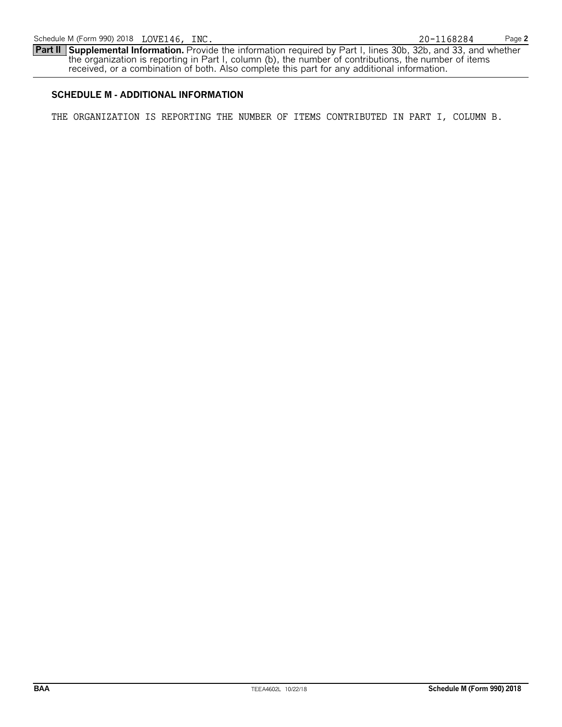Schedule M (Form 990) 2018 LOVE146, INC. 20-1168284

**Part II** **Supplemental Information.** Provide the information required by Part I, lines 30b, 32b, and 33, and whether the organization is reporting in Part I, column (b), the number of contributions, the number of items received, or a combination of both. Also complete this part for any additional information.

### SCHEDULE M - ADDITIONAL INFORMATION

THE ORGANIZATION IS REPORTING THE NUMBER OF ITEMS CONTRIBUTED IN PART I, COLUMN B.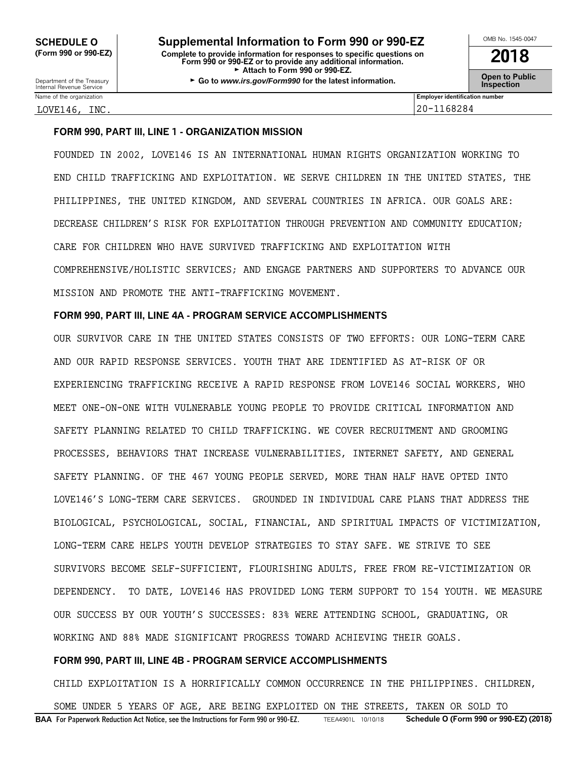**SCHEDULE O (Form 990 or 990-EZ)**

Department of the Treasury Internal Revenue Service

# Supplemental Information to Form 990 or 990-EZ

**Complete to provide information for responses to specific questions on Form 990 or 990-EZ or to provide any additional information.**
► Attach to Form 990 or 990-EZ.
► Go to *www.irs.gov/Form990* for the latest information.

OMB No. 1545-0047

**2018**

**Open to Public Inspection**

| Name of the organization | Employer identification number |
|---|---|
| LOVE146, INC. | 20-1168284 |

**FORM 990, PART III, LINE 1 - ORGANIZATION MISSION**

FOUNDED IN 2002, LOVE146 IS AN INTERNATIONAL HUMAN RIGHTS ORGANIZATION WORKING TO END CHILD TRAFFICKING AND EXPLOITATION. WE SERVE CHILDREN IN THE UNITED STATES, THE PHILIPPINES, THE UNITED KINGDOM, AND SEVERAL COUNTRIES IN AFRICA. OUR GOALS ARE: DECREASE CHILDREN'S RISK FOR EXPLOITATION THROUGH PREVENTION AND COMMUNITY EDUCATION; CARE FOR CHILDREN WHO HAVE SURVIVED TRAFFICKING AND EXPLOITATION WITH COMPREHENSIVE/HOLISTIC SERVICES; AND ENGAGE PARTNERS AND SUPPORTERS TO ADVANCE OUR MISSION AND PROMOTE THE ANTI-TRAFFICKING MOVEMENT.

**FORM 990, PART III, LINE 4A - PROGRAM SERVICE ACCOMPLISHMENTS**

OUR SURVIVOR CARE IN THE UNITED STATES CONSISTS OF TWO EFFORTS: OUR LONG-TERM CARE AND OUR RAPID RESPONSE SERVICES. YOUTH THAT ARE IDENTIFIED AS AT-RISK OF OR EXPERIENCING TRAFFICKING RECEIVE A RAPID RESPONSE FROM LOVE146 SOCIAL WORKERS, WHO MEET ONE-ON-ONE WITH VULNERABLE YOUNG PEOPLE TO PROVIDE CRITICAL INFORMATION AND SAFETY PLANNING RELATED TO CHILD TRAFFICKING. WE COVER RECRUITMENT AND GROOMING PROCESSES, BEHAVIORS THAT INCREASE VULNERABILITIES, INTERNET SAFETY, AND GENERAL SAFETY PLANNING. OF THE 467 YOUNG PEOPLE SERVED, MORE THAN HALF HAVE OPTED INTO LOVE146'S LONG-TERM CARE SERVICES. GROUNDED IN INDIVIDUAL CARE PLANS THAT ADDRESS THE BIOLOGICAL, PSYCHOLOGICAL, SOCIAL, FINANCIAL, AND SPIRITUAL IMPACTS OF VICTIMIZATION, LONG-TERM CARE HELPS YOUTH DEVELOP STRATEGIES TO STAY SAFE. WE STRIVE TO SEE SURVIVORS BECOME SELF-SUFFICIENT, FLOURISHING ADULTS, FREE FROM RE-VICTIMIZATION OR DEPENDENCY. TO DATE, LOVE146 HAS PROVIDED LONG TERM SUPPORT TO 154 YOUTH. WE MEASURE OUR SUCCESS BY OUR YOUTH'S SUCCESSES: 83% WERE ATTENDING SCHOOL, GRADUATING, OR WORKING AND 88% MADE SIGNIFICANT PROGRESS TOWARD ACHIEVING THEIR GOALS.

**FORM 990, PART III, LINE 4B - PROGRAM SERVICE ACCOMPLISHMENTS**

CHILD EXPLOITATION IS A HORRIFICALLY COMMON OCCURRENCE IN THE PHILIPPINES. CHILDREN, SOME UNDER 5 YEARS OF AGE, ARE BEING EXPLOITED ON THE STREETS, TAKEN OR SOLD TO

**BAA** For Paperwork Reduction Act Notice, see the Instructions for Form 990 or 990-EZ. TEEA4901L 10/10/18 **Schedule O (Form 990 or 990-EZ) (2018)**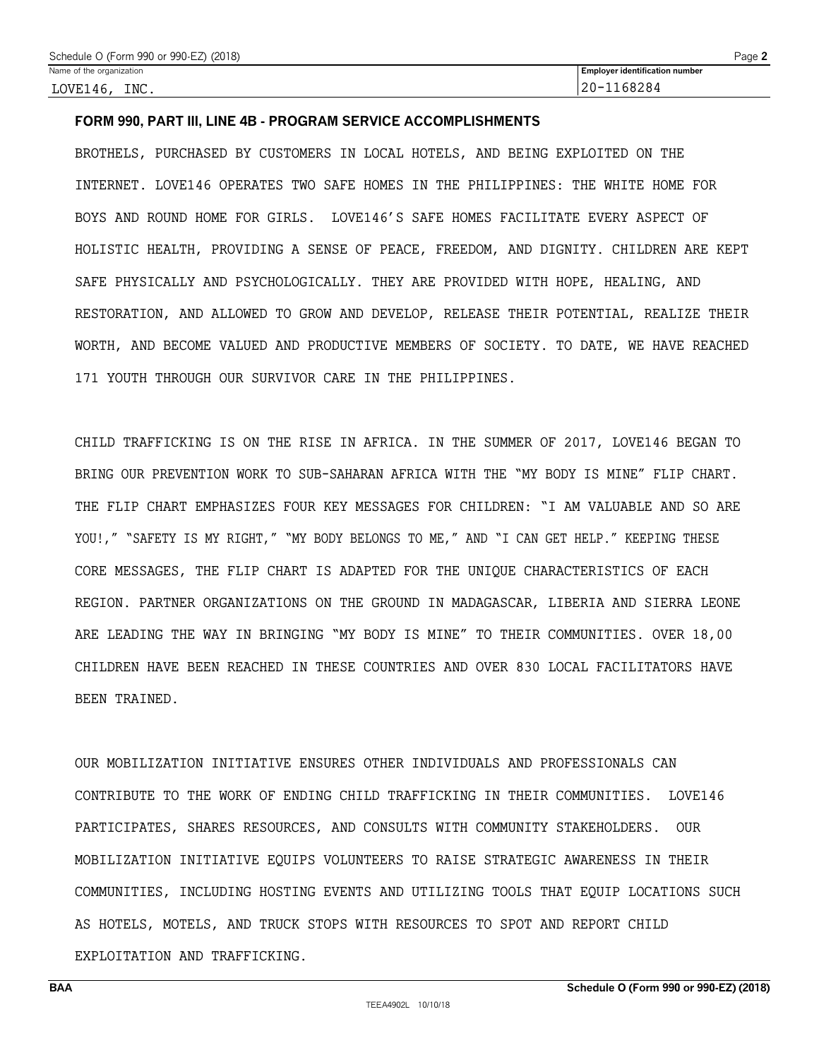Name of the organization: LOVE146, INC.

Employer identification number: 20-1168284

**FORM 990, PART III, LINE 4B - PROGRAM SERVICE ACCOMPLISHMENTS**

BROTHELS, PURCHASED BY CUSTOMERS IN LOCAL HOTELS, AND BEING EXPLOITED ON THE INTERNET. LOVE146 OPERATES TWO SAFE HOMES IN THE PHILIPPINES: THE WHITE HOME FOR BOYS AND ROUND HOME FOR GIRLS. LOVE146'S SAFE HOMES FACILITATE EVERY ASPECT OF HOLISTIC HEALTH, PROVIDING A SENSE OF PEACE, FREEDOM, AND DIGNITY. CHILDREN ARE KEPT SAFE PHYSICALLY AND PSYCHOLOGICALLY. THEY ARE PROVIDED WITH HOPE, HEALING, AND RESTORATION, AND ALLOWED TO GROW AND DEVELOP, RELEASE THEIR POTENTIAL, REALIZE THEIR WORTH, AND BECOME VALUED AND PRODUCTIVE MEMBERS OF SOCIETY. TO DATE, WE HAVE REACHED 171 YOUTH THROUGH OUR SURVIVOR CARE IN THE PHILIPPINES.

CHILD TRAFFICKING IS ON THE RISE IN AFRICA. IN THE SUMMER OF 2017, LOVE146 BEGAN TO BRING OUR PREVENTION WORK TO SUB-SAHARAN AFRICA WITH THE "MY BODY IS MINE" FLIP CHART. THE FLIP CHART EMPHASIZES FOUR KEY MESSAGES FOR CHILDREN: "I AM VALUABLE AND SO ARE YOU!," "SAFETY IS MY RIGHT," "MY BODY BELONGS TO ME," AND "I CAN GET HELP." KEEPING THESE CORE MESSAGES, THE FLIP CHART IS ADAPTED FOR THE UNIQUE CHARACTERISTICS OF EACH REGION. PARTNER ORGANIZATIONS ON THE GROUND IN MADAGASCAR, LIBERIA AND SIERRA LEONE ARE LEADING THE WAY IN BRINGING "MY BODY IS MINE" TO THEIR COMMUNITIES. OVER 18,00 CHILDREN HAVE BEEN REACHED IN THESE COUNTRIES AND OVER 830 LOCAL FACILITATORS HAVE BEEN TRAINED.

OUR MOBILIZATION INITIATIVE ENSURES OTHER INDIVIDUALS AND PROFESSIONALS CAN CONTRIBUTE TO THE WORK OF ENDING CHILD TRAFFICKING IN THEIR COMMUNITIES. LOVE146 PARTICIPATES, SHARES RESOURCES, AND CONSULTS WITH COMMUNITY STAKEHOLDERS. OUR MOBILIZATION INITIATIVE EQUIPS VOLUNTEERS TO RAISE STRATEGIC AWARENESS IN THEIR COMMUNITIES, INCLUDING HOSTING EVENTS AND UTILIZING TOOLS THAT EQUIP LOCATIONS SUCH AS HOTELS, MOTELS, AND TRUCK STOPS WITH RESOURCES TO SPOT AND REPORT CHILD EXPLOITATION AND TRAFFICKING.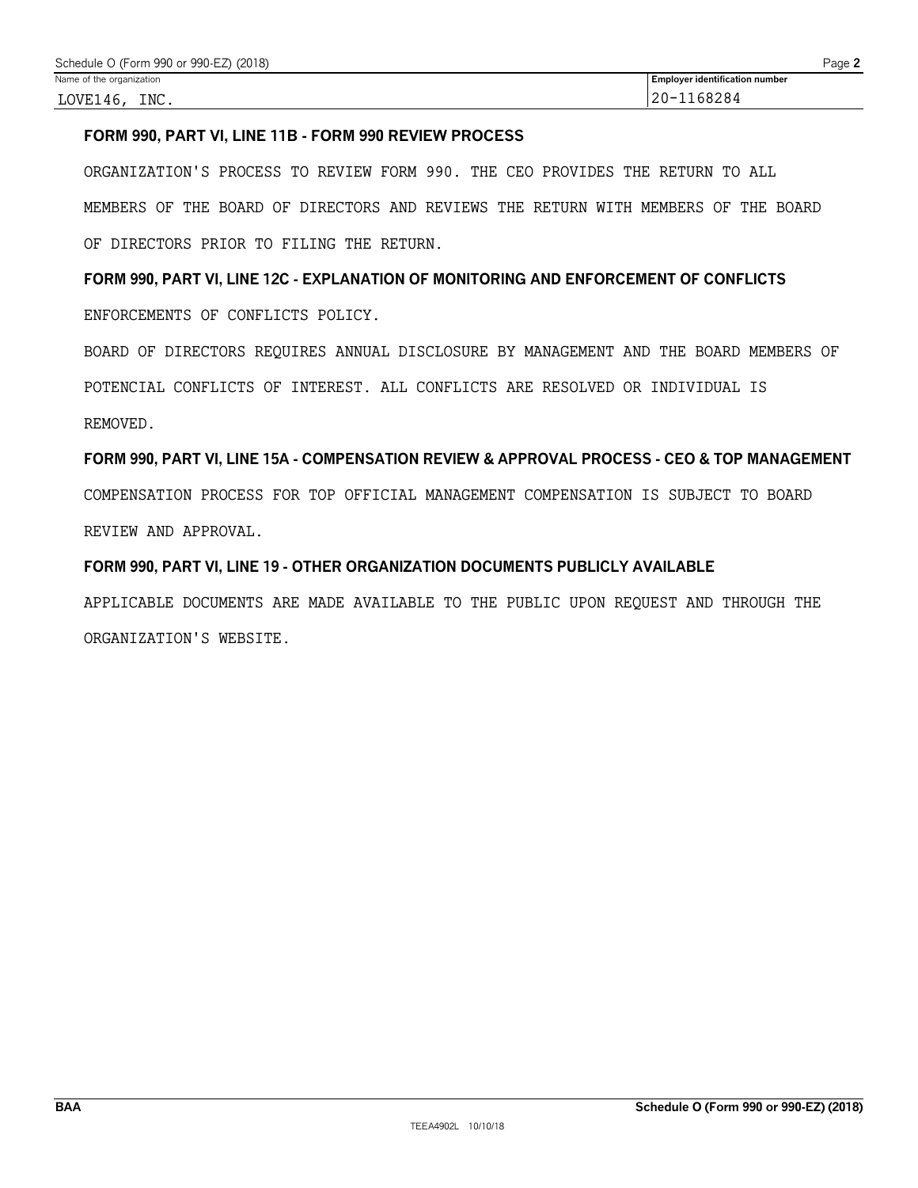| Name of the organization | Employer identification number |
| --- | --- |
| LOVE146, INC. | 20-1168284 |

**FORM 990, PART VI, LINE 11B - FORM 990 REVIEW PROCESS**

ORGANIZATION'S PROCESS TO REVIEW FORM 990. THE CEO PROVIDES THE RETURN TO ALL MEMBERS OF THE BOARD OF DIRECTORS AND REVIEWS THE RETURN WITH MEMBERS OF THE BOARD OF DIRECTORS PRIOR TO FILING THE RETURN.

**FORM 990, PART VI, LINE 12C - EXPLANATION OF MONITORING AND ENFORCEMENT OF CONFLICTS**

ENFORCEMENTS OF CONFLICTS POLICY.

BOARD OF DIRECTORS REQUIRES ANNUAL DISCLOSURE BY MANAGEMENT AND THE BOARD MEMBERS OF POTENCIAL CONFLICTS OF INTEREST. ALL CONFLICTS ARE RESOLVED OR INDIVIDUAL IS REMOVED.

**FORM 990, PART VI, LINE 15A - COMPENSATION REVIEW & APPROVAL PROCESS - CEO & TOP MANAGEMENT**

COMPENSATION PROCESS FOR TOP OFFICIAL MANAGEMENT COMPENSATION IS SUBJECT TO BOARD REVIEW AND APPROVAL.

**FORM 990, PART VI, LINE 19 - OTHER ORGANIZATION DOCUMENTS PUBLICLY AVAILABLE**

APPLICABLE DOCUMENTS ARE MADE AVAILABLE TO THE PUBLIC UPON REQUEST AND THROUGH THE ORGANIZATION'S WEBSITE.